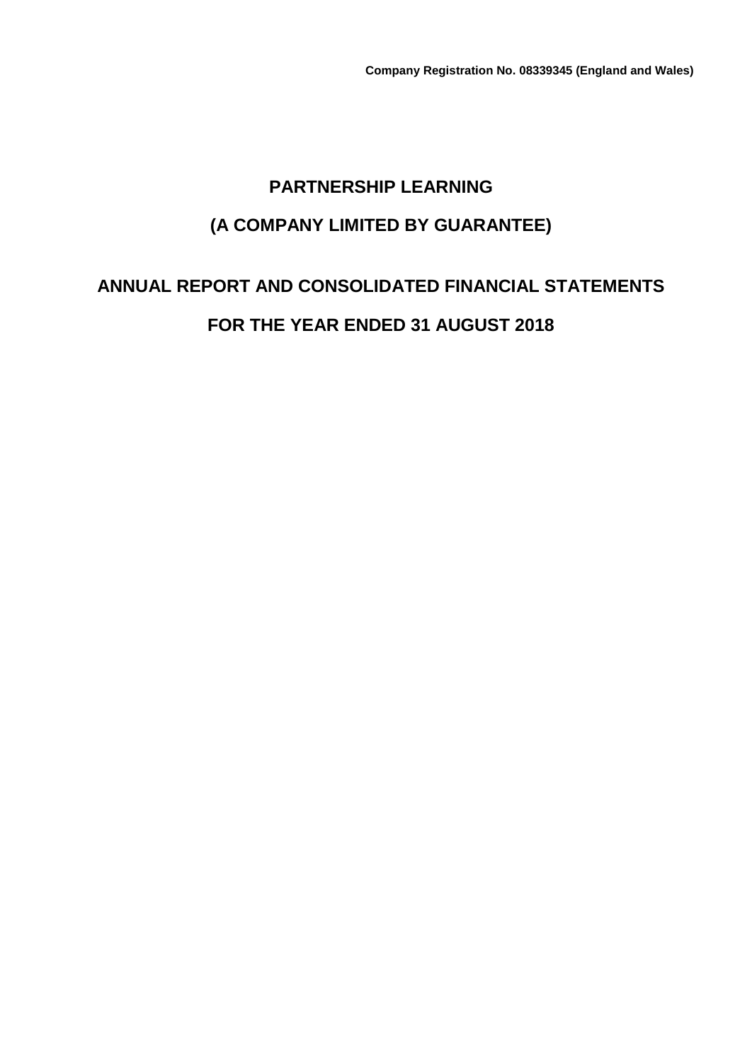**Company Registration No. 08339345 (England and Wales)**

# PARTNERSHIP LEARNING

## (A COMPANY LIMITED BY GUARANTEE)

## ANNUAL REPORT AND CONSOLIDATED FINANCIAL STATEMENTS

## FOR THE YEAR ENDED 31 AUGUST 2018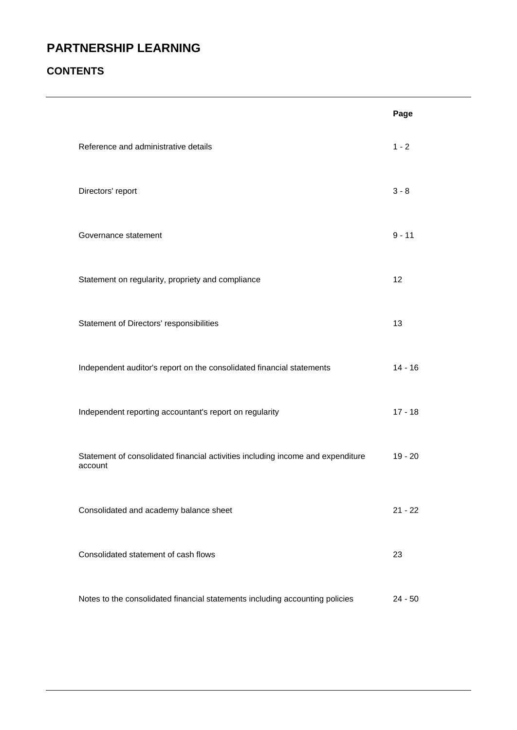# PARTNERSHIP LEARNING

## CONTENTS

| | Page |
|---|---|
| Reference and administrative details | 1 - 2 |
| Directors' report | 3 - 8 |
| Governance statement | 9 - 11 |
| Statement on regularity, propriety and compliance | 12 |
| Statement of Directors' responsibilities | 13 |
| Independent auditor's report on the consolidated financial statements | 14 - 16 |
| Independent reporting accountant's report on regularity | 17 - 18 |
| Statement of consolidated financial activities including income and expenditure account | 19 - 20 |
| Consolidated and academy balance sheet | 21 - 22 |
| Consolidated statement of cash flows | 23 |
| Notes to the consolidated financial statements including accounting policies | 24 - 50 |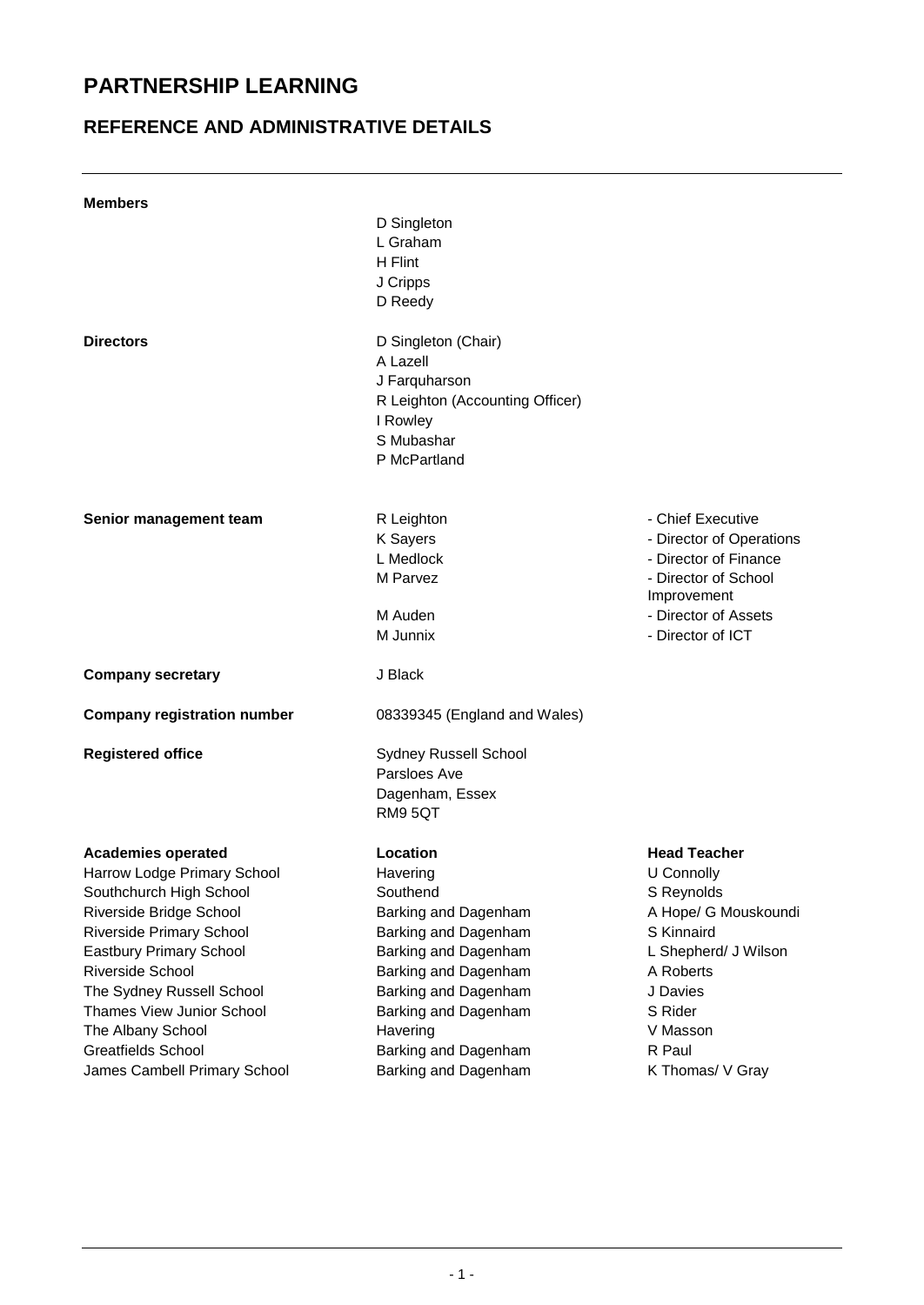# PARTNERSHIP LEARNING

## REFERENCE AND ADMINISTRATIVE DETAILS

**Members**

D Singleton
L Graham
H Flint
J Cripps
D Reedy

**Directors**

D Singleton (Chair)
A Lazell
J Farquharson
R Leighton (Accounting Officer)
I Rowley
S Mubashar
P McPartland

**Senior management team**

| | |
|---|---|
| R Leighton | - Chief Executive |
| K Sayers | - Director of Operations |
| L Medlock | - Director of Finance |
| M Parvez | - Director of School Improvement |
| M Auden | - Director of Assets |
| M Junnix | - Director of ICT |

**Company secretary** J Black

**Company registration number** 08339345 (England and Wales)

**Registered office**

Sydney Russell School
Parsloes Ave
Dagenham, Essex
RM9 5QT

| Academies operated | Location | Head Teacher |
|---|---|---|
| Harrow Lodge Primary School | Havering | U Connolly |
| Southchurch High School | Southend | S Reynolds |
| Riverside Bridge School | Barking and Dagenham | A Hope/ G Mouskoundi |
| Riverside Primary School | Barking and Dagenham | S Kinnaird |
| Eastbury Primary School | Barking and Dagenham | L Shepherd/ J Wilson |
| Riverside School | Barking and Dagenham | A Roberts |
| The Sydney Russell School | Barking and Dagenham | J Davies |
| Thames View Junior School | Barking and Dagenham | S Rider |
| The Albany School | Havering | V Masson |
| Greatfields School | Barking and Dagenham | R Paul |
| James Cambell Primary School | Barking and Dagenham | K Thomas/ V Gray |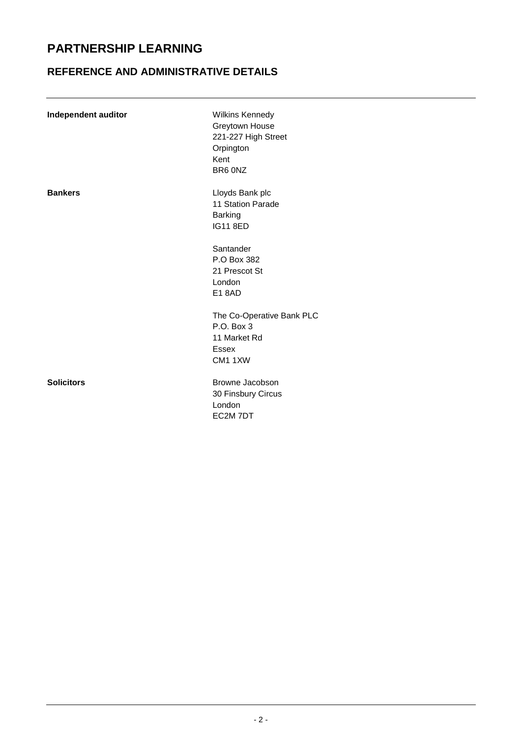# PARTNERSHIP LEARNING

## REFERENCE AND ADMINISTRATIVE DETAILS

**Independent auditor**

Wilkins Kennedy
Greytown House
221-227 High Street
Orpington
Kent
BR6 0NZ

**Bankers**

Lloyds Bank plc
11 Station Parade
Barking
IG11 8ED

Santander
P.O Box 382
21 Prescot St
London
E1 8AD

The Co-Operative Bank PLC
P.O. Box 3
11 Market Rd
Essex
CM1 1XW

**Solicitors**

Browne Jacobson
30 Finsbury Circus
London
EC2M 7DT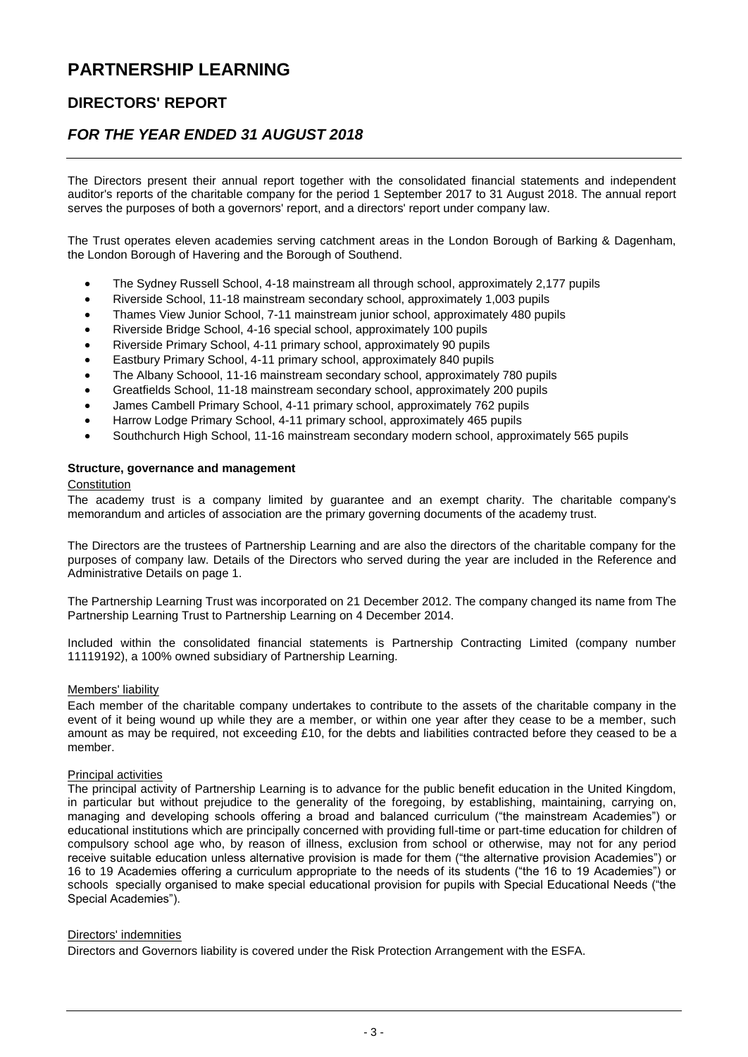# PARTNERSHIP LEARNING

## DIRECTORS' REPORT

## *FOR THE YEAR ENDED 31 AUGUST 2018*

The Directors present their annual report together with the consolidated financial statements and independent auditor's reports of the charitable company for the period 1 September 2017 to 31 August 2018. The annual report serves the purposes of both a governors' report, and a directors' report under company law.

The Trust operates eleven academies serving catchment areas in the London Borough of Barking & Dagenham, the London Borough of Havering and the Borough of Southend.

- The Sydney Russell School, 4-18 mainstream all through school, approximately 2,177 pupils
- Riverside School, 11-18 mainstream secondary school, approximately 1,003 pupils
- Thames View Junior School, 7-11 mainstream junior school, approximately 480 pupils
- Riverside Bridge School, 4-16 special school, approximately 100 pupils
- Riverside Primary School, 4-11 primary school, approximately 90 pupils
- Eastbury Primary School, 4-11 primary school, approximately 840 pupils
- The Albany Schoool, 11-16 mainstream secondary school, approximately 780 pupils
- Greatfields School, 11-18 mainstream secondary school, approximately 200 pupils
- James Cambell Primary School, 4-11 primary school, approximately 762 pupils
- Harrow Lodge Primary School, 4-11 primary school, approximately 465 pupils
- Southchurch High School, 11-16 mainstream secondary modern school, approximately 565 pupils

**Structure, governance and management**

Constitution

The academy trust is a company limited by guarantee and an exempt charity. The charitable company's memorandum and articles of association are the primary governing documents of the academy trust.

The Directors are the trustees of Partnership Learning and are also the directors of the charitable company for the purposes of company law. Details of the Directors who served during the year are included in the Reference and Administrative Details on page 1.

The Partnership Learning Trust was incorporated on 21 December 2012. The company changed its name from The Partnership Learning Trust to Partnership Learning on 4 December 2014.

Included within the consolidated financial statements is Partnership Contracting Limited (company number 11119192), a 100% owned subsidiary of Partnership Learning.

Members' liability

Each member of the charitable company undertakes to contribute to the assets of the charitable company in the event of it being wound up while they are a member, or within one year after they cease to be a member, such amount as may be required, not exceeding £10, for the debts and liabilities contracted before they ceased to be a member.

Principal activities

The principal activity of Partnership Learning is to advance for the public benefit education in the United Kingdom, in particular but without prejudice to the generality of the foregoing, by establishing, maintaining, carrying on, managing and developing schools offering a broad and balanced curriculum ("the mainstream Academies") or educational institutions which are principally concerned with providing full-time or part-time education for children of compulsory school age who, by reason of illness, exclusion from school or otherwise, may not for any period receive suitable education unless alternative provision is made for them ("the alternative provision Academies") or 16 to 19 Academies offering a curriculum appropriate to the needs of its students ("the 16 to 19 Academies") or schools specially organised to make special educational provision for pupils with Special Educational Needs ("the Special Academies").

Directors' indemnities

Directors and Governors liability is covered under the Risk Protection Arrangement with the ESFA.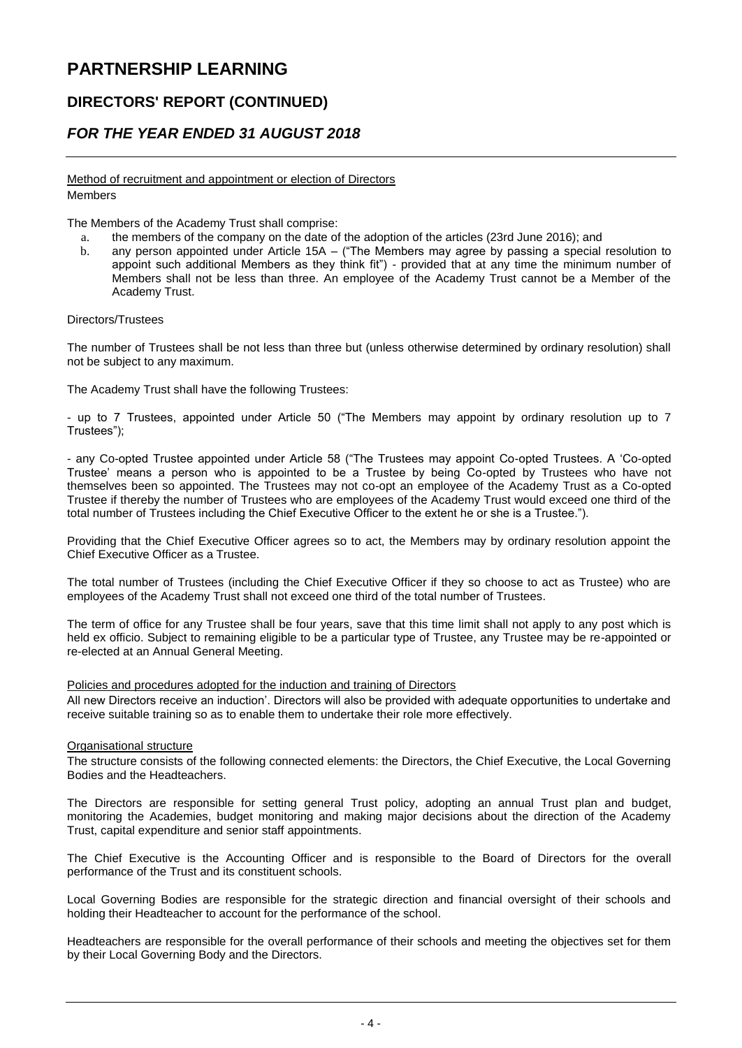# PARTNERSHIP LEARNING

## DIRECTORS' REPORT (CONTINUED)

## *FOR THE YEAR ENDED 31 AUGUST 2018*

Method of recruitment and appointment or election of Directors

Members

The Members of the Academy Trust shall comprise:

a. the members of the company on the date of the adoption of the articles (23rd June 2016); and
b. any person appointed under Article 15A – ("The Members may agree by passing a special resolution to appoint such additional Members as they think fit") - provided that at any time the minimum number of Members shall not be less than three. An employee of the Academy Trust cannot be a Member of the Academy Trust.

Directors/Trustees

The number of Trustees shall be not less than three but (unless otherwise determined by ordinary resolution) shall not be subject to any maximum.

The Academy Trust shall have the following Trustees:

- up to 7 Trustees, appointed under Article 50 ("The Members may appoint by ordinary resolution up to 7 Trustees");

- any Co-opted Trustee appointed under Article 58 ("The Trustees may appoint Co-opted Trustees. A 'Co-opted Trustee' means a person who is appointed to be a Trustee by being Co-opted by Trustees who have not themselves been so appointed. The Trustees may not co-opt an employee of the Academy Trust as a Co-opted Trustee if thereby the number of Trustees who are employees of the Academy Trust would exceed one third of the total number of Trustees including the Chief Executive Officer to the extent he or she is a Trustee.").

Providing that the Chief Executive Officer agrees so to act, the Members may by ordinary resolution appoint the Chief Executive Officer as a Trustee.

The total number of Trustees (including the Chief Executive Officer if they so choose to act as Trustee) who are employees of the Academy Trust shall not exceed one third of the total number of Trustees.

The term of office for any Trustee shall be four years, save that this time limit shall not apply to any post which is held ex officio. Subject to remaining eligible to be a particular type of Trustee, any Trustee may be re-appointed or re-elected at an Annual General Meeting.

Policies and procedures adopted for the induction and training of Directors

All new Directors receive an induction'. Directors will also be provided with adequate opportunities to undertake and receive suitable training so as to enable them to undertake their role more effectively.

Organisational structure

The structure consists of the following connected elements: the Directors, the Chief Executive, the Local Governing Bodies and the Headteachers.

The Directors are responsible for setting general Trust policy, adopting an annual Trust plan and budget, monitoring the Academies, budget monitoring and making major decisions about the direction of the Academy Trust, capital expenditure and senior staff appointments.

The Chief Executive is the Accounting Officer and is responsible to the Board of Directors for the overall performance of the Trust and its constituent schools.

Local Governing Bodies are responsible for the strategic direction and financial oversight of their schools and holding their Headteacher to account for the performance of the school.

Headteachers are responsible for the overall performance of their schools and meeting the objectives set for them by their Local Governing Body and the Directors.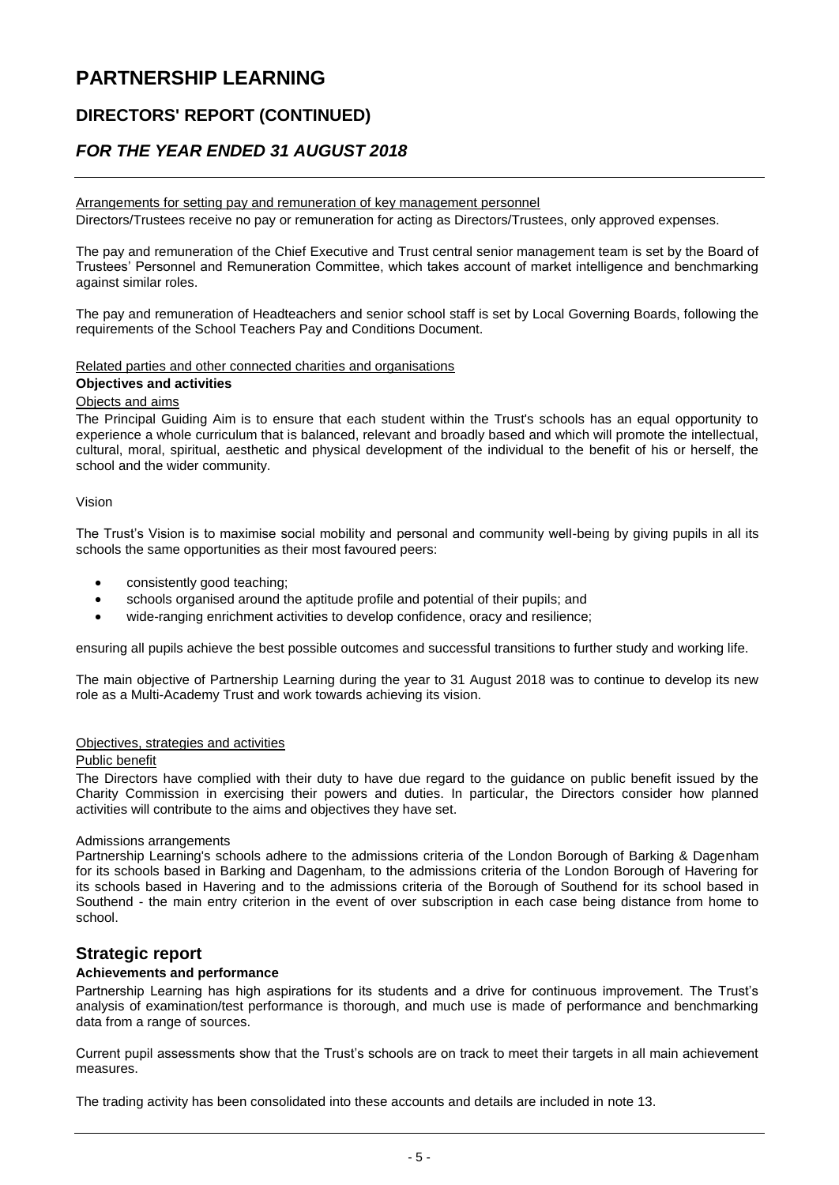# PARTNERSHIP LEARNING

## DIRECTORS' REPORT (CONTINUED)

## *FOR THE YEAR ENDED 31 AUGUST 2018*

Arrangements for setting pay and remuneration of key management personnel

Directors/Trustees receive no pay or remuneration for acting as Directors/Trustees, only approved expenses.

The pay and remuneration of the Chief Executive and Trust central senior management team is set by the Board of Trustees' Personnel and Remuneration Committee, which takes account of market intelligence and benchmarking against similar roles.

The pay and remuneration of Headteachers and senior school staff is set by Local Governing Boards, following the requirements of the School Teachers Pay and Conditions Document.

Related parties and other connected charities and organisations

**Objectives and activities**

Objects and aims

The Principal Guiding Aim is to ensure that each student within the Trust's schools has an equal opportunity to experience a whole curriculum that is balanced, relevant and broadly based and which will promote the intellectual, cultural, moral, spiritual, aesthetic and physical development of the individual to the benefit of his or herself, the school and the wider community.

Vision

The Trust's Vision is to maximise social mobility and personal and community well-being by giving pupils in all its schools the same opportunities as their most favoured peers:

- consistently good teaching;
- schools organised around the aptitude profile and potential of their pupils; and
- wide-ranging enrichment activities to develop confidence, oracy and resilience;

ensuring all pupils achieve the best possible outcomes and successful transitions to further study and working life.

The main objective of Partnership Learning during the year to 31 August 2018 was to continue to develop its new role as a Multi-Academy Trust and work towards achieving its vision.

Objectives, strategies and activities

Public benefit

The Directors have complied with their duty to have due regard to the guidance on public benefit issued by the Charity Commission in exercising their powers and duties. In particular, the Directors consider how planned activities will contribute to the aims and objectives they have set.

Admissions arrangements

Partnership Learning's schools adhere to the admissions criteria of the London Borough of Barking & Dagenham for its schools based in Barking and Dagenham, to the admissions criteria of the London Borough of Havering for its schools based in Havering and to the admissions criteria of the Borough of Southend for its school based in Southend - the main entry criterion in the event of over subscription in each case being distance from home to school.

## Strategic report

**Achievements and performance**

Partnership Learning has high aspirations for its students and a drive for continuous improvement. The Trust's analysis of examination/test performance is thorough, and much use is made of performance and benchmarking data from a range of sources.

Current pupil assessments show that the Trust's schools are on track to meet their targets in all main achievement measures.

The trading activity has been consolidated into these accounts and details are included in note 13.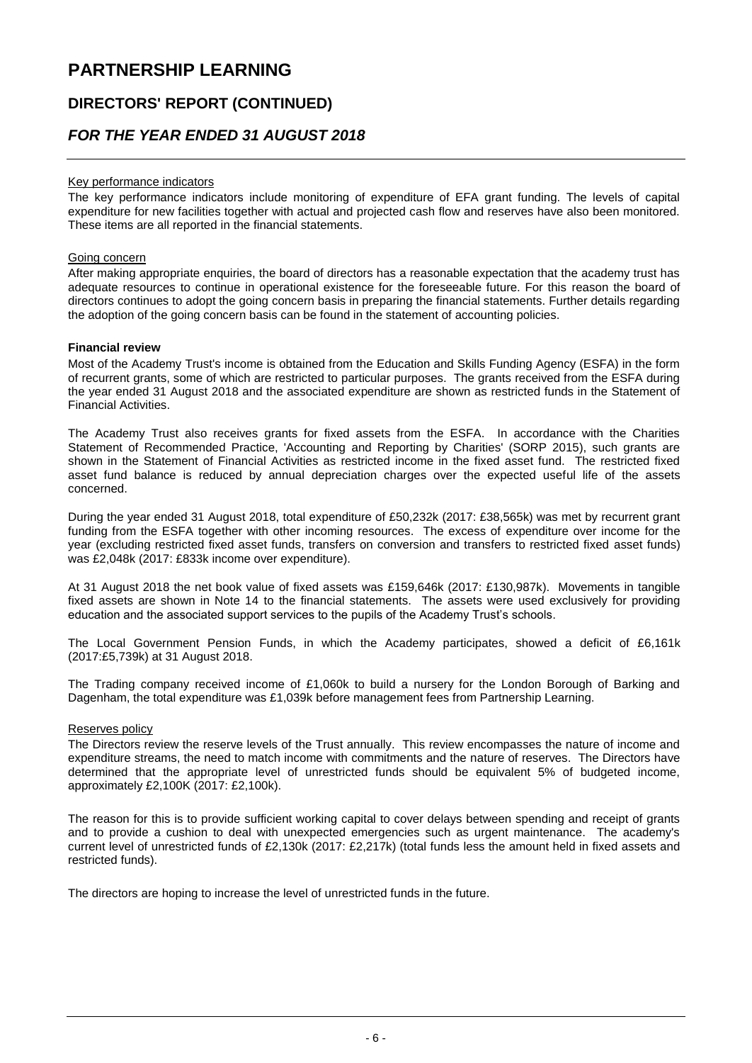# PARTNERSHIP LEARNING

## DIRECTORS' REPORT (CONTINUED)

## *FOR THE YEAR ENDED 31 AUGUST 2018*

Key performance indicators

The key performance indicators include monitoring of expenditure of EFA grant funding. The levels of capital expenditure for new facilities together with actual and projected cash flow and reserves have also been monitored. These items are all reported in the financial statements.

Going concern

After making appropriate enquiries, the board of directors has a reasonable expectation that the academy trust has adequate resources to continue in operational existence for the foreseeable future. For this reason the board of directors continues to adopt the going concern basis in preparing the financial statements. Further details regarding the adoption of the going concern basis can be found in the statement of accounting policies.

**Financial review**

Most of the Academy Trust's income is obtained from the Education and Skills Funding Agency (ESFA) in the form of recurrent grants, some of which are restricted to particular purposes. The grants received from the ESFA during the year ended 31 August 2018 and the associated expenditure are shown as restricted funds in the Statement of Financial Activities.

The Academy Trust also receives grants for fixed assets from the ESFA. In accordance with the Charities Statement of Recommended Practice, 'Accounting and Reporting by Charities' (SORP 2015), such grants are shown in the Statement of Financial Activities as restricted income in the fixed asset fund. The restricted fixed asset fund balance is reduced by annual depreciation charges over the expected useful life of the assets concerned.

During the year ended 31 August 2018, total expenditure of £50,232k (2017: £38,565k) was met by recurrent grant funding from the ESFA together with other incoming resources. The excess of expenditure over income for the year (excluding restricted fixed asset funds, transfers on conversion and transfers to restricted fixed asset funds) was £2,048k (2017: £833k income over expenditure).

At 31 August 2018 the net book value of fixed assets was £159,646k (2017: £130,987k). Movements in tangible fixed assets are shown in Note 14 to the financial statements. The assets were used exclusively for providing education and the associated support services to the pupils of the Academy Trust's schools.

The Local Government Pension Funds, in which the Academy participates, showed a deficit of £6,161k (2017:£5,739k) at 31 August 2018.

The Trading company received income of £1,060k to build a nursery for the London Borough of Barking and Dagenham, the total expenditure was £1,039k before management fees from Partnership Learning.

Reserves policy

The Directors review the reserve levels of the Trust annually. This review encompasses the nature of income and expenditure streams, the need to match income with commitments and the nature of reserves. The Directors have determined that the appropriate level of unrestricted funds should be equivalent 5% of budgeted income, approximately £2,100K (2017: £2,100k).

The reason for this is to provide sufficient working capital to cover delays between spending and receipt of grants and to provide a cushion to deal with unexpected emergencies such as urgent maintenance. The academy's current level of unrestricted funds of £2,130k (2017: £2,217k) (total funds less the amount held in fixed assets and restricted funds).

The directors are hoping to increase the level of unrestricted funds in the future.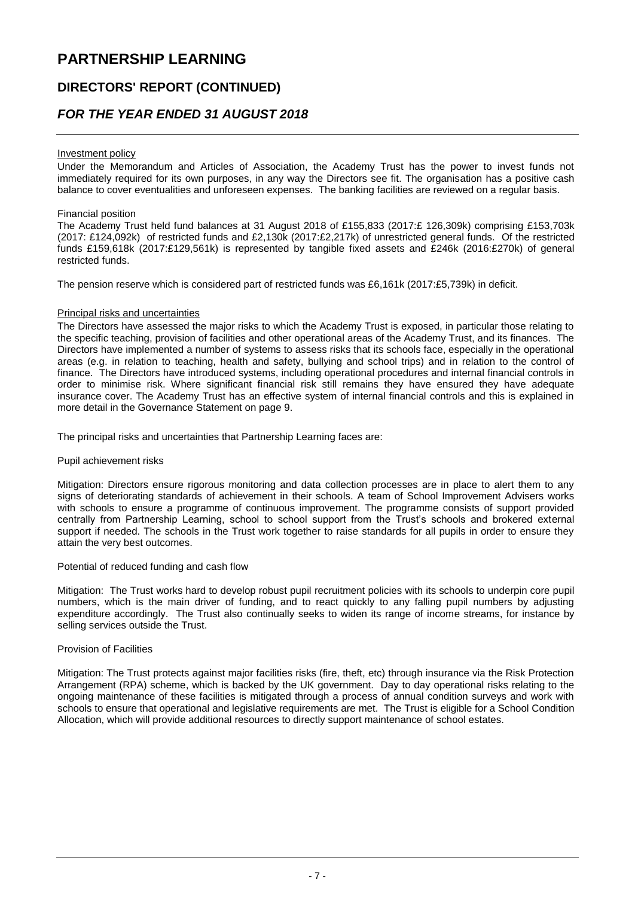# PARTNERSHIP LEARNING

## DIRECTORS' REPORT (CONTINUED)

### *FOR THE YEAR ENDED 31 AUGUST 2018*

Investment policy

Under the Memorandum and Articles of Association, the Academy Trust has the power to invest funds not immediately required for its own purposes, in any way the Directors see fit. The organisation has a positive cash balance to cover eventualities and unforeseen expenses. The banking facilities are reviewed on a regular basis.

Financial position

The Academy Trust held fund balances at 31 August 2018 of £155,833 (2017:£ 126,309k) comprising £153,703k (2017: £124,092k) of restricted funds and £2,130k (2017:£2,217k) of unrestricted general funds. Of the restricted funds £159,618k (2017:£129,561k) is represented by tangible fixed assets and £246k (2016:£270k) of general restricted funds.

The pension reserve which is considered part of restricted funds was £6,161k (2017:£5,739k) in deficit.

Principal risks and uncertainties

The Directors have assessed the major risks to which the Academy Trust is exposed, in particular those relating to the specific teaching, provision of facilities and other operational areas of the Academy Trust, and its finances. The Directors have implemented a number of systems to assess risks that its schools face, especially in the operational areas (e.g. in relation to teaching, health and safety, bullying and school trips) and in relation to the control of finance. The Directors have introduced systems, including operational procedures and internal financial controls in order to minimise risk. Where significant financial risk still remains they have ensured they have adequate insurance cover. The Academy Trust has an effective system of internal financial controls and this is explained in more detail in the Governance Statement on page 9.

The principal risks and uncertainties that Partnership Learning faces are:

Pupil achievement risks

Mitigation: Directors ensure rigorous monitoring and data collection processes are in place to alert them to any signs of deteriorating standards of achievement in their schools. A team of School Improvement Advisers works with schools to ensure a programme of continuous improvement. The programme consists of support provided centrally from Partnership Learning, school to school support from the Trust's schools and brokered external support if needed. The schools in the Trust work together to raise standards for all pupils in order to ensure they attain the very best outcomes.

Potential of reduced funding and cash flow

Mitigation: The Trust works hard to develop robust pupil recruitment policies with its schools to underpin core pupil numbers, which is the main driver of funding, and to react quickly to any falling pupil numbers by adjusting expenditure accordingly. The Trust also continually seeks to widen its range of income streams, for instance by selling services outside the Trust.

Provision of Facilities

Mitigation: The Trust protects against major facilities risks (fire, theft, etc) through insurance via the Risk Protection Arrangement (RPA) scheme, which is backed by the UK government. Day to day operational risks relating to the ongoing maintenance of these facilities is mitigated through a process of annual condition surveys and work with schools to ensure that operational and legislative requirements are met. The Trust is eligible for a School Condition Allocation, which will provide additional resources to directly support maintenance of school estates.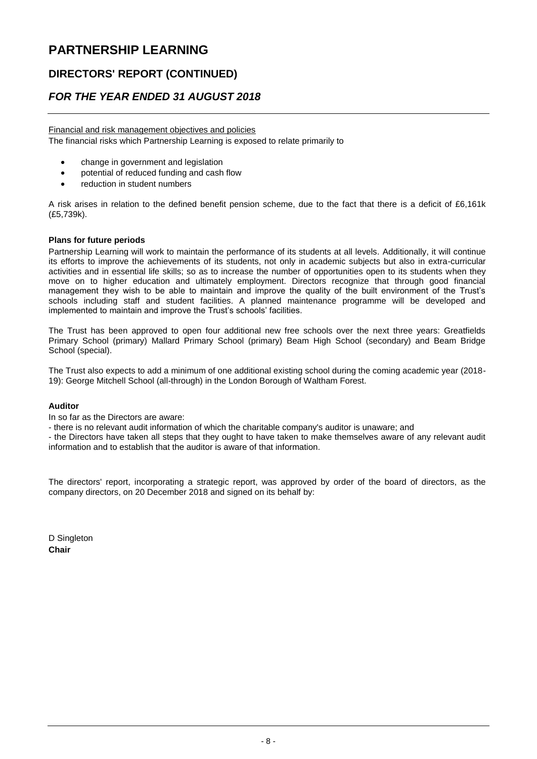# PARTNERSHIP LEARNING

## DIRECTORS' REPORT (CONTINUED)

## *FOR THE YEAR ENDED 31 AUGUST 2018*

Financial and risk management objectives and policies

The financial risks which Partnership Learning is exposed to relate primarily to

- change in government and legislation
- potential of reduced funding and cash flow
- reduction in student numbers

A risk arises in relation to the defined benefit pension scheme, due to the fact that there is a deficit of £6,161k (£5,739k).

**Plans for future periods**

Partnership Learning will work to maintain the performance of its students at all levels. Additionally, it will continue its efforts to improve the achievements of its students, not only in academic subjects but also in extra-curricular activities and in essential life skills; so as to increase the number of opportunities open to its students when they move on to higher education and ultimately employment. Directors recognize that through good financial management they wish to be able to maintain and improve the quality of the built environment of the Trust's schools including staff and student facilities. A planned maintenance programme will be developed and implemented to maintain and improve the Trust's schools' facilities.

The Trust has been approved to open four additional new free schools over the next three years: Greatfields Primary School (primary) Mallard Primary School (primary) Beam High School (secondary) and Beam Bridge School (special).

The Trust also expects to add a minimum of one additional existing school during the coming academic year (2018-19): George Mitchell School (all-through) in the London Borough of Waltham Forest.

**Auditor**

In so far as the Directors are aware:

- there is no relevant audit information of which the charitable company's auditor is unaware; and

- the Directors have taken all steps that they ought to have taken to make themselves aware of any relevant audit information and to establish that the auditor is aware of that information.

The directors' report, incorporating a strategic report, was approved by order of the board of directors, as the company directors, on 20 December 2018 and signed on its behalf by:

D Singleton
**Chair**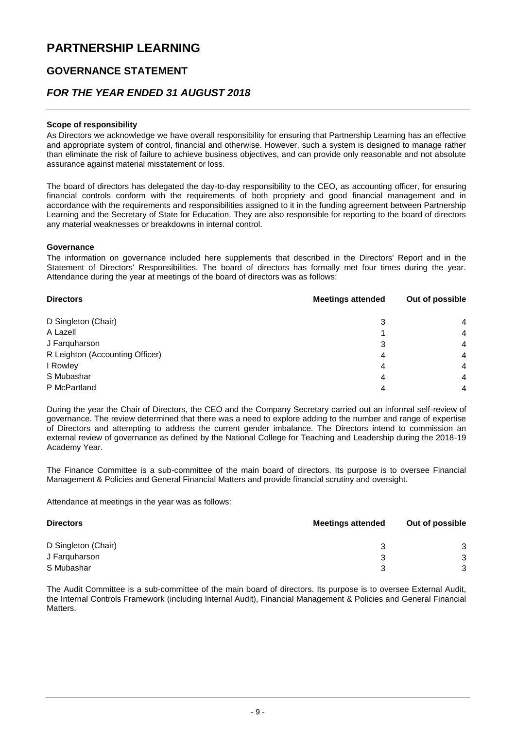# PARTNERSHIP LEARNING

## GOVERNANCE STATEMENT

## *FOR THE YEAR ENDED 31 AUGUST 2018*

**Scope of responsibility**

As Directors we acknowledge we have overall responsibility for ensuring that Partnership Learning has an effective and appropriate system of control, financial and otherwise. However, such a system is designed to manage rather than eliminate the risk of failure to achieve business objectives, and can provide only reasonable and not absolute assurance against material misstatement or loss.

The board of directors has delegated the day-to-day responsibility to the CEO, as accounting officer, for ensuring financial controls conform with the requirements of both propriety and good financial management and in accordance with the requirements and responsibilities assigned to it in the funding agreement between Partnership Learning and the Secretary of State for Education. They are also responsible for reporting to the board of directors any material weaknesses or breakdowns in internal control.

**Governance**

The information on governance included here supplements that described in the Directors' Report and in the Statement of Directors' Responsibilities. The board of directors has formally met four times during the year. Attendance during the year at meetings of the board of directors was as follows:

| Directors | Meetings attended | Out of possible |
|---|---|---|
| D Singleton (Chair) | 3 | 4 |
| A Lazell | 1 | 4 |
| J Farquharson | 3 | 4 |
| R Leighton (Accounting Officer) | 4 | 4 |
| I Rowley | 4 | 4 |
| S Mubashar | 4 | 4 |
| P McPartland | 4 | 4 |

During the year the Chair of Directors, the CEO and the Company Secretary carried out an informal self-review of governance. The review determined that there was a need to explore adding to the number and range of expertise of Directors and attempting to address the current gender imbalance. The Directors intend to commission an external review of governance as defined by the National College for Teaching and Leadership during the 2018-19 Academy Year.

The Finance Committee is a sub-committee of the main board of directors. Its purpose is to oversee Financial Management & Policies and General Financial Matters and provide financial scrutiny and oversight.

Attendance at meetings in the year was as follows:

| Directors | Meetings attended | Out of possible |
|---|---|---|
| D Singleton (Chair) | 3 | 3 |
| J Farquharson | 3 | 3 |
| S Mubashar | 3 | 3 |

The Audit Committee is a sub-committee of the main board of directors. Its purpose is to oversee External Audit, the Internal Controls Framework (including Internal Audit), Financial Management & Policies and General Financial Matters.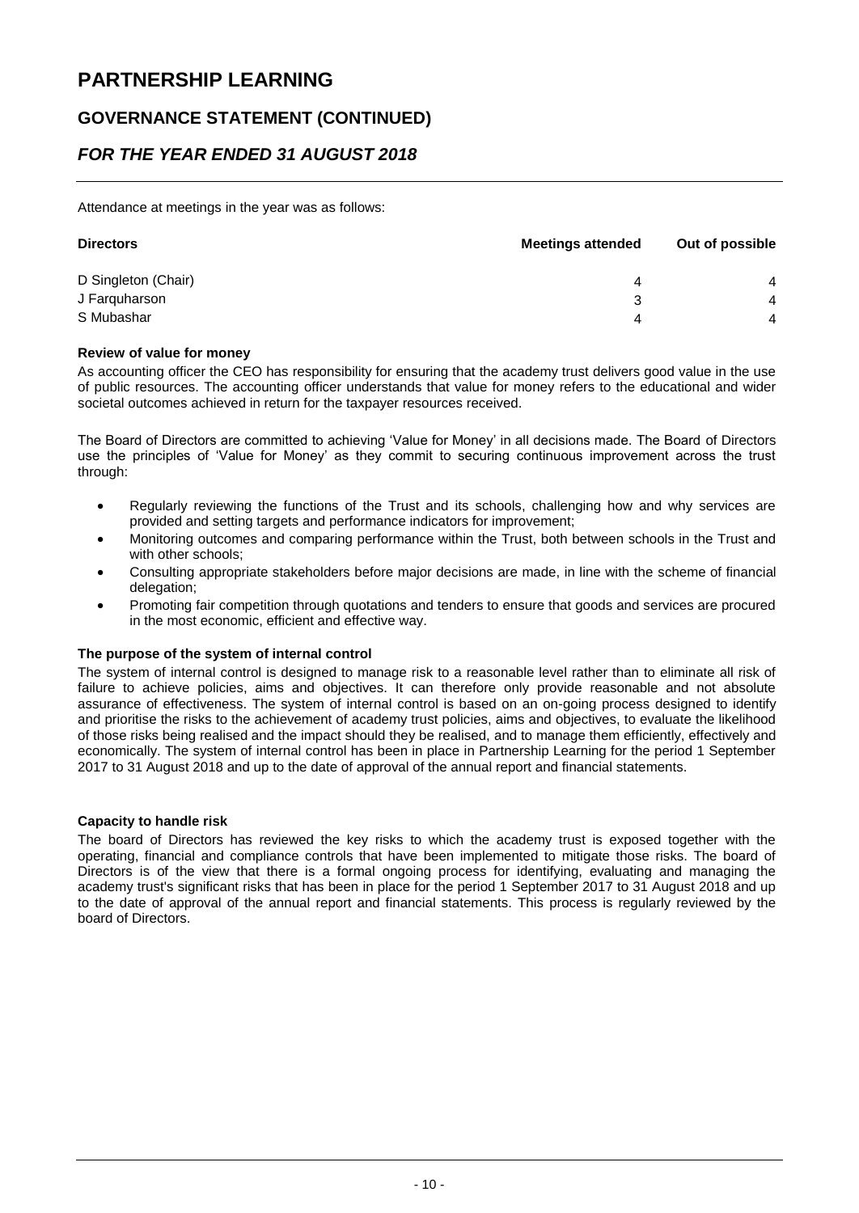# PARTNERSHIP LEARNING

## GOVERNANCE STATEMENT (CONTINUED)

## *FOR THE YEAR ENDED 31 AUGUST 2018*

Attendance at meetings in the year was as follows:

| Directors | Meetings attended | Out of possible |
| --- | --- | --- |
| D Singleton (Chair) | 4 | 4 |
| J Farquharson | 3 | 4 |
| S Mubashar | 4 | 4 |

**Review of value for money**

As accounting officer the CEO has responsibility for ensuring that the academy trust delivers good value in the use of public resources. The accounting officer understands that value for money refers to the educational and wider societal outcomes achieved in return for the taxpayer resources received.

The Board of Directors are committed to achieving 'Value for Money' in all decisions made. The Board of Directors use the principles of 'Value for Money' as they commit to securing continuous improvement across the trust through:

- Regularly reviewing the functions of the Trust and its schools, challenging how and why services are provided and setting targets and performance indicators for improvement;
- Monitoring outcomes and comparing performance within the Trust, both between schools in the Trust and with other schools;
- Consulting appropriate stakeholders before major decisions are made, in line with the scheme of financial delegation;
- Promoting fair competition through quotations and tenders to ensure that goods and services are procured in the most economic, efficient and effective way.

**The purpose of the system of internal control**

The system of internal control is designed to manage risk to a reasonable level rather than to eliminate all risk of failure to achieve policies, aims and objectives. It can therefore only provide reasonable and not absolute assurance of effectiveness. The system of internal control is based on an on-going process designed to identify and prioritise the risks to the achievement of academy trust policies, aims and objectives, to evaluate the likelihood of those risks being realised and the impact should they be realised, and to manage them efficiently, effectively and economically. The system of internal control has been in place in Partnership Learning for the period 1 September 2017 to 31 August 2018 and up to the date of approval of the annual report and financial statements.

**Capacity to handle risk**

The board of Directors has reviewed the key risks to which the academy trust is exposed together with the operating, financial and compliance controls that have been implemented to mitigate those risks. The board of Directors is of the view that there is a formal ongoing process for identifying, evaluating and managing the academy trust's significant risks that has been in place for the period 1 September 2017 to 31 August 2018 and up to the date of approval of the annual report and financial statements. This process is regularly reviewed by the board of Directors.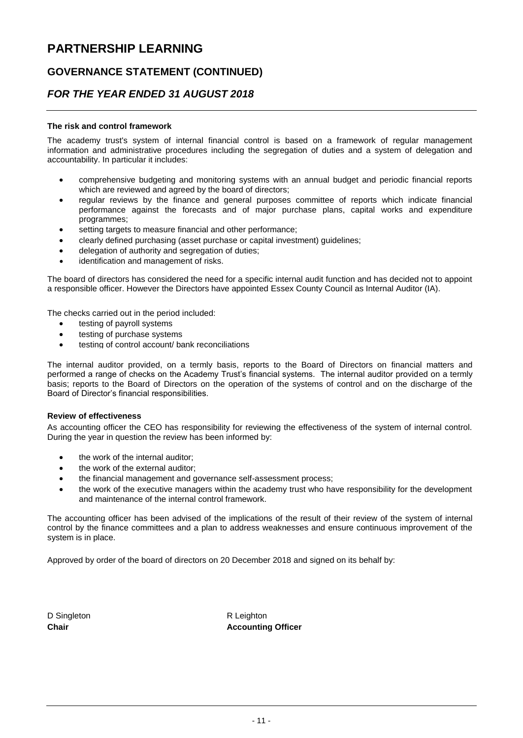**The risk and control framework**

The academy trust's system of internal financial control is based on a framework of regular management information and administrative procedures including the segregation of duties and a system of delegation and accountability. In particular it includes:

- comprehensive budgeting and monitoring systems with an annual budget and periodic financial reports which are reviewed and agreed by the board of directors;
- regular reviews by the finance and general purposes committee of reports which indicate financial performance against the forecasts and of major purchase plans, capital works and expenditure programmes;
- setting targets to measure financial and other performance;
- clearly defined purchasing (asset purchase or capital investment) guidelines;
- delegation of authority and segregation of duties;
- identification and management of risks.

The board of directors has considered the need for a specific internal audit function and has decided not to appoint a responsible officer. However the Directors have appointed Essex County Council as Internal Auditor (IA).

The checks carried out in the period included:

- testing of payroll systems
- testing of purchase systems
- testing of control account/ bank reconciliations

The internal auditor provided, on a termly basis, reports to the Board of Directors on financial matters and performed a range of checks on the Academy Trust's financial systems. The internal auditor provided on a termly basis; reports to the Board of Directors on the operation of the systems of control and on the discharge of the Board of Director's financial responsibilities.

**Review of effectiveness**

As accounting officer the CEO has responsibility for reviewing the effectiveness of the system of internal control. During the year in question the review has been informed by:

- the work of the internal auditor;
- the work of the external auditor;
- the financial management and governance self-assessment process;
- the work of the executive managers within the academy trust who have responsibility for the development and maintenance of the internal control framework.

The accounting officer has been advised of the implications of the result of their review of the system of internal control by the finance committees and a plan to address weaknesses and ensure continuous improvement of the system is in place.

Approved by order of the board of directors on 20 December 2018 and signed on its behalf by:

| D Singleton | R Leighton |
|---|---|
| **Chair** | **Accounting Officer** |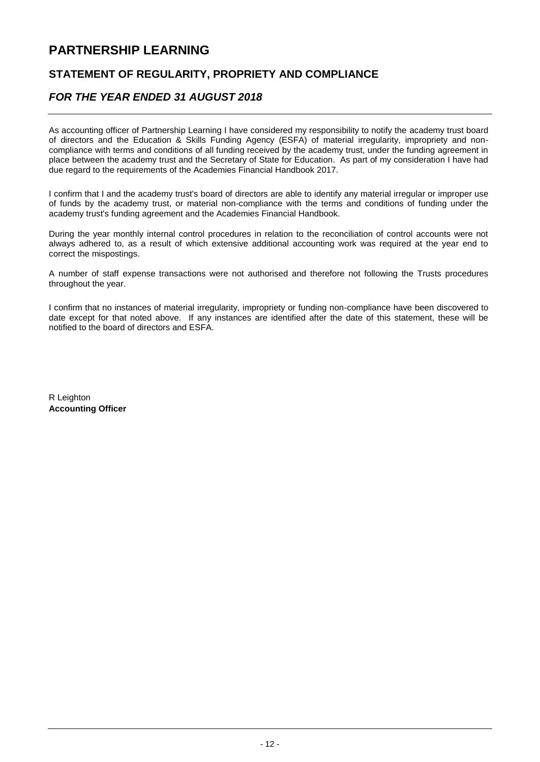# PARTNERSHIP LEARNING

## STATEMENT OF REGULARITY, PROPRIETY AND COMPLIANCE

## *FOR THE YEAR ENDED 31 AUGUST 2018*

As accounting officer of Partnership Learning I have considered my responsibility to notify the academy trust board of directors and the Education & Skills Funding Agency (ESFA) of material irregularity, impropriety and non-compliance with terms and conditions of all funding received by the academy trust, under the funding agreement in place between the academy trust and the Secretary of State for Education. As part of my consideration I have had due regard to the requirements of the Academies Financial Handbook 2017.

I confirm that I and the academy trust's board of directors are able to identify any material irregular or improper use of funds by the academy trust, or material non-compliance with the terms and conditions of funding under the academy trust's funding agreement and the Academies Financial Handbook.

During the year monthly internal control procedures in relation to the reconciliation of control accounts were not always adhered to, as a result of which extensive additional accounting work was required at the year end to correct the mispostings.

A number of staff expense transactions were not authorised and therefore not following the Trusts procedures throughout the year.

I confirm that no instances of material irregularity, impropriety or funding non-compliance have been discovered to date except for that noted above. If any instances are identified after the date of this statement, these will be notified to the board of directors and ESFA.

R Leighton
**Accounting Officer**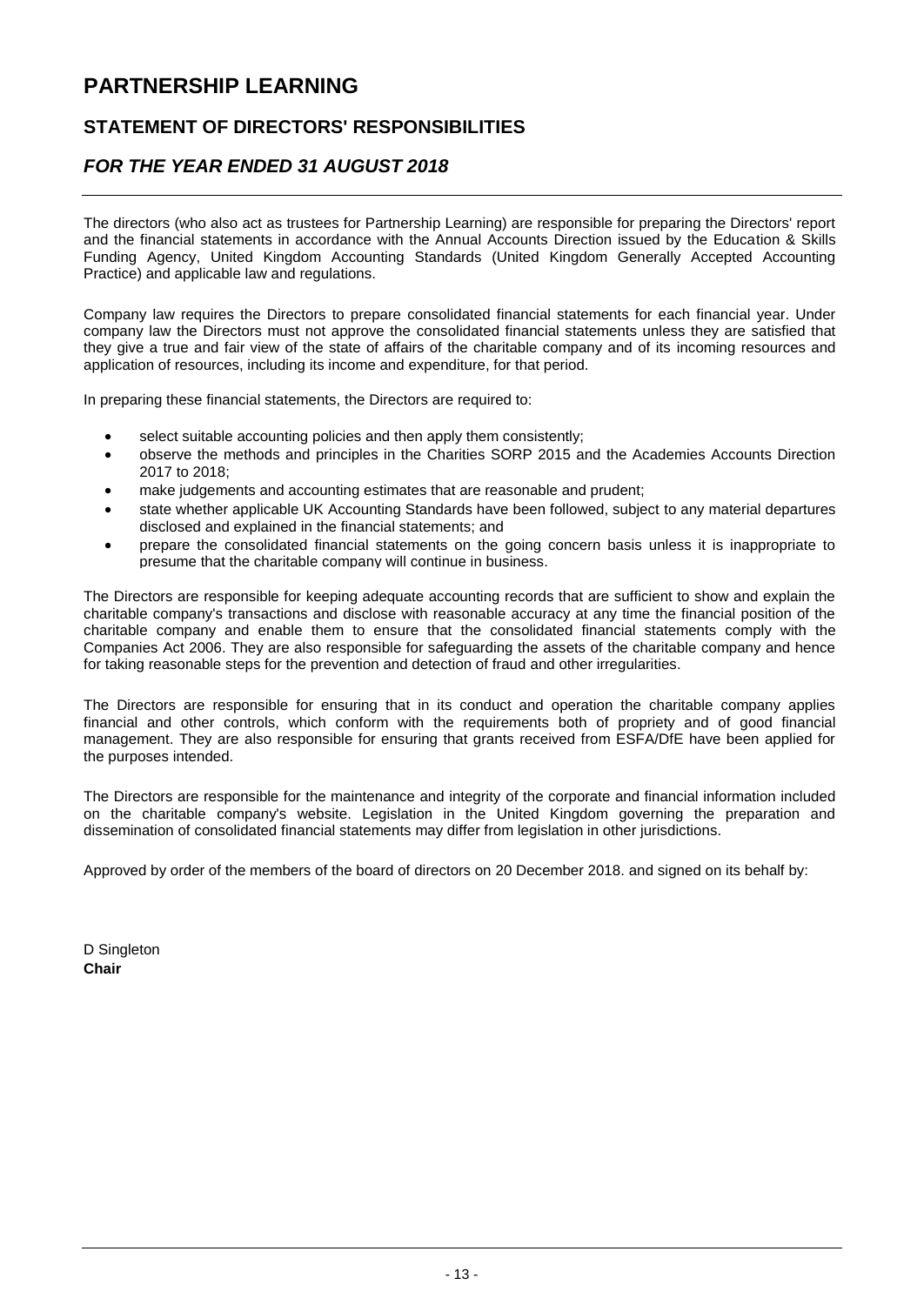# PARTNERSHIP LEARNING

## STATEMENT OF DIRECTORS' RESPONSIBILITIES

### *FOR THE YEAR ENDED 31 AUGUST 2018*

The directors (who also act as trustees for Partnership Learning) are responsible for preparing the Directors' report and the financial statements in accordance with the Annual Accounts Direction issued by the Education & Skills Funding Agency, United Kingdom Accounting Standards (United Kingdom Generally Accepted Accounting Practice) and applicable law and regulations.

Company law requires the Directors to prepare consolidated financial statements for each financial year. Under company law the Directors must not approve the consolidated financial statements unless they are satisfied that they give a true and fair view of the state of affairs of the charitable company and of its incoming resources and application of resources, including its income and expenditure, for that period.

In preparing these financial statements, the Directors are required to:

- select suitable accounting policies and then apply them consistently;
- observe the methods and principles in the Charities SORP 2015 and the Academies Accounts Direction 2017 to 2018;
- make judgements and accounting estimates that are reasonable and prudent;
- state whether applicable UK Accounting Standards have been followed, subject to any material departures disclosed and explained in the financial statements; and
- prepare the consolidated financial statements on the going concern basis unless it is inappropriate to presume that the charitable company will continue in business.

The Directors are responsible for keeping adequate accounting records that are sufficient to show and explain the charitable company's transactions and disclose with reasonable accuracy at any time the financial position of the charitable company and enable them to ensure that the consolidated financial statements comply with the Companies Act 2006. They are also responsible for safeguarding the assets of the charitable company and hence for taking reasonable steps for the prevention and detection of fraud and other irregularities.

The Directors are responsible for ensuring that in its conduct and operation the charitable company applies financial and other controls, which conform with the requirements both of propriety and of good financial management. They are also responsible for ensuring that grants received from ESFA/DfE have been applied for the purposes intended.

The Directors are responsible for the maintenance and integrity of the corporate and financial information included on the charitable company's website. Legislation in the United Kingdom governing the preparation and dissemination of consolidated financial statements may differ from legislation in other jurisdictions.

Approved by order of the members of the board of directors on 20 December 2018. and signed on its behalf by:

D Singleton
**Chair**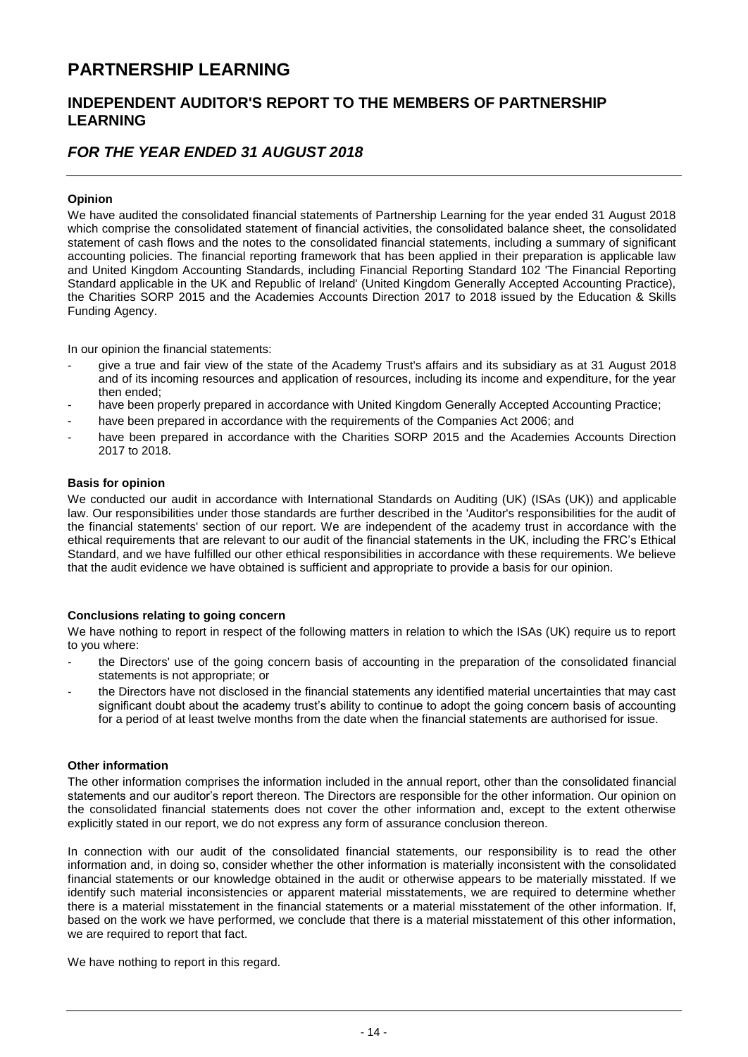# PARTNERSHIP LEARNING

## INDEPENDENT AUDITOR'S REPORT TO THE MEMBERS OF PARTNERSHIP LEARNING

## *FOR THE YEAR ENDED 31 AUGUST 2018*

**Opinion**

We have audited the consolidated financial statements of Partnership Learning for the year ended 31 August 2018 which comprise the consolidated statement of financial activities, the consolidated balance sheet, the consolidated statement of cash flows and the notes to the consolidated financial statements, including a summary of significant accounting policies. The financial reporting framework that has been applied in their preparation is applicable law and United Kingdom Accounting Standards, including Financial Reporting Standard 102 'The Financial Reporting Standard applicable in the UK and Republic of Ireland' (United Kingdom Generally Accepted Accounting Practice), the Charities SORP 2015 and the Academies Accounts Direction 2017 to 2018 issued by the Education & Skills Funding Agency.

In our opinion the financial statements:

- give a true and fair view of the state of the Academy Trust's affairs and its subsidiary as at 31 August 2018 and of its incoming resources and application of resources, including its income and expenditure, for the year then ended;
- have been properly prepared in accordance with United Kingdom Generally Accepted Accounting Practice;
- have been prepared in accordance with the requirements of the Companies Act 2006; and
- have been prepared in accordance with the Charities SORP 2015 and the Academies Accounts Direction 2017 to 2018.

**Basis for opinion**

We conducted our audit in accordance with International Standards on Auditing (UK) (ISAs (UK)) and applicable law. Our responsibilities under those standards are further described in the 'Auditor's responsibilities for the audit of the financial statements' section of our report. We are independent of the academy trust in accordance with the ethical requirements that are relevant to our audit of the financial statements in the UK, including the FRC's Ethical Standard, and we have fulfilled our other ethical responsibilities in accordance with these requirements. We believe that the audit evidence we have obtained is sufficient and appropriate to provide a basis for our opinion.

**Conclusions relating to going concern**

We have nothing to report in respect of the following matters in relation to which the ISAs (UK) require us to report to you where:

- the Directors' use of the going concern basis of accounting in the preparation of the consolidated financial statements is not appropriate; or
- the Directors have not disclosed in the financial statements any identified material uncertainties that may cast significant doubt about the academy trust's ability to continue to adopt the going concern basis of accounting for a period of at least twelve months from the date when the financial statements are authorised for issue.

**Other information**

The other information comprises the information included in the annual report, other than the consolidated financial statements and our auditor's report thereon. The Directors are responsible for the other information. Our opinion on the consolidated financial statements does not cover the other information and, except to the extent otherwise explicitly stated in our report, we do not express any form of assurance conclusion thereon.

In connection with our audit of the consolidated financial statements, our responsibility is to read the other information and, in doing so, consider whether the other information is materially inconsistent with the consolidated financial statements or our knowledge obtained in the audit or otherwise appears to be materially misstated. If we identify such material inconsistencies or apparent material misstatements, we are required to determine whether there is a material misstatement in the financial statements or a material misstatement of the other information. If, based on the work we have performed, we conclude that there is a material misstatement of this other information, we are required to report that fact.

We have nothing to report in this regard.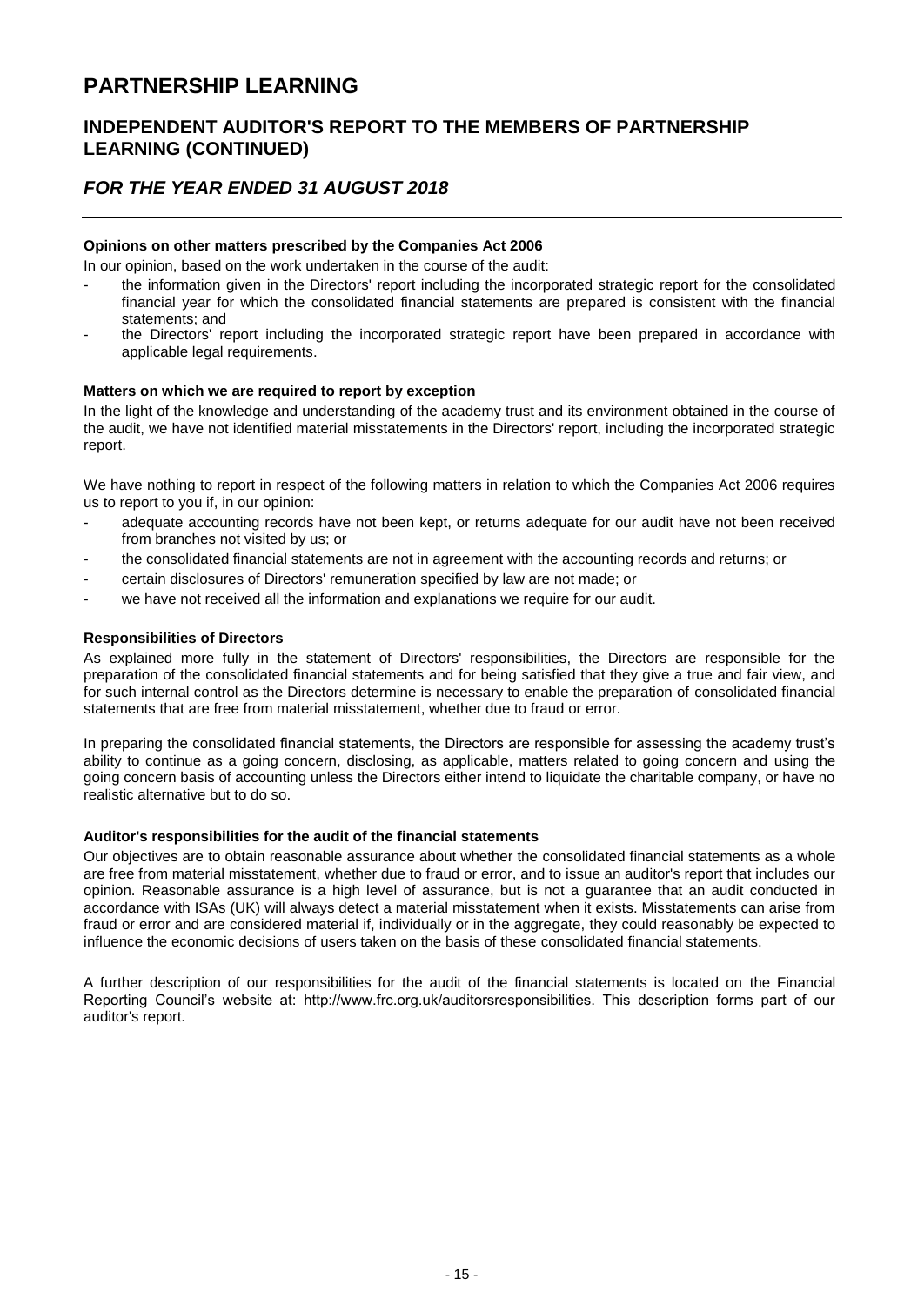# PARTNERSHIP LEARNING

## INDEPENDENT AUDITOR'S REPORT TO THE MEMBERS OF PARTNERSHIP LEARNING (CONTINUED)

## *FOR THE YEAR ENDED 31 AUGUST 2018*

**Opinions on other matters prescribed by the Companies Act 2006**

In our opinion, based on the work undertaken in the course of the audit:

- the information given in the Directors' report including the incorporated strategic report for the consolidated financial year for which the consolidated financial statements are prepared is consistent with the financial statements; and
- the Directors' report including the incorporated strategic report have been prepared in accordance with applicable legal requirements.

**Matters on which we are required to report by exception**

In the light of the knowledge and understanding of the academy trust and its environment obtained in the course of the audit, we have not identified material misstatements in the Directors' report, including the incorporated strategic report.

We have nothing to report in respect of the following matters in relation to which the Companies Act 2006 requires us to report to you if, in our opinion:

- adequate accounting records have not been kept, or returns adequate for our audit have not been received from branches not visited by us; or
- the consolidated financial statements are not in agreement with the accounting records and returns; or
- certain disclosures of Directors' remuneration specified by law are not made; or
- we have not received all the information and explanations we require for our audit.

**Responsibilities of Directors**

As explained more fully in the statement of Directors' responsibilities, the Directors are responsible for the preparation of the consolidated financial statements and for being satisfied that they give a true and fair view, and for such internal control as the Directors determine is necessary to enable the preparation of consolidated financial statements that are free from material misstatement, whether due to fraud or error.

In preparing the consolidated financial statements, the Directors are responsible for assessing the academy trust's ability to continue as a going concern, disclosing, as applicable, matters related to going concern and using the going concern basis of accounting unless the Directors either intend to liquidate the charitable company, or have no realistic alternative but to do so.

**Auditor's responsibilities for the audit of the financial statements**

Our objectives are to obtain reasonable assurance about whether the consolidated financial statements as a whole are free from material misstatement, whether due to fraud or error, and to issue an auditor's report that includes our opinion. Reasonable assurance is a high level of assurance, but is not a guarantee that an audit conducted in accordance with ISAs (UK) will always detect a material misstatement when it exists. Misstatements can arise from fraud or error and are considered material if, individually or in the aggregate, they could reasonably be expected to influence the economic decisions of users taken on the basis of these consolidated financial statements.

A further description of our responsibilities for the audit of the financial statements is located on the Financial Reporting Council's website at: http://www.frc.org.uk/auditorsresponsibilities. This description forms part of our auditor's report.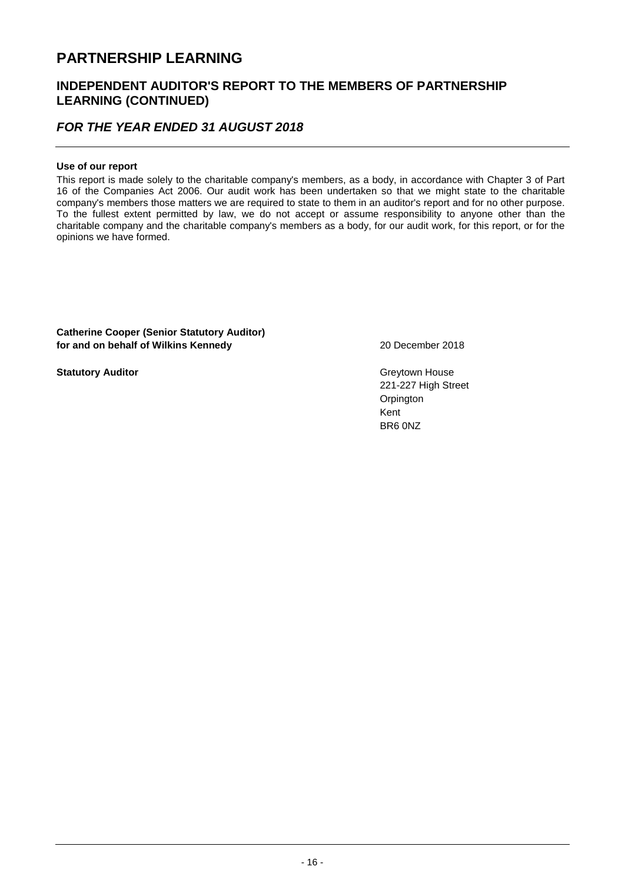# PARTNERSHIP LEARNING

## INDEPENDENT AUDITOR'S REPORT TO THE MEMBERS OF PARTNERSHIP LEARNING (CONTINUED)

## *FOR THE YEAR ENDED 31 AUGUST 2018*

**Use of our report**

This report is made solely to the charitable company's members, as a body, in accordance with Chapter 3 of Part 16 of the Companies Act 2006. Our audit work has been undertaken so that we might state to the charitable company's members those matters we are required to state to them in an auditor's report and for no other purpose. To the fullest extent permitted by law, we do not accept or assume responsibility to anyone other than the charitable company and the charitable company's members as a body, for our audit work, for this report, or for the opinions we have formed.

**Catherine Cooper (Senior Statutory Auditor)**
**for and on behalf of Wilkins Kennedy**

20 December 2018

**Statutory Auditor**

Greytown House
221-227 High Street
Orpington
Kent
BR6 0NZ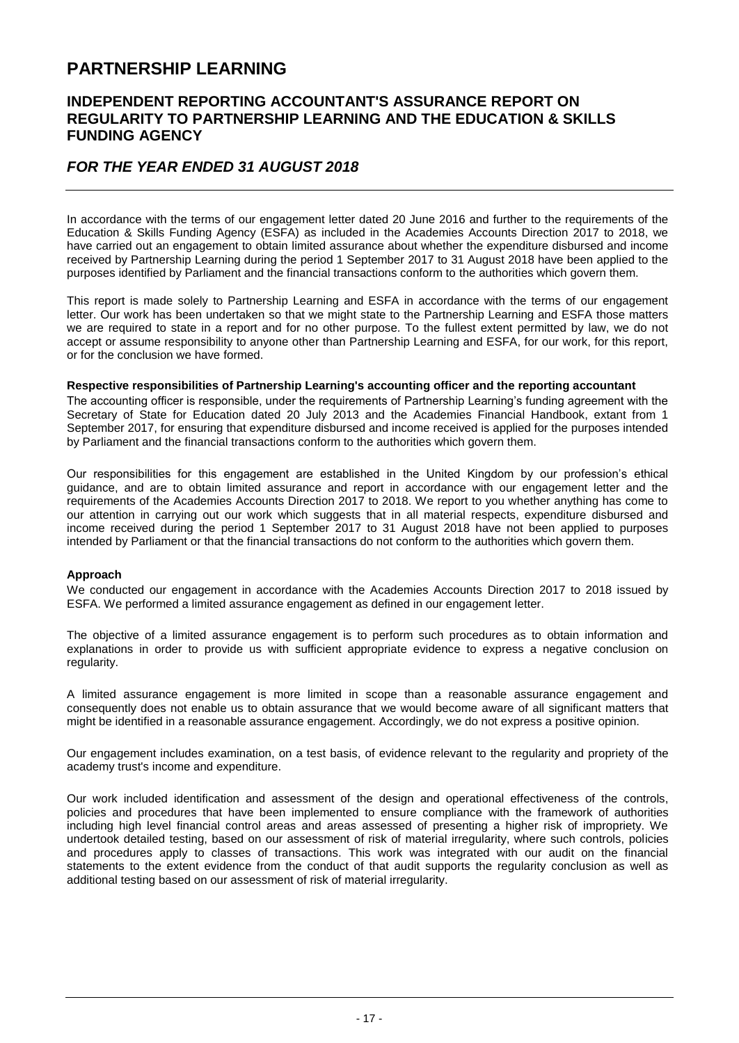# PARTNERSHIP LEARNING

## INDEPENDENT REPORTING ACCOUNTANT'S ASSURANCE REPORT ON REGULARITY TO PARTNERSHIP LEARNING AND THE EDUCATION & SKILLS FUNDING AGENCY

## *FOR THE YEAR ENDED 31 AUGUST 2018*

In accordance with the terms of our engagement letter dated 20 June 2016 and further to the requirements of the Education & Skills Funding Agency (ESFA) as included in the Academies Accounts Direction 2017 to 2018, we have carried out an engagement to obtain limited assurance about whether the expenditure disbursed and income received by Partnership Learning during the period 1 September 2017 to 31 August 2018 have been applied to the purposes identified by Parliament and the financial transactions conform to the authorities which govern them.

This report is made solely to Partnership Learning and ESFA in accordance with the terms of our engagement letter. Our work has been undertaken so that we might state to the Partnership Learning and ESFA those matters we are required to state in a report and for no other purpose. To the fullest extent permitted by law, we do not accept or assume responsibility to anyone other than Partnership Learning and ESFA, for our work, for this report, or for the conclusion we have formed.

**Respective responsibilities of Partnership Learning's accounting officer and the reporting accountant**

The accounting officer is responsible, under the requirements of Partnership Learning's funding agreement with the Secretary of State for Education dated 20 July 2013 and the Academies Financial Handbook, extant from 1 September 2017, for ensuring that expenditure disbursed and income received is applied for the purposes intended by Parliament and the financial transactions conform to the authorities which govern them.

Our responsibilities for this engagement are established in the United Kingdom by our profession's ethical guidance, and are to obtain limited assurance and report in accordance with our engagement letter and the requirements of the Academies Accounts Direction 2017 to 2018. We report to you whether anything has come to our attention in carrying out our work which suggests that in all material respects, expenditure disbursed and income received during the period 1 September 2017 to 31 August 2018 have not been applied to purposes intended by Parliament or that the financial transactions do not conform to the authorities which govern them.

**Approach**

We conducted our engagement in accordance with the Academies Accounts Direction 2017 to 2018 issued by ESFA. We performed a limited assurance engagement as defined in our engagement letter.

The objective of a limited assurance engagement is to perform such procedures as to obtain information and explanations in order to provide us with sufficient appropriate evidence to express a negative conclusion on regularity.

A limited assurance engagement is more limited in scope than a reasonable assurance engagement and consequently does not enable us to obtain assurance that we would become aware of all significant matters that might be identified in a reasonable assurance engagement. Accordingly, we do not express a positive opinion.

Our engagement includes examination, on a test basis, of evidence relevant to the regularity and propriety of the academy trust's income and expenditure.

Our work included identification and assessment of the design and operational effectiveness of the controls, policies and procedures that have been implemented to ensure compliance with the framework of authorities including high level financial control areas and areas assessed of presenting a higher risk of impropriety. We undertook detailed testing, based on our assessment of risk of material irregularity, where such controls, policies and procedures apply to classes of transactions. This work was integrated with our audit on the financial statements to the extent evidence from the conduct of that audit supports the regularity conclusion as well as additional testing based on our assessment of risk of material irregularity.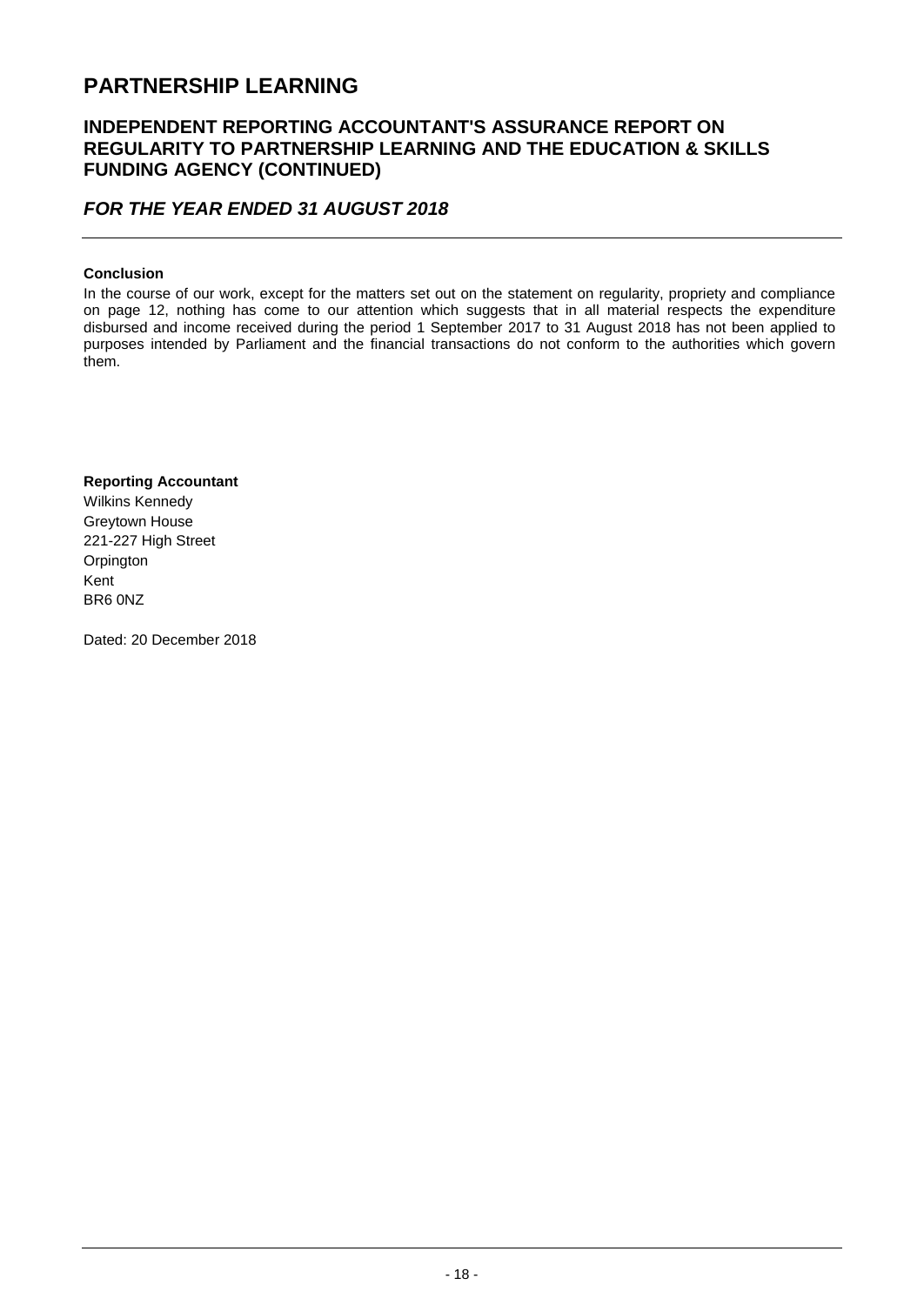# PARTNERSHIP LEARNING

## INDEPENDENT REPORTING ACCOUNTANT'S ASSURANCE REPORT ON REGULARITY TO PARTNERSHIP LEARNING AND THE EDUCATION & SKILLS FUNDING AGENCY (CONTINUED)

### *FOR THE YEAR ENDED 31 AUGUST 2018*

**Conclusion**

In the course of our work, except for the matters set out on the statement on regularity, propriety and compliance on page 12, nothing has come to our attention which suggests that in all material respects the expenditure disbursed and income received during the period 1 September 2017 to 31 August 2018 has not been applied to purposes intended by Parliament and the financial transactions do not conform to the authorities which govern them.

**Reporting Accountant**
Wilkins Kennedy
Greytown House
221-227 High Street
Orpington
Kent
BR6 0NZ

Dated: 20 December 2018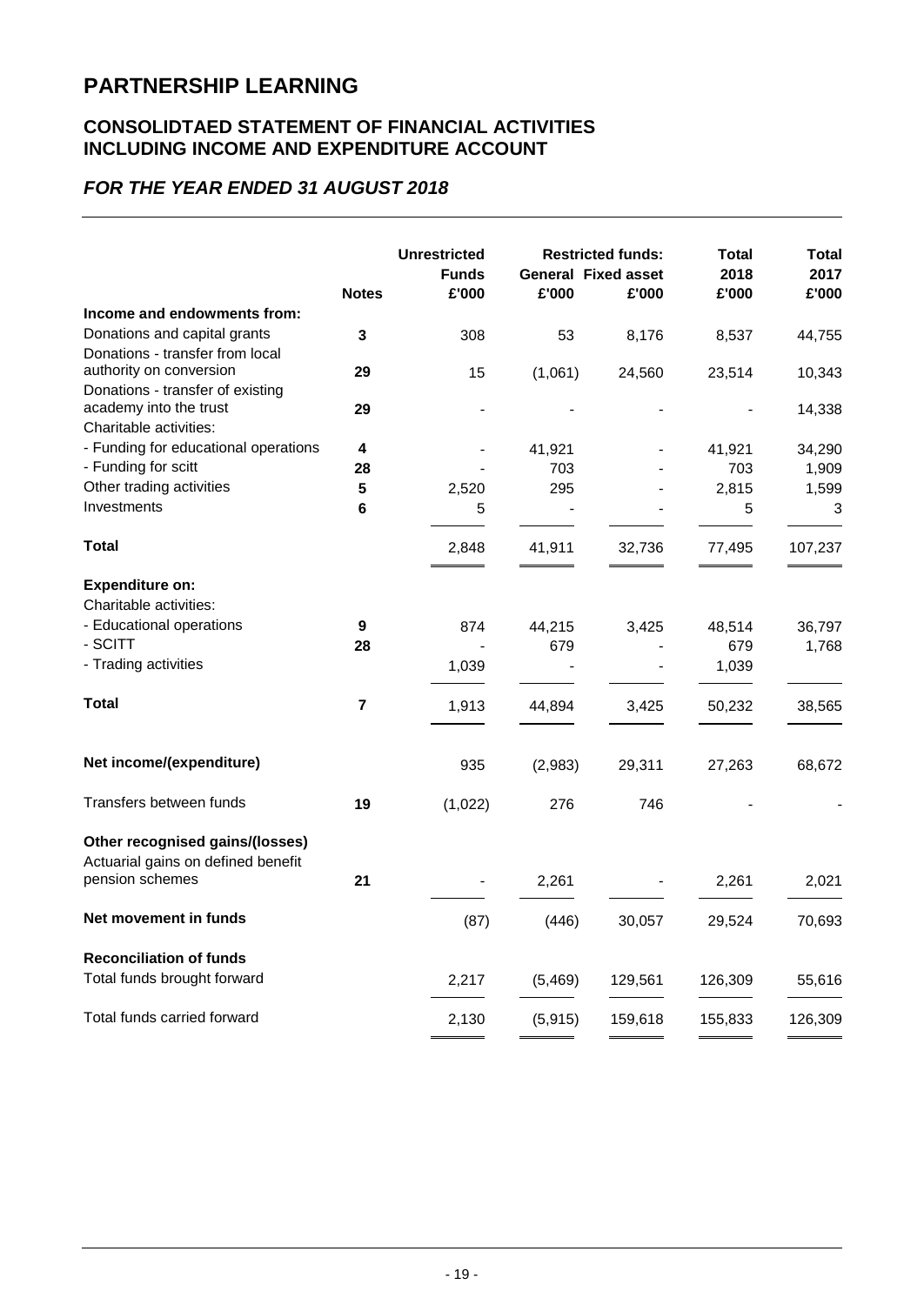# PARTNERSHIP LEARNING

## CONSOLIDTAED STATEMENT OF FINANCIAL ACTIVITIES INCLUDING INCOME AND EXPENDITURE ACCOUNT

### *FOR THE YEAR ENDED 31 AUGUST 2018*

| | Notes | Unrestricted Funds £'000 | Restricted funds: General £'000 | Restricted funds: Fixed asset £'000 | Total 2018 £'000 | Total 2017 £'000 |
|---|---|---|---|---|---|---|
| **Income and endowments from:** | | | | | | |
| Donations and capital grants | **3** | 308 | 53 | 8,176 | 8,537 | 44,755 |
| Donations - transfer from local authority on conversion | **29** | 15 | (1,061) | 24,560 | 23,514 | 10,343 |
| Donations - transfer of existing academy into the trust | **29** | - | - | - | - | 14,338 |
| Charitable activities: | | | | | | |
| - Funding for educational operations | **4** | - | 41,921 | - | 41,921 | 34,290 |
| - Funding for scitt | **28** | - | 703 | - | 703 | 1,909 |
| Other trading activities | **5** | 2,520 | 295 | - | 2,815 | 1,599 |
| Investments | **6** | 5 | - | - | 5 | 3 |
| **Total** | | 2,848 | 41,911 | 32,736 | 77,495 | 107,237 |
| **Expenditure on:** | | | | | | |
| Charitable activities: | | | | | | |
| - Educational operations | **9** | 874 | 44,215 | 3,425 | 48,514 | 36,797 |
| - SCITT | **28** | - | 679 | - | 679 | 1,768 |
| - Trading activities | | 1,039 | - | - | 1,039 | |
| **Total** | **7** | 1,913 | 44,894 | 3,425 | 50,232 | 38,565 |
| **Net income/(expenditure)** | | 935 | (2,983) | 29,311 | 27,263 | 68,672 |
| Transfers between funds | **19** | (1,022) | 276 | 746 | - | - |
| **Other recognised gains/(losses)** | | | | | | |
| Actuarial gains on defined benefit pension schemes | **21** | - | 2,261 | - | 2,261 | 2,021 |
| **Net movement in funds** | | (87) | (446) | 30,057 | 29,524 | 70,693 |
| **Reconciliation of funds** | | | | | | |
| Total funds brought forward | | 2,217 | (5,469) | 129,561 | 126,309 | 55,616 |
| Total funds carried forward | | 2,130 | (5,915) | 159,618 | 155,833 | 126,309 |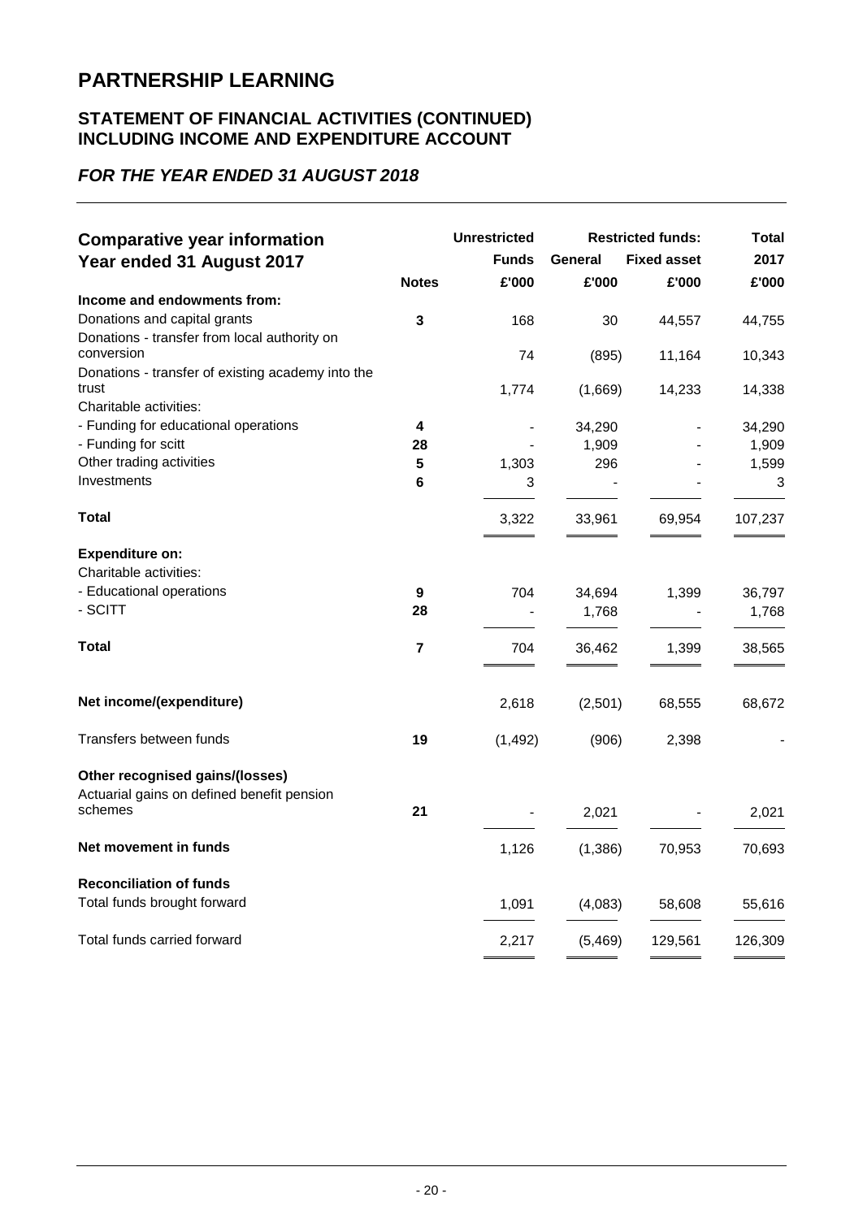# PARTNERSHIP LEARNING

## STATEMENT OF FINANCIAL ACTIVITIES (CONTINUED) INCLUDING INCOME AND EXPENDITURE ACCOUNT

### *FOR THE YEAR ENDED 31 AUGUST 2018*

| Comparative year information Year ended 31 August 2017 | Notes | Unrestricted Funds £'000 | Restricted funds: General £'000 | Restricted funds: Fixed asset £'000 | Total 2017 £'000 |
|---|---|---|---|---|---|
| **Income and endowments from:** | | | | | |
| Donations and capital grants | 3 | 168 | 30 | 44,557 | 44,755 |
| Donations - transfer from local authority on conversion | | 74 | (895) | 11,164 | 10,343 |
| Donations - transfer of existing academy into the trust | | 1,774 | (1,669) | 14,233 | 14,338 |
| Charitable activities: | | | | | |
| - Funding for educational operations | 4 | - | 34,290 | - | 34,290 |
| - Funding for scitt | 28 | - | 1,909 | - | 1,909 |
| Other trading activities | 5 | 1,303 | 296 | - | 1,599 |
| Investments | 6 | 3 | - | - | 3 |
| **Total** | | 3,322 | 33,961 | 69,954 | 107,237 |
| **Expenditure on:** | | | | | |
| Charitable activities: | | | | | |
| - Educational operations | 9 | 704 | 34,694 | 1,399 | 36,797 |
| - SCITT | 28 | - | 1,768 | - | 1,768 |
| **Total** | 7 | 704 | 36,462 | 1,399 | 38,565 |
| **Net income/(expenditure)** | | 2,618 | (2,501) | 68,555 | 68,672 |
| Transfers between funds | 19 | (1,492) | (906) | 2,398 | - |
| **Other recognised gains/(losses)** | | | | | |
| Actuarial gains on defined benefit pension schemes | 21 | - | 2,021 | - | 2,021 |
| **Net movement in funds** | | 1,126 | (1,386) | 70,953 | 70,693 |
| **Reconciliation of funds** | | | | | |
| Total funds brought forward | | 1,091 | (4,083) | 58,608 | 55,616 |
| Total funds carried forward | | 2,217 | (5,469) | 129,561 | 126,309 |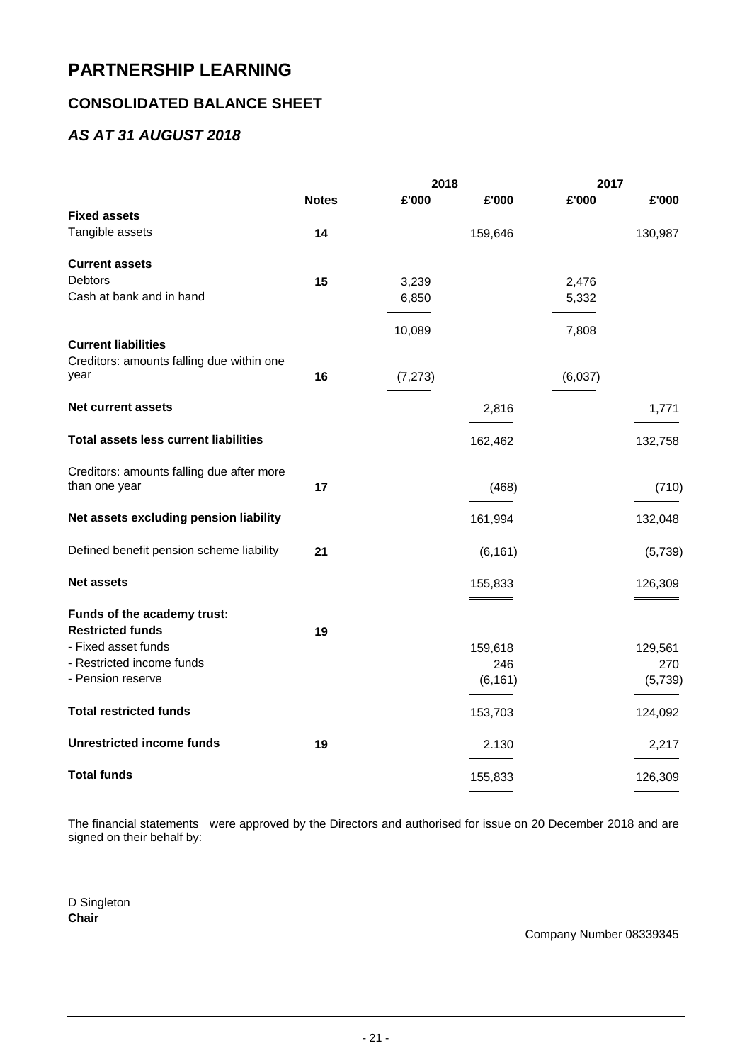# PARTNERSHIP LEARNING

## CONSOLIDATED BALANCE SHEET

### *AS AT 31 AUGUST 2018*

| | Notes | 2018 £'000 | 2018 £'000 | 2017 £'000 | 2017 £'000 |
|---|---|---|---|---|---|
| **Fixed assets** | | | | | |
| Tangible assets | **14** | | 159,646 | | 130,987 |
| **Current assets** | | | | | |
| Debtors | **15** | 3,239 | | 2,476 | |
| Cash at bank and in hand | | 6,850 | | 5,332 | |
| | | 10,089 | | 7,808 | |
| **Current liabilities** | | | | | |
| Creditors: amounts falling due within one year | **16** | (7,273) | | (6,037) | |
| **Net current assets** | | | 2,816 | | 1,771 |
| **Total assets less current liabilities** | | | 162,462 | | 132,758 |
| Creditors: amounts falling due after more than one year | **17** | | (468) | | (710) |
| **Net assets excluding pension liability** | | | 161,994 | | 132,048 |
| Defined benefit pension scheme liability | **21** | | (6,161) | | (5,739) |
| **Net assets** | | | 155,833 | | 126,309 |
| **Funds of the academy trust:** | | | | | |
| **Restricted funds** | **19** | | | | |
| - Fixed asset funds | | | 159,618 | | 129,561 |
| - Restricted income funds | | | 246 | | 270 |
| - Pension reserve | | | (6,161) | | (5,739) |
| **Total restricted funds** | | | 153,703 | | 124,092 |
| **Unrestricted income funds** | **19** | | 2.130 | | 2,217 |
| **Total funds** | | | 155,833 | | 126,309 |

The financial statements were approved by the Directors and authorised for issue on 20 December 2018 and are signed on their behalf by:

D Singleton
**Chair**

Company Number 08339345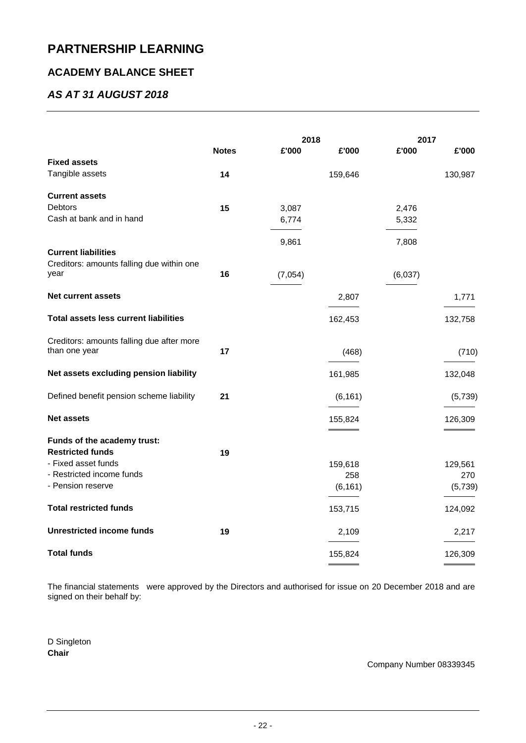# PARTNERSHIP LEARNING

## ACADEMY BALANCE SHEET

### *AS AT 31 AUGUST 2018*

| | Notes | 2018 £'000 | 2018 £'000 | 2017 £'000 | 2017 £'000 |
|---|---|---|---|---|---|
| **Fixed assets** | | | | | |
| Tangible assets | **14** | | 159,646 | | 130,987 |
| **Current assets** | | | | | |
| Debtors | **15** | 3,087 | | 2,476 | |
| Cash at bank and in hand | | 6,774 | | 5,332 | |
| | | 9,861 | | 7,808 | |
| **Current liabilities** | | | | | |
| Creditors: amounts falling due within one year | **16** | (7,054) | | (6,037) | |
| **Net current assets** | | | 2,807 | | 1,771 |
| **Total assets less current liabilities** | | | 162,453 | | 132,758 |
| Creditors: amounts falling due after more than one year | **17** | | (468) | | (710) |
| **Net assets excluding pension liability** | | | 161,985 | | 132,048 |
| Defined benefit pension scheme liability | **21** | | (6,161) | | (5,739) |
| **Net assets** | | | 155,824 | | 126,309 |
| **Funds of the academy trust:** | | | | | |
| **Restricted funds** | **19** | | | | |
| - Fixed asset funds | | | 159,618 | | 129,561 |
| - Restricted income funds | | | 258 | | 270 |
| - Pension reserve | | | (6,161) | | (5,739) |
| **Total restricted funds** | | | 153,715 | | 124,092 |
| **Unrestricted income funds** | **19** | | 2,109 | | 2,217 |
| **Total funds** | | | 155,824 | | 126,309 |

The financial statements were approved by the Directors and authorised for issue on 20 December 2018 and are signed on their behalf by:

D Singleton
**Chair**

Company Number 08339345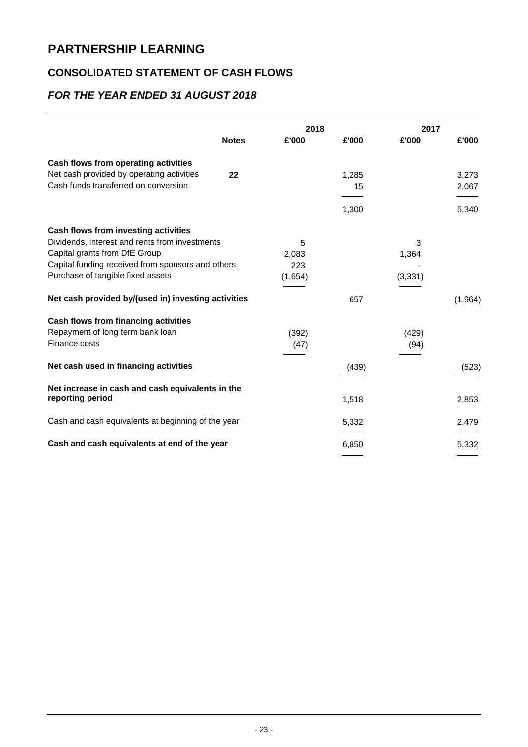# PARTNERSHIP LEARNING

## CONSOLIDATED STATEMENT OF CASH FLOWS

### *FOR THE YEAR ENDED 31 AUGUST 2018*

| | Notes | 2018 £'000 | 2018 £'000 | 2017 £'000 | 2017 £'000 |
|---|---|---|---|---|---|
| **Cash flows from operating activities** | | | | | |
| Net cash provided by operating activities | **22** | | 1,285 | | 3,273 |
| Cash funds transferred on conversion | | | 15 | | 2,067 |
| | | | 1,300 | | 5,340 |
| **Cash flows from investing activities** | | | | | |
| Dividends, interest and rents from investments | | 5 | | 3 | |
| Capital grants from DfE Group | | 2,083 | | 1,364 | |
| Capital funding received from sponsors and others | | 223 | | - | |
| Purchase of tangible fixed assets | | (1,654) | | (3,331) | |
| **Net cash provided by/(used in) investing activities** | | | 657 | | (1,964) |
| **Cash flows from financing activities** | | | | | |
| Repayment of long term bank loan | | (392) | | (429) | |
| Finance costs | | (47) | | (94) | |
| **Net cash used in financing activities** | | | (439) | | (523) |
| **Net increase in cash and cash equivalents in the reporting period** | | | 1,518 | | 2,853 |
| Cash and cash equivalents at beginning of the year | | | 5,332 | | 2,479 |
| **Cash and cash equivalents at end of the year** | | | 6,850 | | 5,332 |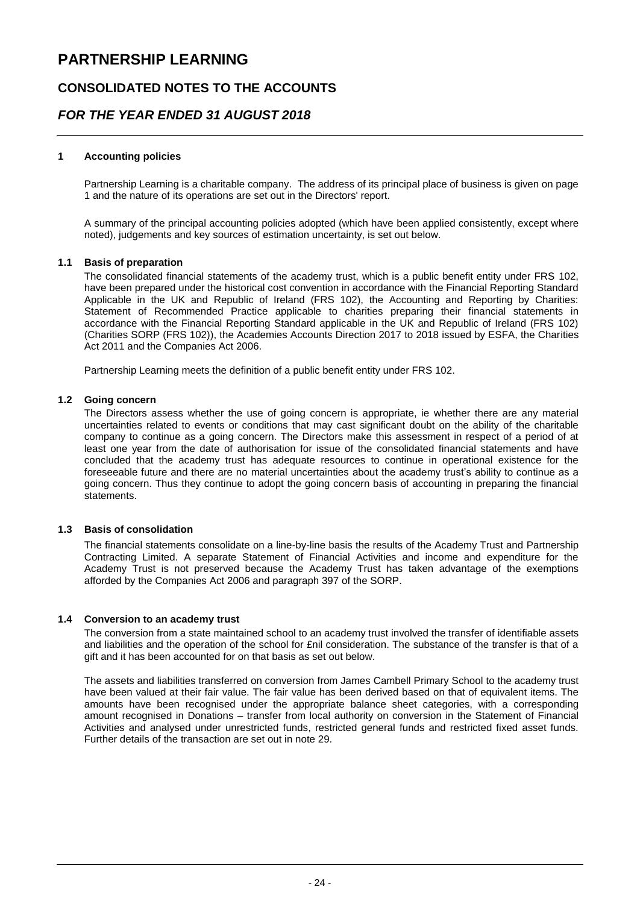# PARTNERSHIP LEARNING

## CONSOLIDATED NOTES TO THE ACCOUNTS

## *FOR THE YEAR ENDED 31 AUGUST 2018*

---

### 1 Accounting policies

Partnership Learning is a charitable company. The address of its principal place of business is given on page 1 and the nature of its operations are set out in the Directors' report.

A summary of the principal accounting policies adopted (which have been applied consistently, except where noted), judgements and key sources of estimation uncertainty, is set out below.

#### 1.1 Basis of preparation

The consolidated financial statements of the academy trust, which is a public benefit entity under FRS 102, have been prepared under the historical cost convention in accordance with the Financial Reporting Standard Applicable in the UK and Republic of Ireland (FRS 102), the Accounting and Reporting by Charities: Statement of Recommended Practice applicable to charities preparing their financial statements in accordance with the Financial Reporting Standard applicable in the UK and Republic of Ireland (FRS 102) (Charities SORP (FRS 102)), the Academies Accounts Direction 2017 to 2018 issued by ESFA, the Charities Act 2011 and the Companies Act 2006.

Partnership Learning meets the definition of a public benefit entity under FRS 102.

#### 1.2 Going concern

The Directors assess whether the use of going concern is appropriate, ie whether there are any material uncertainties related to events or conditions that may cast significant doubt on the ability of the charitable company to continue as a going concern. The Directors make this assessment in respect of a period of at least one year from the date of authorisation for issue of the consolidated financial statements and have concluded that the academy trust has adequate resources to continue in operational existence for the foreseeable future and there are no material uncertainties about the academy trust's ability to continue as a going concern. Thus they continue to adopt the going concern basis of accounting in preparing the financial statements.

#### 1.3 Basis of consolidation

The financial statements consolidate on a line-by-line basis the results of the Academy Trust and Partnership Contracting Limited. A separate Statement of Financial Activities and income and expenditure for the Academy Trust is not preserved because the Academy Trust has taken advantage of the exemptions afforded by the Companies Act 2006 and paragraph 397 of the SORP.

#### 1.4 Conversion to an academy trust

The conversion from a state maintained school to an academy trust involved the transfer of identifiable assets and liabilities and the operation of the school for £nil consideration. The substance of the transfer is that of a gift and it has been accounted for on that basis as set out below.

The assets and liabilities transferred on conversion from James Cambell Primary School to the academy trust have been valued at their fair value. The fair value has been derived based on that of equivalent items. The amounts have been recognised under the appropriate balance sheet categories, with a corresponding amount recognised in Donations – transfer from local authority on conversion in the Statement of Financial Activities and analysed under unrestricted funds, restricted general funds and restricted fixed asset funds. Further details of the transaction are set out in note 29.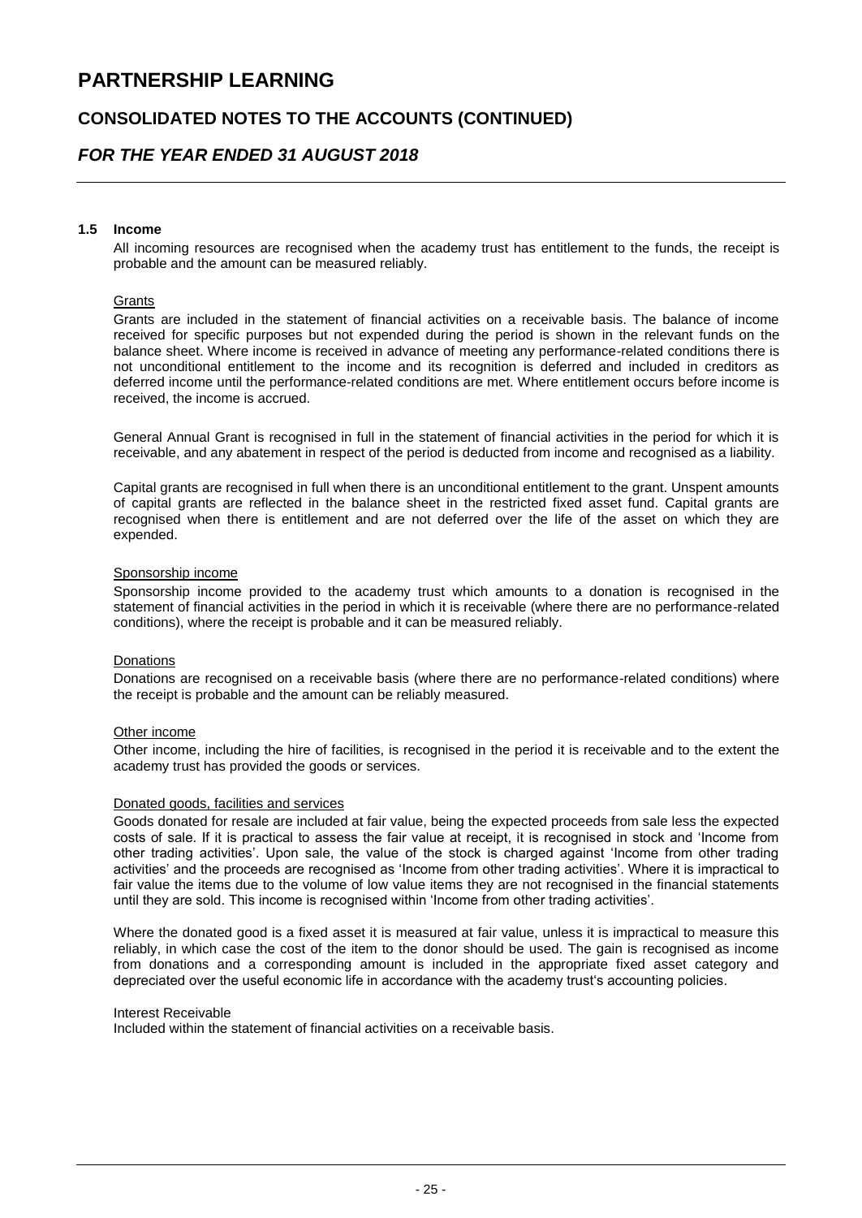## 1.5 Income

All incoming resources are recognised when the academy trust has entitlement to the funds, the receipt is probable and the amount can be measured reliably.

Grants

Grants are included in the statement of financial activities on a receivable basis. The balance of income received for specific purposes but not expended during the period is shown in the relevant funds on the balance sheet. Where income is received in advance of meeting any performance-related conditions there is not unconditional entitlement to the income and its recognition is deferred and included in creditors as deferred income until the performance-related conditions are met. Where entitlement occurs before income is received, the income is accrued.

General Annual Grant is recognised in full in the statement of financial activities in the period for which it is receivable, and any abatement in respect of the period is deducted from income and recognised as a liability.

Capital grants are recognised in full when there is an unconditional entitlement to the grant. Unspent amounts of capital grants are reflected in the balance sheet in the restricted fixed asset fund. Capital grants are recognised when there is entitlement and are not deferred over the life of the asset on which they are expended.

Sponsorship income

Sponsorship income provided to the academy trust which amounts to a donation is recognised in the statement of financial activities in the period in which it is receivable (where there are no performance-related conditions), where the receipt is probable and it can be measured reliably.

Donations

Donations are recognised on a receivable basis (where there are no performance-related conditions) where the receipt is probable and the amount can be reliably measured.

Other income

Other income, including the hire of facilities, is recognised in the period it is receivable and to the extent the academy trust has provided the goods or services.

Donated goods, facilities and services

Goods donated for resale are included at fair value, being the expected proceeds from sale less the expected costs of sale. If it is practical to assess the fair value at receipt, it is recognised in stock and 'Income from other trading activities'. Upon sale, the value of the stock is charged against 'Income from other trading activities' and the proceeds are recognised as 'Income from other trading activities'. Where it is impractical to fair value the items due to the volume of low value items they are not recognised in the financial statements until they are sold. This income is recognised within 'Income from other trading activities'.

Where the donated good is a fixed asset it is measured at fair value, unless it is impractical to measure this reliably, in which case the cost of the item to the donor should be used. The gain is recognised as income from donations and a corresponding amount is included in the appropriate fixed asset category and depreciated over the useful economic life in accordance with the academy trust's accounting policies.

Interest Receivable

Included within the statement of financial activities on a receivable basis.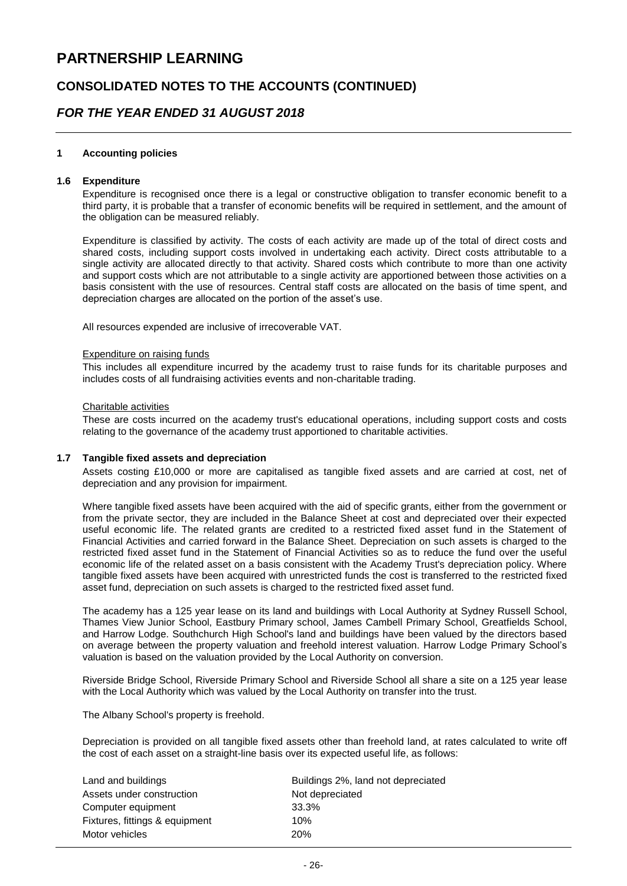# PARTNERSHIP LEARNING

## CONSOLIDATED NOTES TO THE ACCOUNTS (CONTINUED)

## *FOR THE YEAR ENDED 31 AUGUST 2018*

### 1 Accounting policies

#### 1.6 Expenditure

Expenditure is recognised once there is a legal or constructive obligation to transfer economic benefit to a third party, it is probable that a transfer of economic benefits will be required in settlement, and the amount of the obligation can be measured reliably.

Expenditure is classified by activity. The costs of each activity are made up of the total of direct costs and shared costs, including support costs involved in undertaking each activity. Direct costs attributable to a single activity are allocated directly to that activity. Shared costs which contribute to more than one activity and support costs which are not attributable to a single activity are apportioned between those activities on a basis consistent with the use of resources. Central staff costs are allocated on the basis of time spent, and depreciation charges are allocated on the portion of the asset's use.

All resources expended are inclusive of irrecoverable VAT.

Expenditure on raising funds

This includes all expenditure incurred by the academy trust to raise funds for its charitable purposes and includes costs of all fundraising activities events and non-charitable trading.

Charitable activities

These are costs incurred on the academy trust's educational operations, including support costs and costs relating to the governance of the academy trust apportioned to charitable activities.

#### 1.7 Tangible fixed assets and depreciation

Assets costing £10,000 or more are capitalised as tangible fixed assets and are carried at cost, net of depreciation and any provision for impairment.

Where tangible fixed assets have been acquired with the aid of specific grants, either from the government or from the private sector, they are included in the Balance Sheet at cost and depreciated over their expected useful economic life. The related grants are credited to a restricted fixed asset fund in the Statement of Financial Activities and carried forward in the Balance Sheet. Depreciation on such assets is charged to the restricted fixed asset fund in the Statement of Financial Activities so as to reduce the fund over the useful economic life of the related asset on a basis consistent with the Academy Trust's depreciation policy. Where tangible fixed assets have been acquired with unrestricted funds the cost is transferred to the restricted fixed asset fund, depreciation on such assets is charged to the restricted fixed asset fund.

The academy has a 125 year lease on its land and buildings with Local Authority at Sydney Russell School, Thames View Junior School, Eastbury Primary school, James Cambell Primary School, Greatfields School, and Harrow Lodge. Southchurch High School's land and buildings have been valued by the directors based on average between the property valuation and freehold interest valuation. Harrow Lodge Primary School's valuation is based on the valuation provided by the Local Authority on conversion.

Riverside Bridge School, Riverside Primary School and Riverside School all share a site on a 125 year lease with the Local Authority which was valued by the Local Authority on transfer into the trust.

The Albany School's property is freehold.

Depreciation is provided on all tangible fixed assets other than freehold land, at rates calculated to write off the cost of each asset on a straight-line basis over its expected useful life, as follows:

| | |
|---|---|
| Land and buildings | Buildings 2%, land not depreciated |
| Assets under construction | Not depreciated |
| Computer equipment | 33.3% |
| Fixtures, fittings & equipment | 10% |
| Motor vehicles | 20% |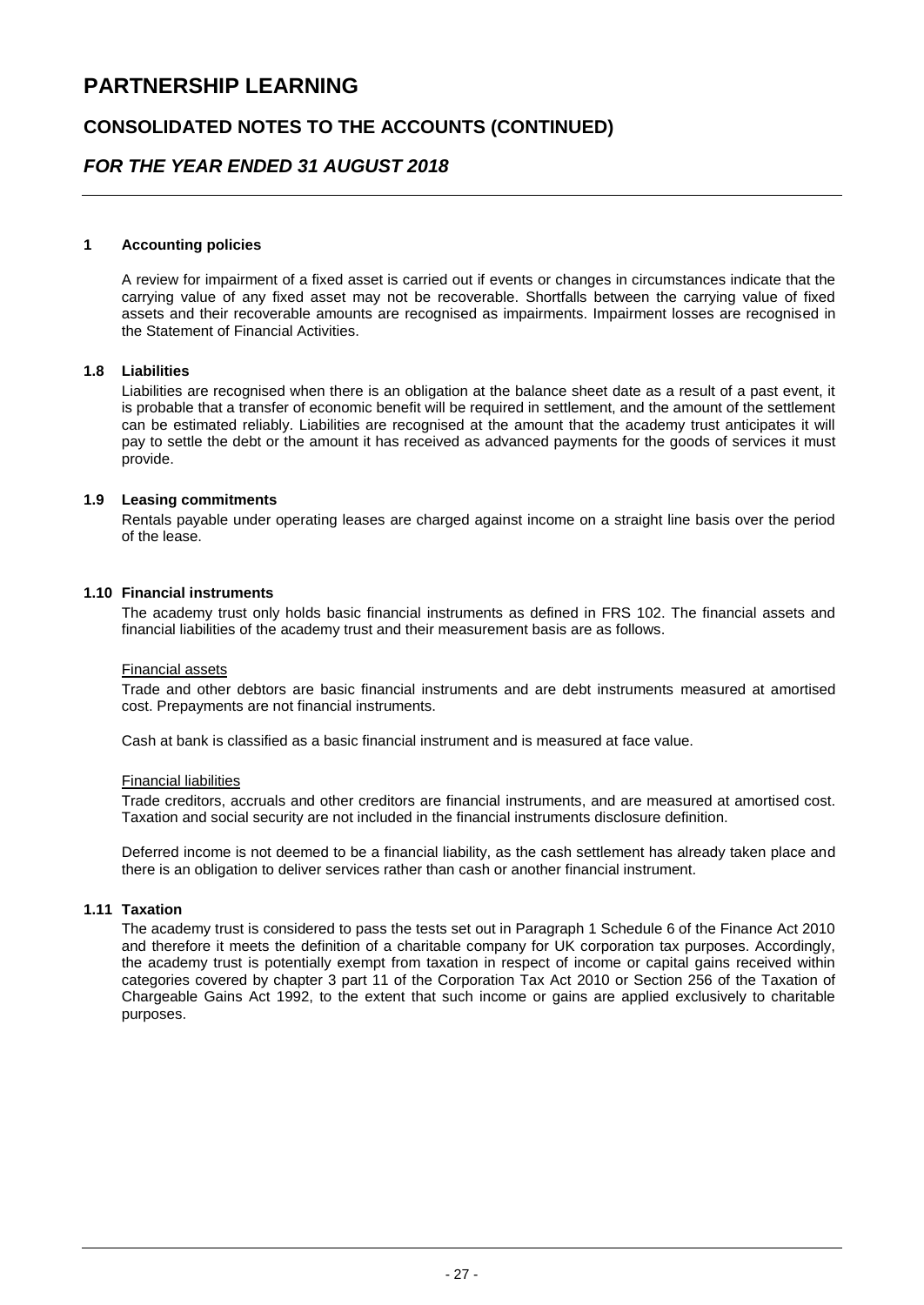# PARTNERSHIP LEARNING

## CONSOLIDATED NOTES TO THE ACCOUNTS (CONTINUED)

## *FOR THE YEAR ENDED 31 AUGUST 2018*

### 1 Accounting policies

A review for impairment of a fixed asset is carried out if events or changes in circumstances indicate that the carrying value of any fixed asset may not be recoverable. Shortfalls between the carrying value of fixed assets and their recoverable amounts are recognised as impairments. Impairment losses are recognised in the Statement of Financial Activities.

### 1.8 Liabilities

Liabilities are recognised when there is an obligation at the balance sheet date as a result of a past event, it is probable that a transfer of economic benefit will be required in settlement, and the amount of the settlement can be estimated reliably. Liabilities are recognised at the amount that the academy trust anticipates it will pay to settle the debt or the amount it has received as advanced payments for the goods of services it must provide.

### 1.9 Leasing commitments

Rentals payable under operating leases are charged against income on a straight line basis over the period of the lease.

### 1.10 Financial instruments

The academy trust only holds basic financial instruments as defined in FRS 102. The financial assets and financial liabilities of the academy trust and their measurement basis are as follows.

Financial assets

Trade and other debtors are basic financial instruments and are debt instruments measured at amortised cost. Prepayments are not financial instruments.

Cash at bank is classified as a basic financial instrument and is measured at face value.

Financial liabilities

Trade creditors, accruals and other creditors are financial instruments, and are measured at amortised cost. Taxation and social security are not included in the financial instruments disclosure definition.

Deferred income is not deemed to be a financial liability, as the cash settlement has already taken place and there is an obligation to deliver services rather than cash or another financial instrument.

### 1.11 Taxation

The academy trust is considered to pass the tests set out in Paragraph 1 Schedule 6 of the Finance Act 2010 and therefore it meets the definition of a charitable company for UK corporation tax purposes. Accordingly, the academy trust is potentially exempt from taxation in respect of income or capital gains received within categories covered by chapter 3 part 11 of the Corporation Tax Act 2010 or Section 256 of the Taxation of Chargeable Gains Act 1992, to the extent that such income or gains are applied exclusively to charitable purposes.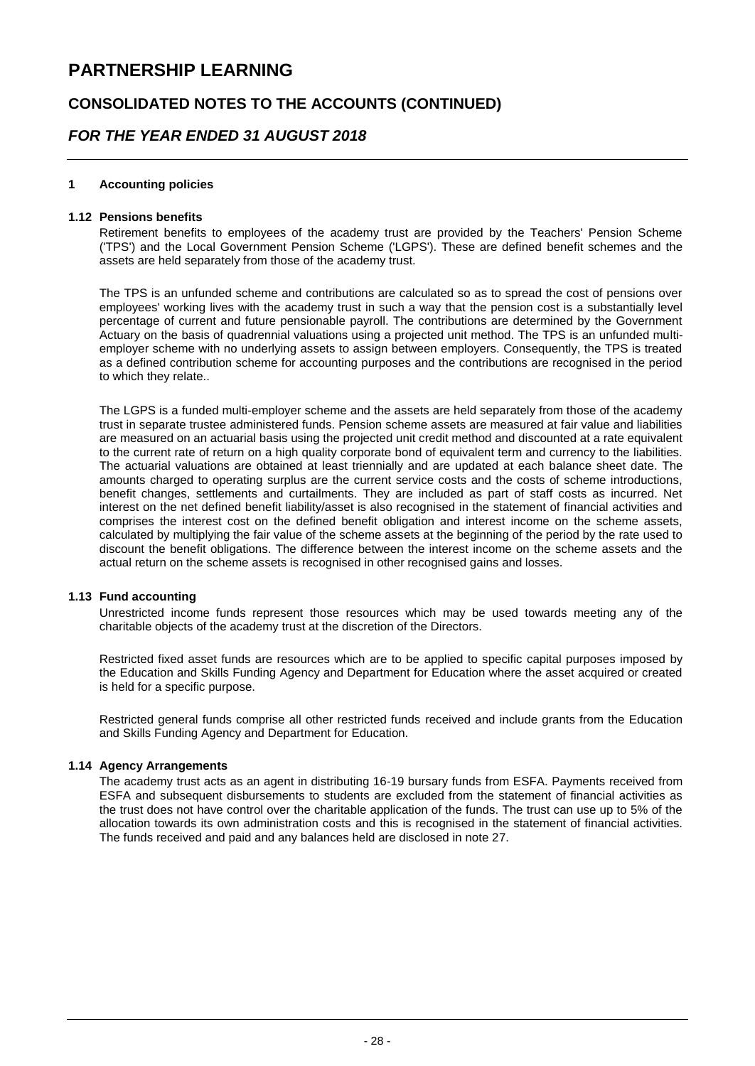# PARTNERSHIP LEARNING

## CONSOLIDATED NOTES TO THE ACCOUNTS (CONTINUED)

### *FOR THE YEAR ENDED 31 AUGUST 2018*

---

**1 Accounting policies**

**1.12 Pensions benefits**

Retirement benefits to employees of the academy trust are provided by the Teachers' Pension Scheme ('TPS') and the Local Government Pension Scheme ('LGPS'). These are defined benefit schemes and the assets are held separately from those of the academy trust.

The TPS is an unfunded scheme and contributions are calculated so as to spread the cost of pensions over employees' working lives with the academy trust in such a way that the pension cost is a substantially level percentage of current and future pensionable payroll. The contributions are determined by the Government Actuary on the basis of quadrennial valuations using a projected unit method. The TPS is an unfunded multi-employer scheme with no underlying assets to assign between employers. Consequently, the TPS is treated as a defined contribution scheme for accounting purposes and the contributions are recognised in the period to which they relate..

The LGPS is a funded multi-employer scheme and the assets are held separately from those of the academy trust in separate trustee administered funds. Pension scheme assets are measured at fair value and liabilities are measured on an actuarial basis using the projected unit credit method and discounted at a rate equivalent to the current rate of return on a high quality corporate bond of equivalent term and currency to the liabilities. The actuarial valuations are obtained at least triennially and are updated at each balance sheet date. The amounts charged to operating surplus are the current service costs and the costs of scheme introductions, benefit changes, settlements and curtailments. They are included as part of staff costs as incurred. Net interest on the net defined benefit liability/asset is also recognised in the statement of financial activities and comprises the interest cost on the defined benefit obligation and interest income on the scheme assets, calculated by multiplying the fair value of the scheme assets at the beginning of the period by the rate used to discount the benefit obligations. The difference between the interest income on the scheme assets and the actual return on the scheme assets is recognised in other recognised gains and losses.

**1.13 Fund accounting**

Unrestricted income funds represent those resources which may be used towards meeting any of the charitable objects of the academy trust at the discretion of the Directors.

Restricted fixed asset funds are resources which are to be applied to specific capital purposes imposed by the Education and Skills Funding Agency and Department for Education where the asset acquired or created is held for a specific purpose.

Restricted general funds comprise all other restricted funds received and include grants from the Education and Skills Funding Agency and Department for Education.

**1.14 Agency Arrangements**

The academy trust acts as an agent in distributing 16-19 bursary funds from ESFA. Payments received from ESFA and subsequent disbursements to students are excluded from the statement of financial activities as the trust does not have control over the charitable application of the funds. The trust can use up to 5% of the allocation towards its own administration costs and this is recognised in the statement of financial activities. The funds received and paid and any balances held are disclosed in note 27.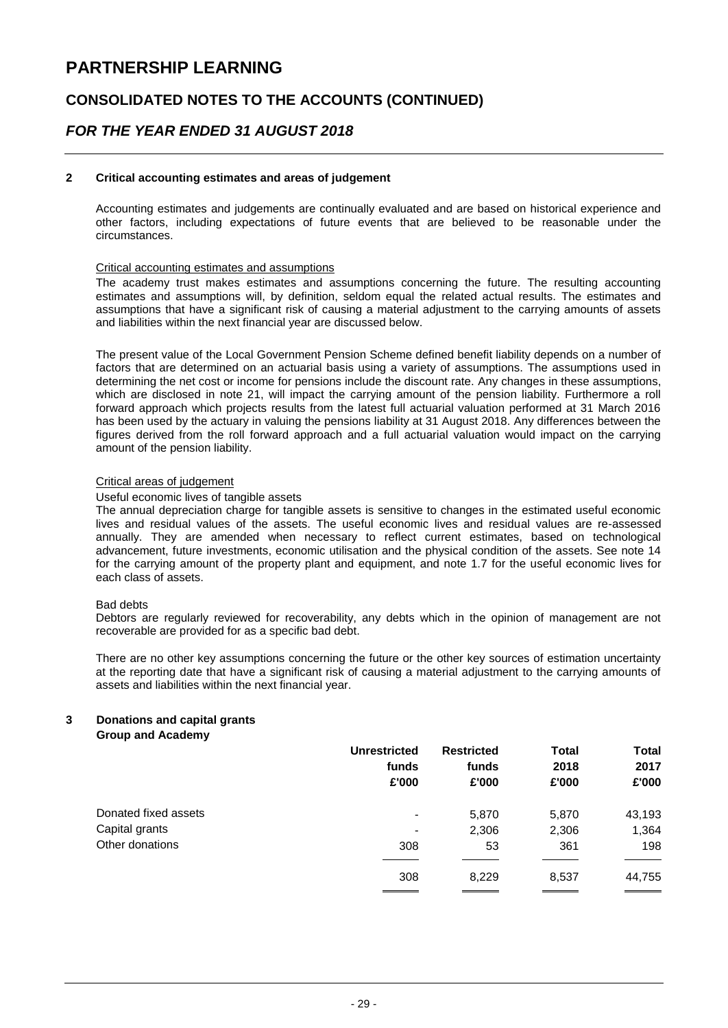## 2 Critical accounting estimates and areas of judgement

Accounting estimates and judgements are continually evaluated and are based on historical experience and other factors, including expectations of future events that are believed to be reasonable under the circumstances.

Critical accounting estimates and assumptions

The academy trust makes estimates and assumptions concerning the future. The resulting accounting estimates and assumptions will, by definition, seldom equal the related actual results. The estimates and assumptions that have a significant risk of causing a material adjustment to the carrying amounts of assets and liabilities within the next financial year are discussed below.

The present value of the Local Government Pension Scheme defined benefit liability depends on a number of factors that are determined on an actuarial basis using a variety of assumptions. The assumptions used in determining the net cost or income for pensions include the discount rate. Any changes in these assumptions, which are disclosed in note 21, will impact the carrying amount of the pension liability. Furthermore a roll forward approach which projects results from the latest full actuarial valuation performed at 31 March 2016 has been used by the actuary in valuing the pensions liability at 31 August 2018. Any differences between the figures derived from the roll forward approach and a full actuarial valuation would impact on the carrying amount of the pension liability.

Critical areas of judgement

Useful economic lives of tangible assets

The annual depreciation charge for tangible assets is sensitive to changes in the estimated useful economic lives and residual values of the assets. The useful economic lives and residual values are re-assessed annually. They are amended when necessary to reflect current estimates, based on technological advancement, future investments, economic utilisation and the physical condition of the assets. See note 14 for the carrying amount of the property plant and equipment, and note 1.7 for the useful economic lives for each class of assets.

Bad debts

Debtors are regularly reviewed for recoverability, any debts which in the opinion of management are not recoverable are provided for as a specific bad debt.

There are no other key assumptions concerning the future or the other key sources of estimation uncertainty at the reporting date that have a significant risk of causing a material adjustment to the carrying amounts of assets and liabilities within the next financial year.

## 3 Donations and capital grants

**Group and Academy**

| | Unrestricted funds £'000 | Restricted funds £'000 | Total 2018 £'000 | Total 2017 £'000 |
|---|---|---|---|---|
| Donated fixed assets | - | 5,870 | 5,870 | 43,193 |
| Capital grants | - | 2,306 | 2,306 | 1,364 |
| Other donations | 308 | 53 | 361 | 198 |
| | 308 | 8,229 | 8,537 | 44,755 |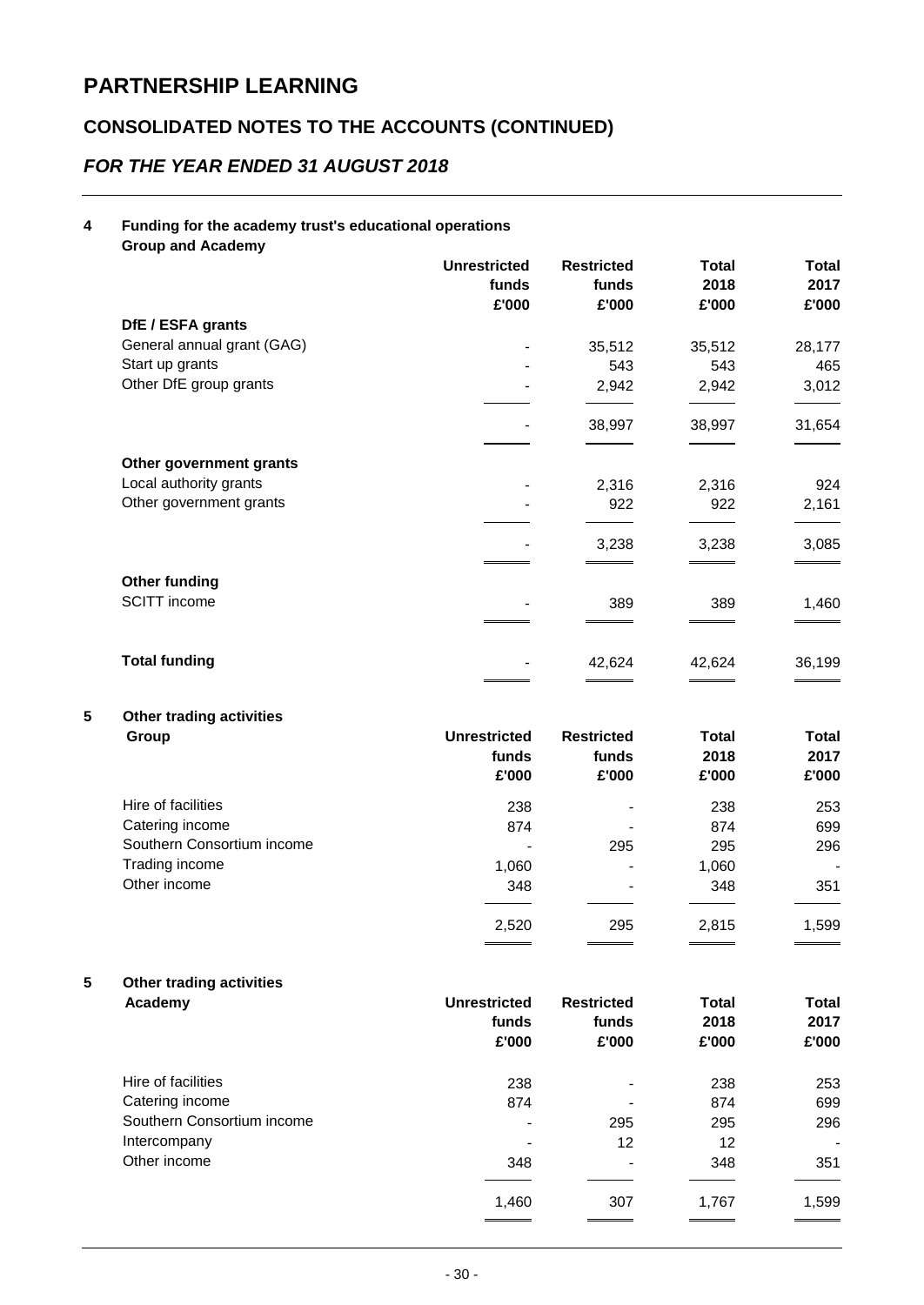# PARTNERSHIP LEARNING

## CONSOLIDATED NOTES TO THE ACCOUNTS (CONTINUED)

## *FOR THE YEAR ENDED 31 AUGUST 2018*

### 4 Funding for the academy trust's educational operations

**Group and Academy**

| | Unrestricted funds £'000 | Restricted funds £'000 | Total 2018 £'000 | Total 2017 £'000 |
|---|---|---|---|---|
| **DfE / ESFA grants** | | | | |
| General annual grant (GAG) | - | 35,512 | 35,512 | 28,177 |
| Start up grants | - | 543 | 543 | 465 |
| Other DfE group grants | - | 2,942 | 2,942 | 3,012 |
| | - | 38,997 | 38,997 | 31,654 |
| **Other government grants** | | | | |
| Local authority grants | - | 2,316 | 2,316 | 924 |
| Other government grants | - | 922 | 922 | 2,161 |
| | - | 3,238 | 3,238 | 3,085 |
| **Other funding** | | | | |
| SCITT income | - | 389 | 389 | 1,460 |
| **Total funding** | - | 42,624 | 42,624 | 36,199 |

### 5 Other trading activities

**Group**

| | Unrestricted funds £'000 | Restricted funds £'000 | Total 2018 £'000 | Total 2017 £'000 |
|---|---|---|---|---|
| Hire of facilities | 238 | - | 238 | 253 |
| Catering income | 874 | - | 874 | 699 |
| Southern Consortium income | - | 295 | 295 | 296 |
| Trading income | 1,060 | - | 1,060 | - |
| Other income | 348 | - | 348 | 351 |
| | 2,520 | 295 | 2,815 | 1,599 |

### 5 Other trading activities

**Academy**

| | Unrestricted funds £'000 | Restricted funds £'000 | Total 2018 £'000 | Total 2017 £'000 |
|---|---|---|---|---|
| Hire of facilities | 238 | - | 238 | 253 |
| Catering income | 874 | - | 874 | 699 |
| Southern Consortium income | - | 295 | 295 | 296 |
| Intercompany | - | 12 | 12 | - |
| Other income | 348 | - | 348 | 351 |
| | 1,460 | 307 | 1,767 | 1,599 |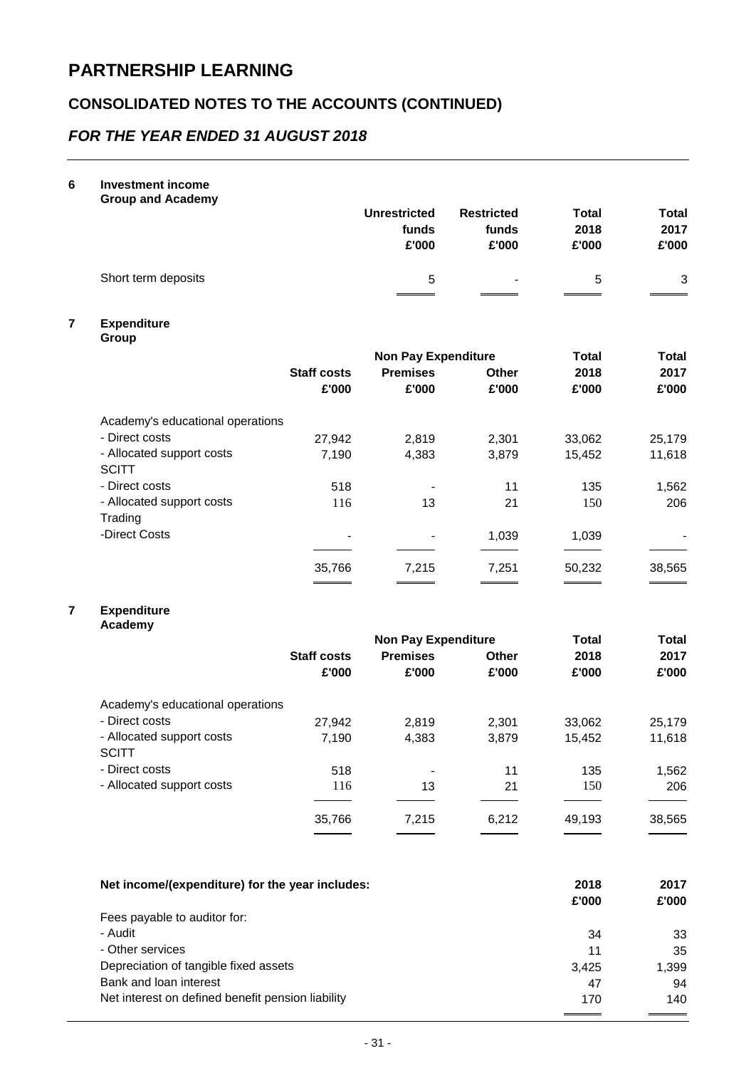# PARTNERSHIP LEARNING

## CONSOLIDATED NOTES TO THE ACCOUNTS (CONTINUED)

## *FOR THE YEAR ENDED 31 AUGUST 2018*

### 6 Investment income

**Group and Academy**

| | Unrestricted funds £'000 | Restricted funds £'000 | Total 2018 £'000 | Total 2017 £'000 |
|---|---|---|---|---|
| Short term deposits | 5 | - | 5 | 3 |

### 7 Expenditure

**Group**

| | Staff costs | Non Pay Expenditure | | Total | Total |
|---|---|---|---|---|---|
| | | Premises | Other | 2018 | 2017 |
| | £'000 | £'000 | £'000 | £'000 | £'000 |
| Academy's educational operations | | | | | |
| - Direct costs | 27,942 | 2,819 | 2,301 | 33,062 | 25,179 |
| - Allocated support costs | 7,190 | 4,383 | 3,879 | 15,452 | 11,618 |
| SCITT | | | | | |
| - Direct costs | 518 | - | 11 | 135 | 1,562 |
| - Allocated support costs | 116 | 13 | 21 | 150 | 206 |
| Trading | | | | | |
| -Direct Costs | - | - | 1,039 | 1,039 | - |
| | 35,766 | 7,215 | 7,251 | 50,232 | 38,565 |

### 7 Expenditure

**Academy**

| | Staff costs | Non Pay Expenditure | | Total | Total |
|---|---|---|---|---|---|
| | | Premises | Other | 2018 | 2017 |
| | £'000 | £'000 | £'000 | £'000 | £'000 |
| Academy's educational operations | | | | | |
| - Direct costs | 27,942 | 2,819 | 2,301 | 33,062 | 25,179 |
| - Allocated support costs | 7,190 | 4,383 | 3,879 | 15,452 | 11,618 |
| SCITT | | | | | |
| - Direct costs | 518 | - | 11 | 135 | 1,562 |
| - Allocated support costs | 116 | 13 | 21 | 150 | 206 |
| | 35,766 | 7,215 | 6,212 | 49,193 | 38,565 |

| **Net income/(expenditure) for the year includes:** | 2018 £'000 | 2017 £'000 |
|---|---|---|
| Fees payable to auditor for: | | |
| - Audit | 34 | 33 |
| - Other services | 11 | 35 |
| Depreciation of tangible fixed assets | 3,425 | 1,399 |
| Bank and loan interest | 47 | 94 |
| Net interest on defined benefit pension liability | 170 | 140 |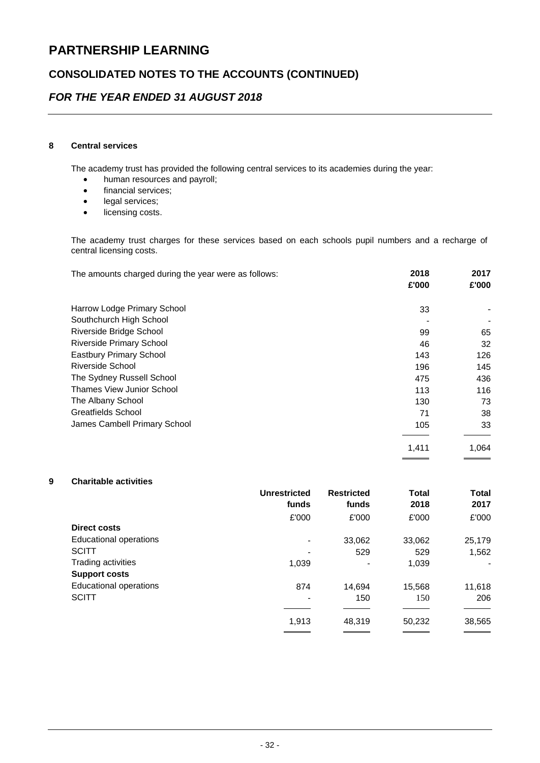# PARTNERSHIP LEARNING

## CONSOLIDATED NOTES TO THE ACCOUNTS (CONTINUED)

### *FOR THE YEAR ENDED 31 AUGUST 2018*

#### 8 Central services

The academy trust has provided the following central services to its academies during the year:

- human resources and payroll;
- financial services;
- legal services;
- licensing costs.

The academy trust charges for these services based on each schools pupil numbers and a recharge of central licensing costs.

| The amounts charged during the year were as follows: | 2018 £'000 | 2017 £'000 |
|---|---|---|
| Harrow Lodge Primary School | 33 | - |
| Southchurch High School | - | - |
| Riverside Bridge School | 99 | 65 |
| Riverside Primary School | 46 | 32 |
| Eastbury Primary School | 143 | 126 |
| Riverside School | 196 | 145 |
| The Sydney Russell School | 475 | 436 |
| Thames View Junior School | 113 | 116 |
| The Albany School | 130 | 73 |
| Greatfields School | 71 | 38 |
| James Cambell Primary School | 105 | 33 |
| | 1,411 | 1,064 |

#### 9 Charitable activities

| | Unrestricted funds | Restricted funds | Total 2018 | Total 2017 |
|---|---|---|---|---|
| | £'000 | £'000 | £'000 | £'000 |
| **Direct costs** | | | | |
| Educational operations | - | 33,062 | 33,062 | 25,179 |
| SCITT | - | 529 | 529 | 1,562 |
| Trading activities | 1,039 | - | 1,039 | - |
| **Support costs** | | | | |
| Educational operations | 874 | 14,694 | 15,568 | 11,618 |
| SCITT | - | 150 | 150 | 206 |
| | 1,913 | 48,319 | 50,232 | 38,565 |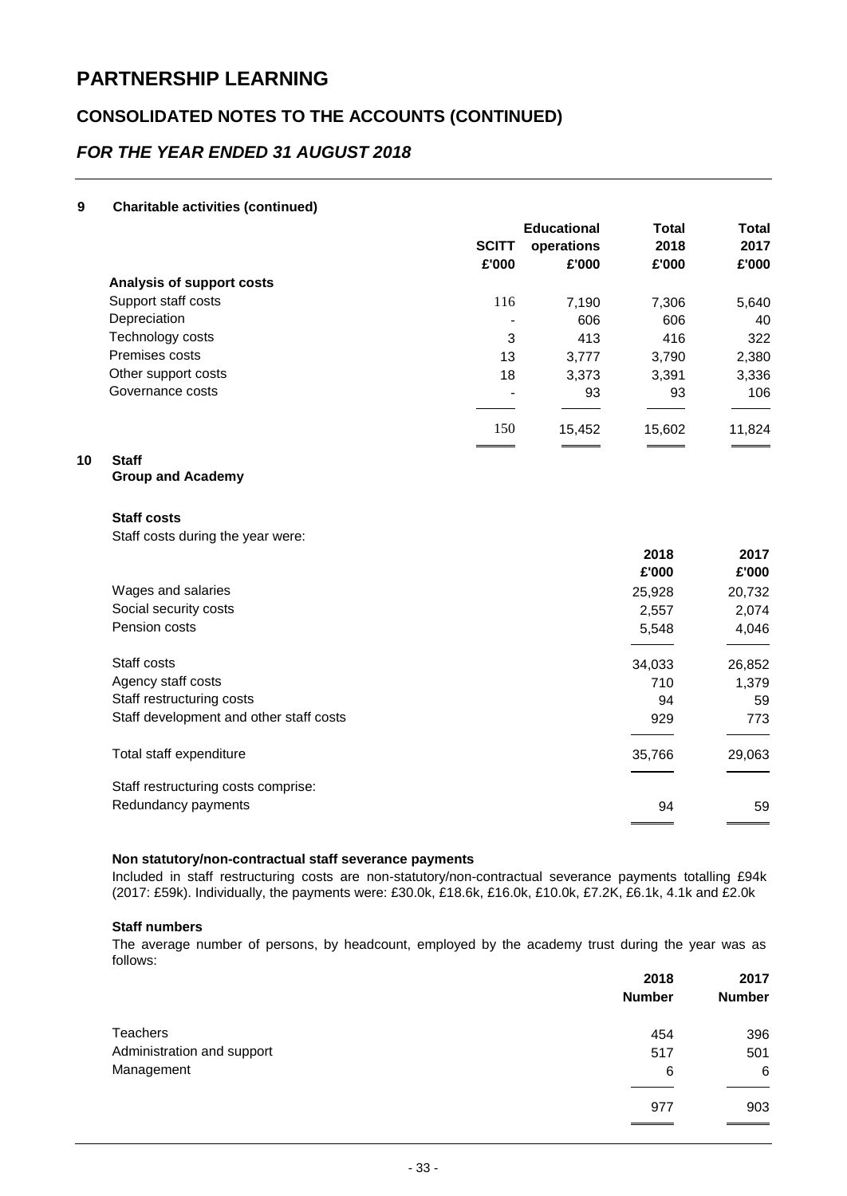# PARTNERSHIP LEARNING

## CONSOLIDATED NOTES TO THE ACCOUNTS (CONTINUED)

### *FOR THE YEAR ENDED 31 AUGUST 2018*

**9 Charitable activities (continued)**

| | SCITT £'000 | Educational operations £'000 | Total 2018 £'000 | Total 2017 £'000 |
|---|---|---|---|---|
| **Analysis of support costs** | | | | |
| Support staff costs | 116 | 7,190 | 7,306 | 5,640 |
| Depreciation | - | 606 | 606 | 40 |
| Technology costs | 3 | 413 | 416 | 322 |
| Premises costs | 13 | 3,777 | 3,790 | 2,380 |
| Other support costs | 18 | 3,373 | 3,391 | 3,336 |
| Governance costs | - | 93 | 93 | 106 |
| | 150 | 15,452 | 15,602 | 11,824 |

**10 Staff**

**Group and Academy**

**Staff costs**

Staff costs during the year were:

| | 2018 £'000 | 2017 £'000 |
|---|---|---|
| Wages and salaries | 25,928 | 20,732 |
| Social security costs | 2,557 | 2,074 |
| Pension costs | 5,548 | 4,046 |
| Staff costs | 34,033 | 26,852 |
| Agency staff costs | 710 | 1,379 |
| Staff restructuring costs | 94 | 59 |
| Staff development and other staff costs | 929 | 773 |
| Total staff expenditure | 35,766 | 29,063 |
| Staff restructuring costs comprise: | | |
| Redundancy payments | 94 | 59 |

**Non statutory/non-contractual staff severance payments**

Included in staff restructuring costs are non-statutory/non-contractual severance payments totalling £94k (2017: £59k). Individually, the payments were: £30.0k, £18.6k, £16.0k, £10.0k, £7.2K, £6.1k, 4.1k and £2.0k

**Staff numbers**

The average number of persons, by headcount, employed by the academy trust during the year was as follows:

| | 2018 Number | 2017 Number |
|---|---|---|
| Teachers | 454 | 396 |
| Administration and support | 517 | 501 |
| Management | 6 | 6 |
| | 977 | 903 |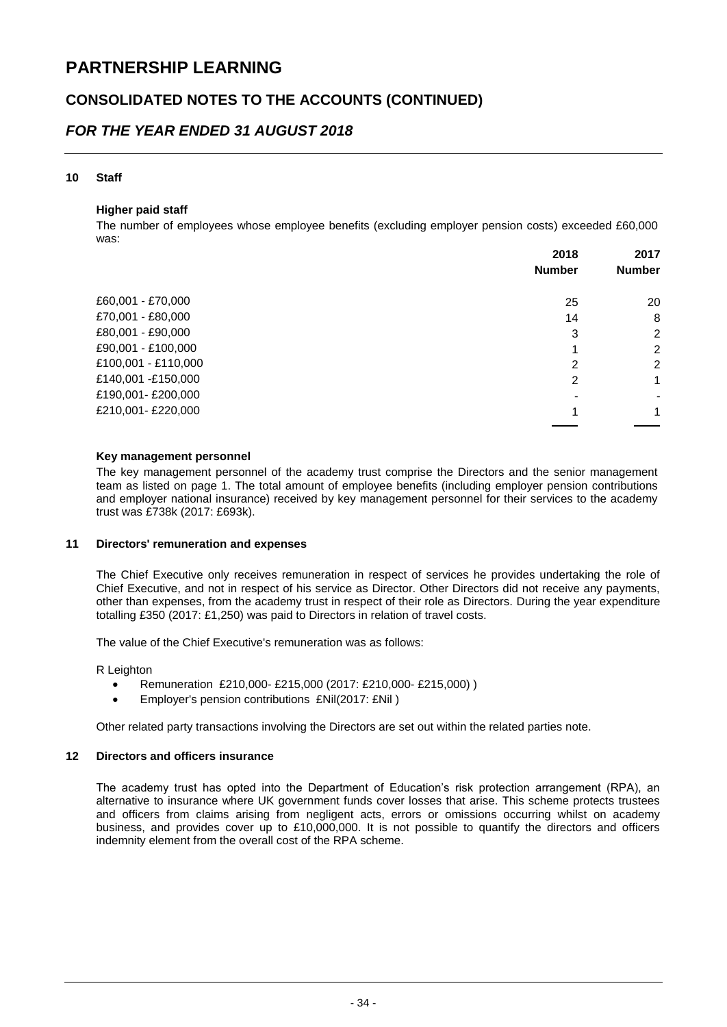# PARTNERSHIP LEARNING

## CONSOLIDATED NOTES TO THE ACCOUNTS (CONTINUED)

## *FOR THE YEAR ENDED 31 AUGUST 2018*

### 10 Staff

**Higher paid staff**

The number of employees whose employee benefits (excluding employer pension costs) exceeded £60,000 was:

| | 2018 Number | 2017 Number |
|---|---|---|
| £60,001 - £70,000 | 25 | 20 |
| £70,001 - £80,000 | 14 | 8 |
| £80,001 - £90,000 | 3 | 2 |
| £90,001 - £100,000 | 1 | 2 |
| £100,001 - £110,000 | 2 | 2 |
| £140,001 -£150,000 | 2 | 1 |
| £190,001- £200,000 | - | - |
| £210,001- £220,000 | 1 | 1 |

**Key management personnel**

The key management personnel of the academy trust comprise the Directors and the senior management team as listed on page 1. The total amount of employee benefits (including employer pension contributions and employer national insurance) received by key management personnel for their services to the academy trust was £738k (2017: £693k).

### 11 Directors' remuneration and expenses

The Chief Executive only receives remuneration in respect of services he provides undertaking the role of Chief Executive, and not in respect of his service as Director. Other Directors did not receive any payments, other than expenses, from the academy trust in respect of their role as Directors. During the year expenditure totalling £350 (2017: £1,250) was paid to Directors in relation of travel costs.

The value of the Chief Executive's remuneration was as follows:

R Leighton

- Remuneration £210,000- £215,000 (2017: £210,000- £215,000) )
- Employer's pension contributions £Nil(2017: £Nil )

Other related party transactions involving the Directors are set out within the related parties note.

### 12 Directors and officers insurance

The academy trust has opted into the Department of Education's risk protection arrangement (RPA), an alternative to insurance where UK government funds cover losses that arise. This scheme protects trustees and officers from claims arising from negligent acts, errors or omissions occurring whilst on academy business, and provides cover up to £10,000,000. It is not possible to quantify the directors and officers indemnity element from the overall cost of the RPA scheme.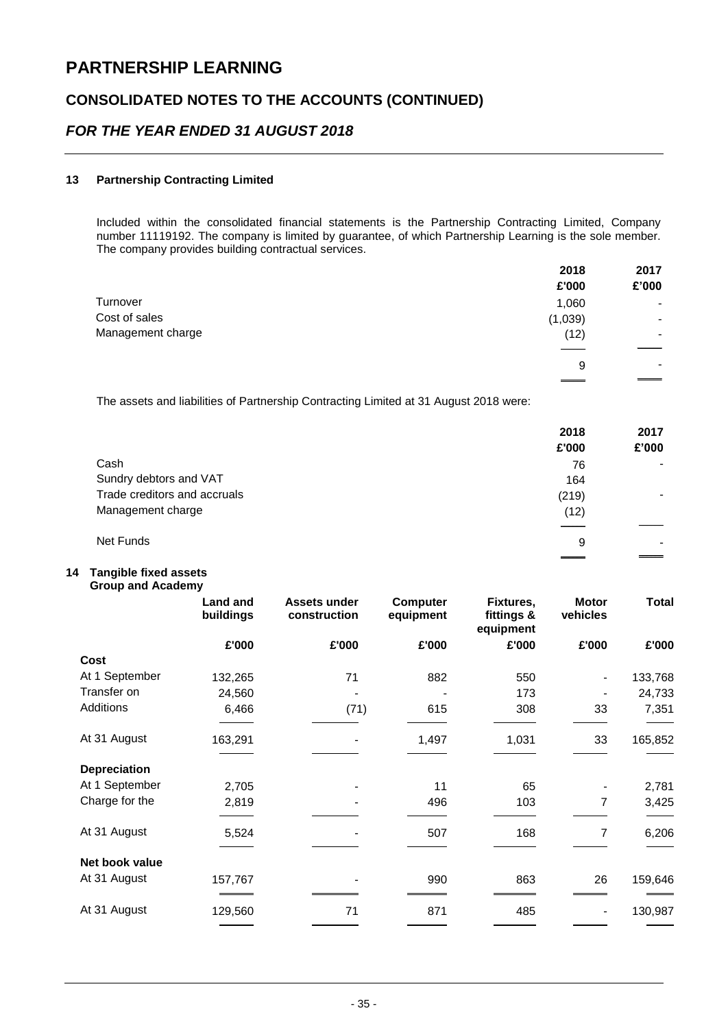# PARTNERSHIP LEARNING

## CONSOLIDATED NOTES TO THE ACCOUNTS (CONTINUED)

## *FOR THE YEAR ENDED 31 AUGUST 2018*

### 13 Partnership Contracting Limited

Included within the consolidated financial statements is the Partnership Contracting Limited, Company number 11119192. The company is limited by guarantee, of which Partnership Learning is the sole member. The company provides building contractual services.

| | 2018 | 2017 |
|---|---|---|
| | £'000 | £'000 |
| Turnover | 1,060 | - |
| Cost of sales | (1,039) | - |
| Management charge | (12) | - |
| | 9 | - |

The assets and liabilities of Partnership Contracting Limited at 31 August 2018 were:

| | 2018 | 2017 |
|---|---|---|
| | £'000 | £'000 |
| Cash | 76 | - |
| Sundry debtors and VAT | 164 | |
| Trade creditors and accruals | (219) | - |
| Management charge | (12) | |
| Net Funds | 9 | - |

### 14 Tangible fixed assets

**Group and Academy**

| | Land and buildings | Assets under construction | Computer equipment | Fixtures, fittings & equipment | Motor vehicles | Total |
|---|---|---|---|---|---|---|
| | £'000 | £'000 | £'000 | £'000 | £'000 | £'000 |
| **Cost** | | | | | | |
| At 1 September | 132,265 | 71 | 882 | 550 | - | 133,768 |
| Transfer on | 24,560 | - | - | 173 | - | 24,733 |
| Additions | 6,466 | (71) | 615 | 308 | 33 | 7,351 |
| At 31 August | 163,291 | - | 1,497 | 1,031 | 33 | 165,852 |
| **Depreciation** | | | | | | |
| At 1 September | 2,705 | - | 11 | 65 | - | 2,781 |
| Charge for the | 2,819 | - | 496 | 103 | 7 | 3,425 |
| At 31 August | 5,524 | - | 507 | 168 | 7 | 6,206 |
| **Net book value** | | | | | | |
| At 31 August | 157,767 | - | 990 | 863 | 26 | 159,646 |
| At 31 August | 129,560 | 71 | 871 | 485 | - | 130,987 |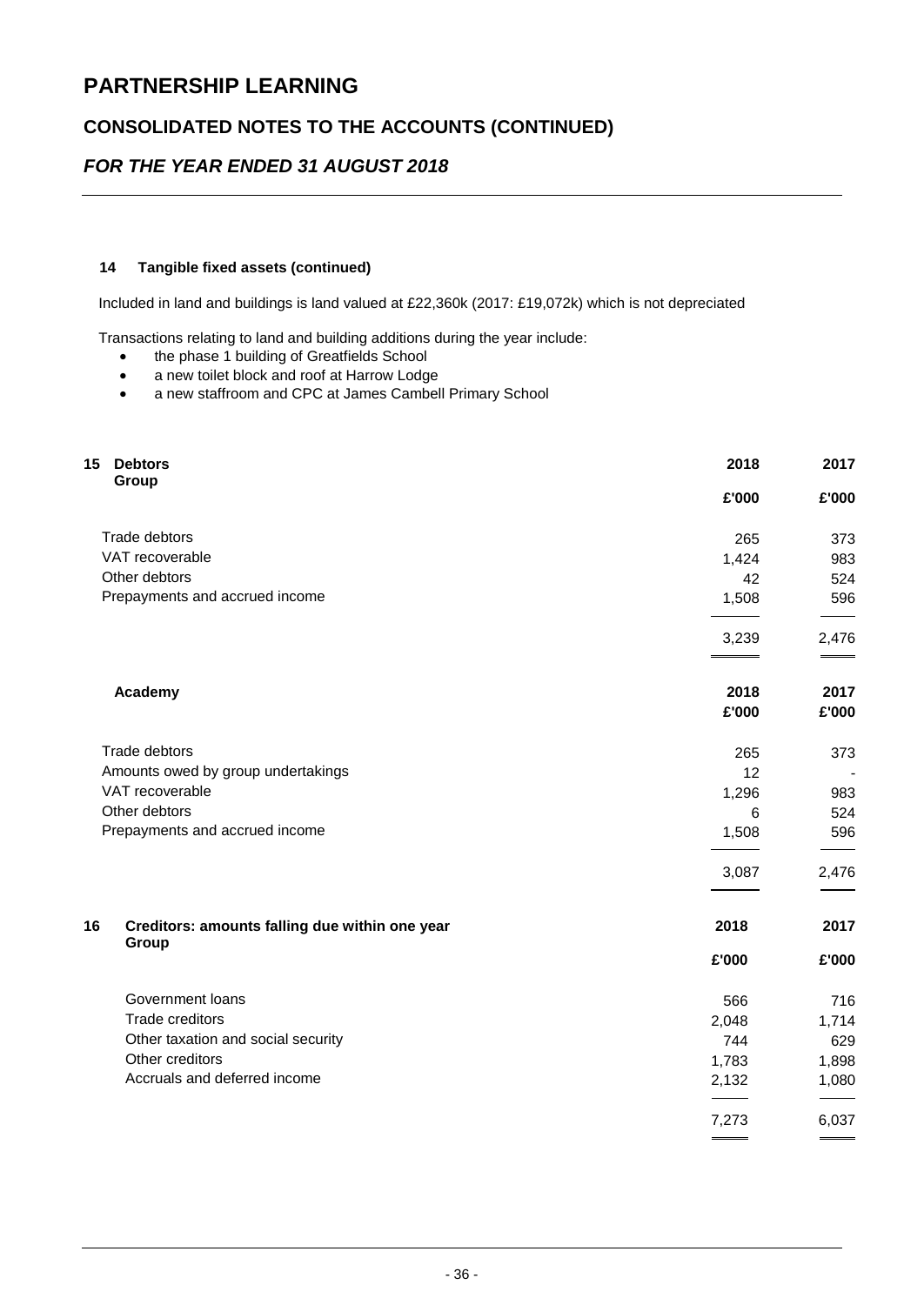# PARTNERSHIP LEARNING

## CONSOLIDATED NOTES TO THE ACCOUNTS (CONTINUED)

### *FOR THE YEAR ENDED 31 AUGUST 2018*

**14 Tangible fixed assets (continued)**

Included in land and buildings is land valued at £22,360k (2017: £19,072k) which is not depreciated

Transactions relating to land and building additions during the year include:

- the phase 1 building of Greatfields School
- a new toilet block and roof at Harrow Lodge
- a new staffroom and CPC at James Cambell Primary School

**15 Debtors**

| Group | 2018 | 2017 |
|---|---|---|
| | £'000 | £'000 |
| Trade debtors | 265 | 373 |
| VAT recoverable | 1,424 | 983 |
| Other debtors | 42 | 524 |
| Prepayments and accrued income | 1,508 | 596 |
| | 3,239 | 2,476 |

| Academy | 2018 | 2017 |
|---|---|---|
| | £'000 | £'000 |
| Trade debtors | 265 | 373 |
| Amounts owed by group undertakings | 12 | - |
| VAT recoverable | 1,296 | 983 |
| Other debtors | 6 | 524 |
| Prepayments and accrued income | 1,508 | 596 |
| | 3,087 | 2,476 |

**16 Creditors: amounts falling due within one year**

| Group | 2018 | 2017 |
|---|---|---|
| | £'000 | £'000 |
| Government loans | 566 | 716 |
| Trade creditors | 2,048 | 1,714 |
| Other taxation and social security | 744 | 629 |
| Other creditors | 1,783 | 1,898 |
| Accruals and deferred income | 2,132 | 1,080 |
| | 7,273 | 6,037 |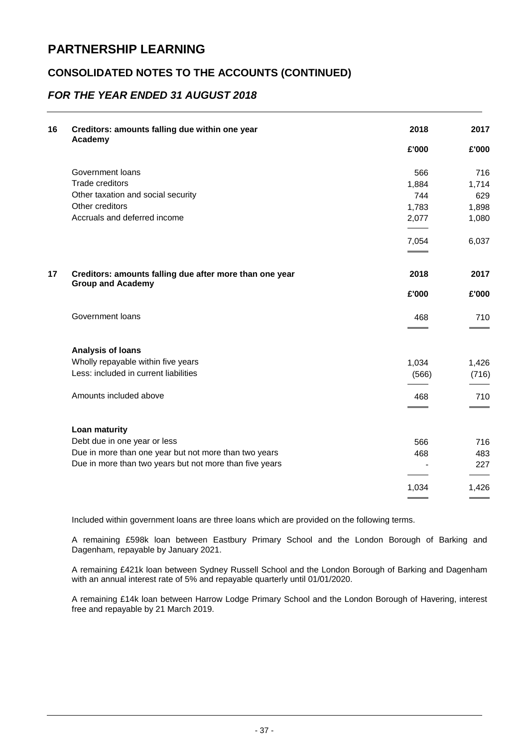# PARTNERSHIP LEARNING

## CONSOLIDATED NOTES TO THE ACCOUNTS (CONTINUED)

### *FOR THE YEAR ENDED 31 AUGUST 2018*

| **16** | **Creditors: amounts falling due within one year**<br>**Academy** | **2018**<br>**£'000** | **2017**<br>**£'000** |
|---|---|---|---|
| | Government loans | 566 | 716 |
| | Trade creditors | 1,884 | 1,714 |
| | Other taxation and social security | 744 | 629 |
| | Other creditors | 1,783 | 1,898 |
| | Accruals and deferred income | 2,077 | 1,080 |
| | | 7,054 | 6,037 |

| **17** | **Creditors: amounts falling due after more than one year**<br>**Group and Academy** | **2018**<br>**£'000** | **2017**<br>**£'000** |
|---|---|---|---|
| | Government loans | 468 | 710 |
| | **Analysis of loans** | | |
| | Wholly repayable within five years | 1,034 | 1,426 |
| | Less: included in current liabilities | (566) | (716) |
| | Amounts included above | 468 | 710 |
| | **Loan maturity** | | |
| | Debt due in one year or less | 566 | 716 |
| | Due in more than one year but not more than two years | 468 | 483 |
| | Due in more than two years but not more than five years | - | 227 |
| | | 1,034 | 1,426 |

Included within government loans are three loans which are provided on the following terms.

A remaining £598k loan between Eastbury Primary School and the London Borough of Barking and Dagenham, repayable by January 2021.

A remaining £421k loan between Sydney Russell School and the London Borough of Barking and Dagenham with an annual interest rate of 5% and repayable quarterly until 01/01/2020.

A remaining £14k loan between Harrow Lodge Primary School and the London Borough of Havering, interest free and repayable by 21 March 2019.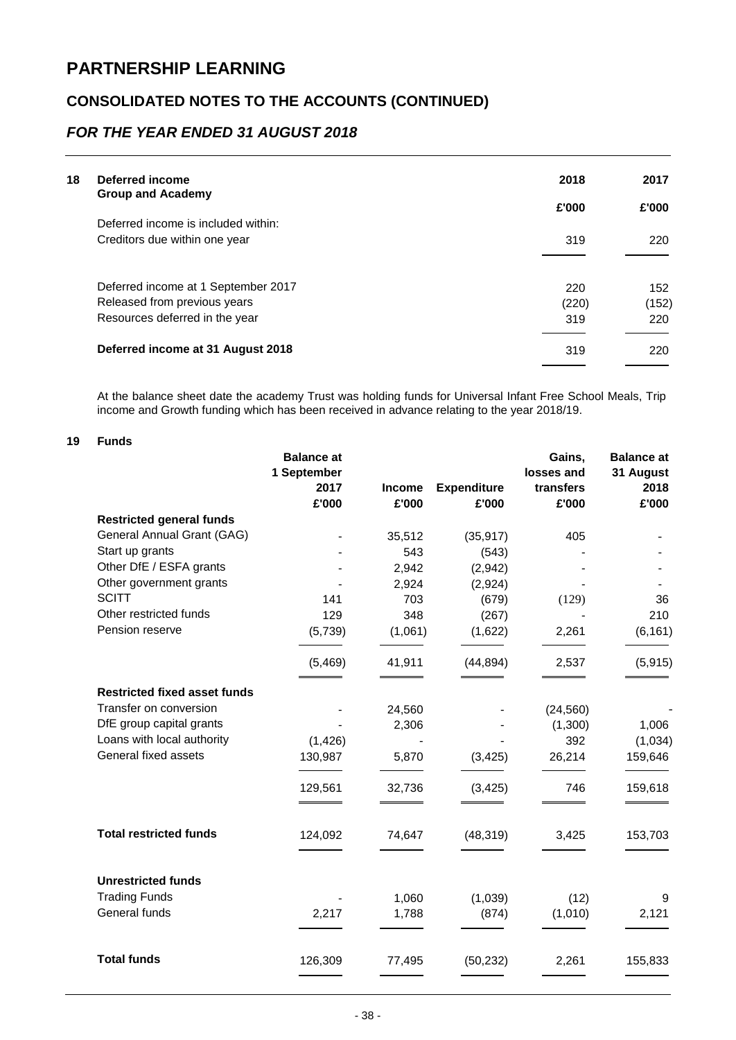# PARTNERSHIP LEARNING

## CONSOLIDATED NOTES TO THE ACCOUNTS (CONTINUED)

## *FOR THE YEAR ENDED 31 AUGUST 2018*

| 18 | Deferred income | 2018 | 2017 |
|---|---|---|---|
| | **Group and Academy** | £'000 | £'000 |
| | Deferred income is included within: | | |
| | Creditors due within one year | 319 | 220 |
| | | | |
| | Deferred income at 1 September 2017 | 220 | 152 |
| | Released from previous years | (220) | (152) |
| | Resources deferred in the year | 319 | 220 |
| | **Deferred income at 31 August 2018** | 319 | 220 |

At the balance sheet date the academy Trust was holding funds for Universal Infant Free School Meals, Trip income and Growth funding which has been received in advance relating to the year 2018/19.

**19 Funds**

| | Balance at 1 September 2017 | Income | Expenditure | Gains, losses and transfers | Balance at 31 August 2018 |
|---|---|---|---|---|---|
| | £'000 | £'000 | £'000 | £'000 | £'000 |
| **Restricted general funds** | | | | | |
| General Annual Grant (GAG) | - | 35,512 | (35,917) | 405 | - |
| Start up grants | - | 543 | (543) | - | - |
| Other DfE / ESFA grants | - | 2,942 | (2,942) | - | - |
| Other government grants | - | 2,924 | (2,924) | - | - |
| SCITT | 141 | 703 | (679) | (129) | 36 |
| Other restricted funds | 129 | 348 | (267) | - | 210 |
| Pension reserve | (5,739) | (1,061) | (1,622) | 2,261 | (6,161) |
| | (5,469) | 41,911 | (44,894) | 2,537 | (5,915) |
| **Restricted fixed asset funds** | | | | | |
| Transfer on conversion | - | 24,560 | - | (24,560) | - |
| DfE group capital grants | - | 2,306 | - | (1,300) | 1,006 |
| Loans with local authority | (1,426) | - | - | 392 | (1,034) |
| General fixed assets | 130,987 | 5,870 | (3,425) | 26,214 | 159,646 |
| | 129,561 | 32,736 | (3,425) | 746 | 159,618 |
| **Total restricted funds** | 124,092 | 74,647 | (48,319) | 3,425 | 153,703 |
| **Unrestricted funds** | | | | | |
| Trading Funds | - | 1,060 | (1,039) | (12) | 9 |
| General funds | 2,217 | 1,788 | (874) | (1,010) | 2,121 |
| **Total funds** | 126,309 | 77,495 | (50,232) | 2,261 | 155,833 |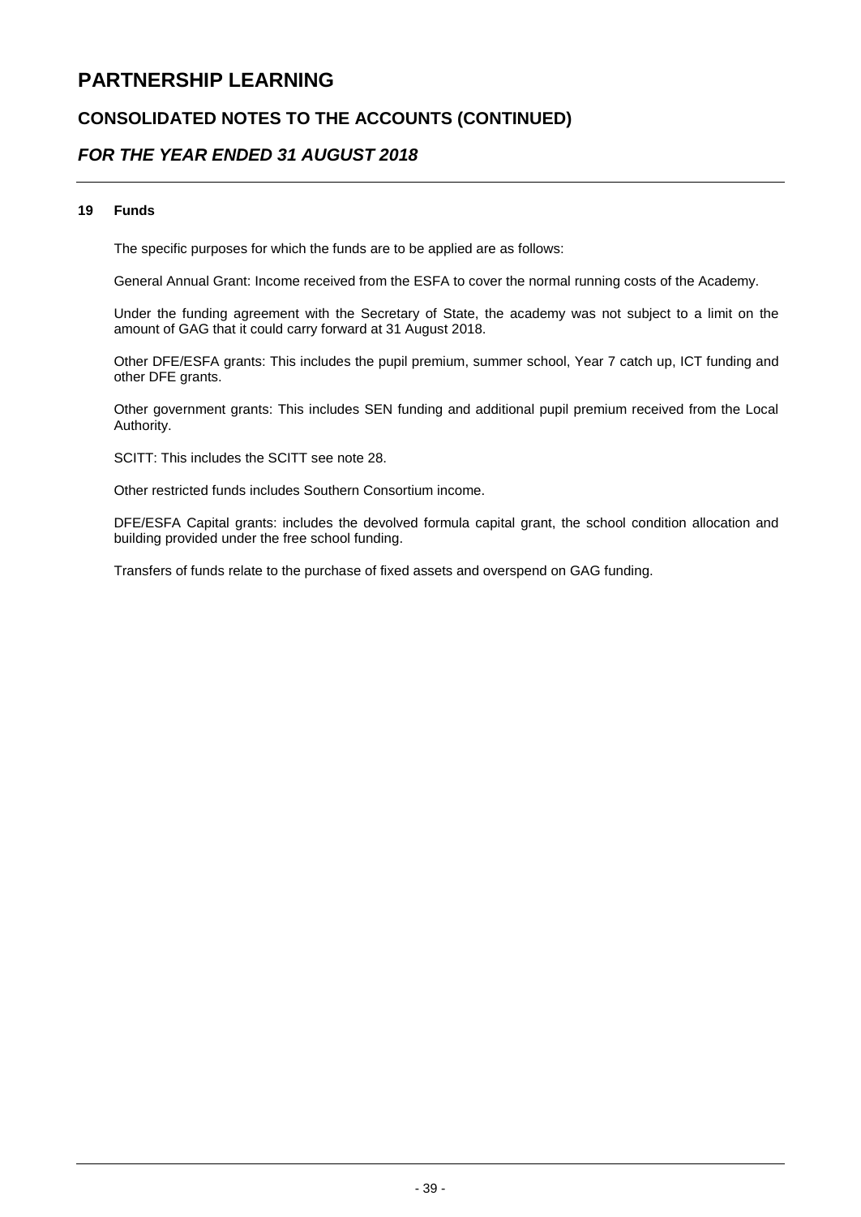# PARTNERSHIP LEARNING

## CONSOLIDATED NOTES TO THE ACCOUNTS (CONTINUED)

## *FOR THE YEAR ENDED 31 AUGUST 2018*

### 19 Funds

The specific purposes for which the funds are to be applied are as follows:

General Annual Grant: Income received from the ESFA to cover the normal running costs of the Academy.

Under the funding agreement with the Secretary of State, the academy was not subject to a limit on the amount of GAG that it could carry forward at 31 August 2018.

Other DFE/ESFA grants: This includes the pupil premium, summer school, Year 7 catch up, ICT funding and other DFE grants.

Other government grants: This includes SEN funding and additional pupil premium received from the Local Authority.

SCITT: This includes the SCITT see note 28.

Other restricted funds includes Southern Consortium income.

DFE/ESFA Capital grants: includes the devolved formula capital grant, the school condition allocation and building provided under the free school funding.

Transfers of funds relate to the purchase of fixed assets and overspend on GAG funding.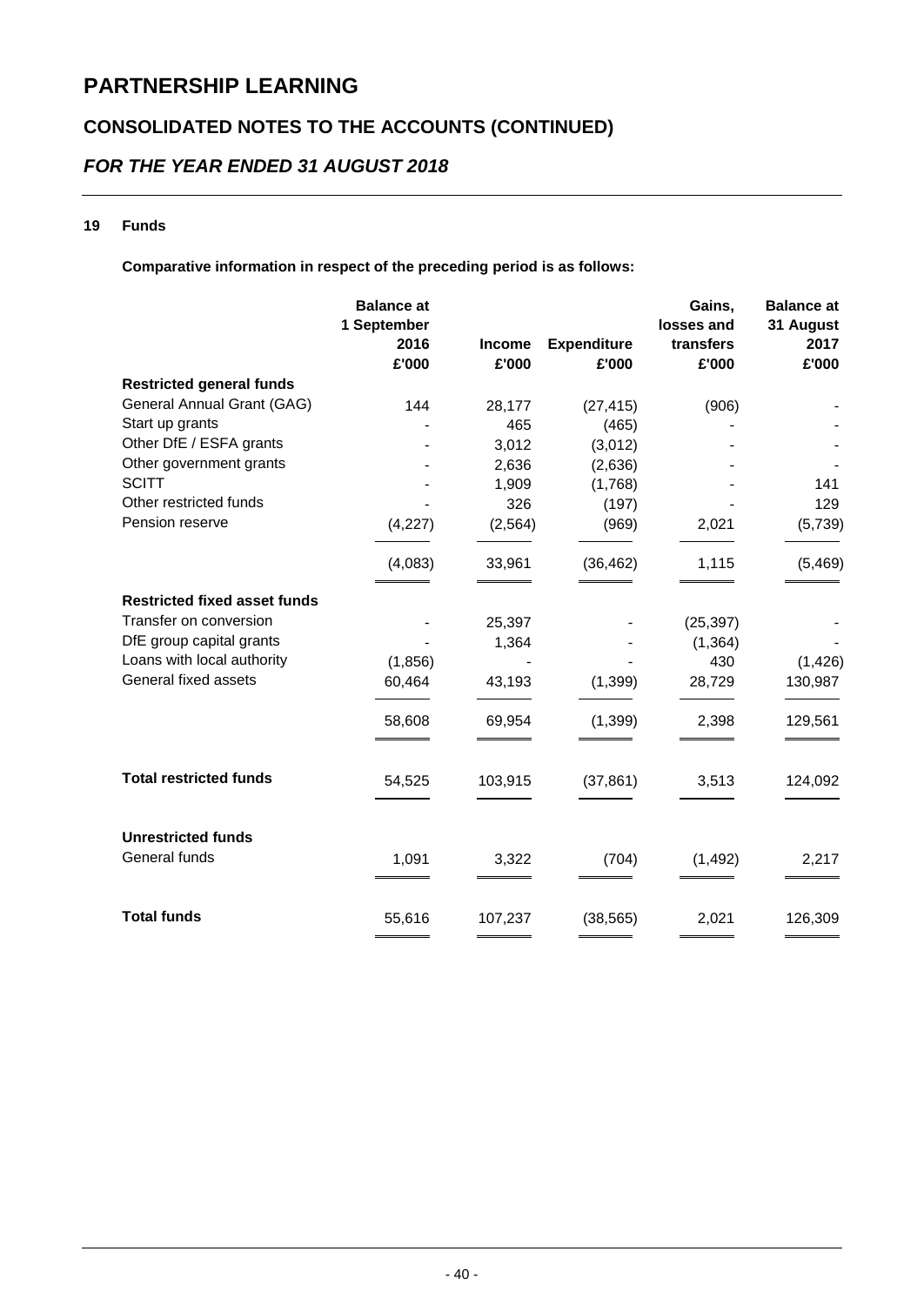# PARTNERSHIP LEARNING

## CONSOLIDATED NOTES TO THE ACCOUNTS (CONTINUED)

## *FOR THE YEAR ENDED 31 AUGUST 2018*

**19 Funds**

**Comparative information in respect of the preceding period is as follows:**

| | Balance at 1 September 2016 £'000 | Income £'000 | Expenditure £'000 | Gains, losses and transfers £'000 | Balance at 31 August 2017 £'000 |
|---|---|---|---|---|---|
| **Restricted general funds** | | | | | |
| General Annual Grant (GAG) | 144 | 28,177 | (27,415) | (906) | - |
| Start up grants | - | 465 | (465) | - | - |
| Other DfE / ESFA grants | - | 3,012 | (3,012) | - | - |
| Other government grants | - | 2,636 | (2,636) | - | - |
| SCITT | - | 1,909 | (1,768) | - | 141 |
| Other restricted funds | - | 326 | (197) | - | 129 |
| Pension reserve | (4,227) | (2,564) | (969) | 2,021 | (5,739) |
| | (4,083) | 33,961 | (36,462) | 1,115 | (5,469) |
| **Restricted fixed asset funds** | | | | | |
| Transfer on conversion | - | 25,397 | - | (25,397) | - |
| DfE group capital grants | - | 1,364 | - | (1,364) | - |
| Loans with local authority | (1,856) | - | - | 430 | (1,426) |
| General fixed assets | 60,464 | 43,193 | (1,399) | 28,729 | 130,987 |
| | 58,608 | 69,954 | (1,399) | 2,398 | 129,561 |
| **Total restricted funds** | 54,525 | 103,915 | (37,861) | 3,513 | 124,092 |
| **Unrestricted funds** | | | | | |
| General funds | 1,091 | 3,322 | (704) | (1,492) | 2,217 |
| **Total funds** | 55,616 | 107,237 | (38,565) | 2,021 | 126,309 |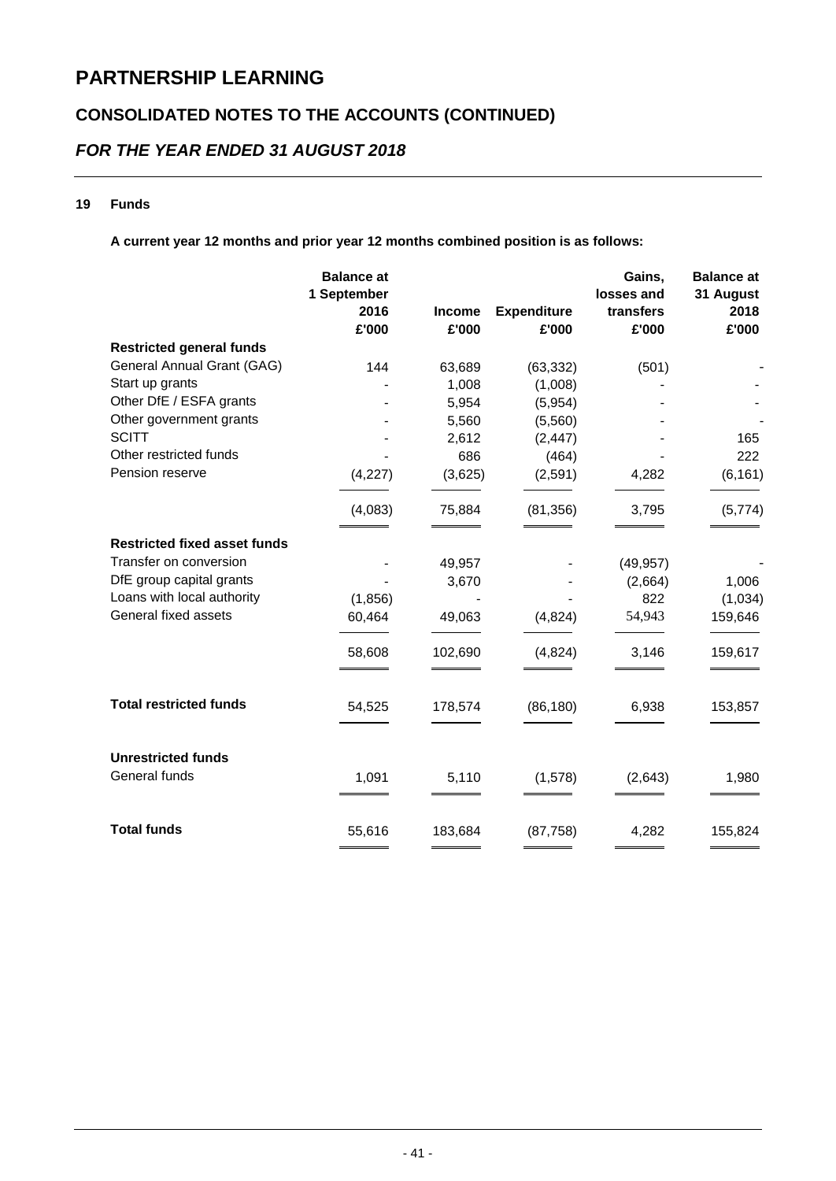# PARTNERSHIP LEARNING

## CONSOLIDATED NOTES TO THE ACCOUNTS (CONTINUED)

## *FOR THE YEAR ENDED 31 AUGUST 2018*

### 19 Funds

**A current year 12 months and prior year 12 months combined position is as follows:**

| | Balance at 1 September 2016 £'000 | Income £'000 | Expenditure £'000 | Gains, losses and transfers £'000 | Balance at 31 August 2018 £'000 |
|---|---|---|---|---|---|
| **Restricted general funds** | | | | | |
| General Annual Grant (GAG) | 144 | 63,689 | (63,332) | (501) | - |
| Start up grants | - | 1,008 | (1,008) | - | - |
| Other DfE / ESFA grants | - | 5,954 | (5,954) | - | - |
| Other government grants | - | 5,560 | (5,560) | - | - |
| SCITT | - | 2,612 | (2,447) | - | 165 |
| Other restricted funds | - | 686 | (464) | - | 222 |
| Pension reserve | (4,227) | (3,625) | (2,591) | 4,282 | (6,161) |
| | (4,083) | 75,884 | (81,356) | 3,795 | (5,774) |
| **Restricted fixed asset funds** | | | | | |
| Transfer on conversion | - | 49,957 | - | (49,957) | - |
| DfE group capital grants | - | 3,670 | - | (2,664) | 1,006 |
| Loans with local authority | (1,856) | - | - | 822 | (1,034) |
| General fixed assets | 60,464 | 49,063 | (4,824) | 54,943 | 159,646 |
| | 58,608 | 102,690 | (4,824) | 3,146 | 159,617 |
| **Total restricted funds** | 54,525 | 178,574 | (86,180) | 6,938 | 153,857 |
| **Unrestricted funds** | | | | | |
| General funds | 1,091 | 5,110 | (1,578) | (2,643) | 1,980 |
| **Total funds** | 55,616 | 183,684 | (87,758) | 4,282 | 155,824 |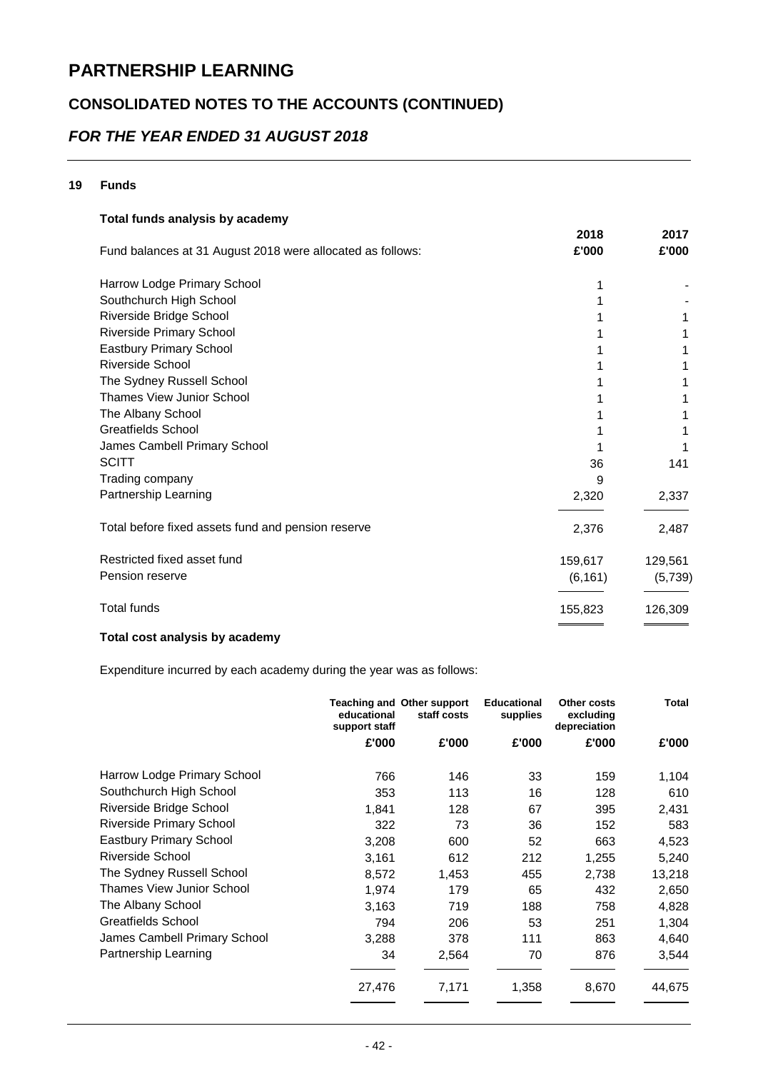# PARTNERSHIP LEARNING

## CONSOLIDATED NOTES TO THE ACCOUNTS (CONTINUED)

## *FOR THE YEAR ENDED 31 AUGUST 2018*

### 19 Funds

**Total funds analysis by academy**

| Fund balances at 31 August 2018 were allocated as follows: | 2018 £'000 | 2017 £'000 |
|---|---|---|
| Harrow Lodge Primary School | 1 | - |
| Southchurch High School | 1 | - |
| Riverside Bridge School | 1 | 1 |
| Riverside Primary School | 1 | 1 |
| Eastbury Primary School | 1 | 1 |
| Riverside School | 1 | 1 |
| The Sydney Russell School | 1 | 1 |
| Thames View Junior School | 1 | 1 |
| The Albany School | 1 | 1 |
| Greatfields School | 1 | 1 |
| James Cambell Primary School | 1 | 1 |
| SCITT | 36 | 141 |
| Trading company | 9 | |
| Partnership Learning | 2,320 | 2,337 |
| Total before fixed assets fund and pension reserve | 2,376 | 2,487 |
| Restricted fixed asset fund | 159,617 | 129,561 |
| Pension reserve | (6,161) | (5,739) |
| Total funds | 155,823 | 126,309 |

**Total cost analysis by academy**

Expenditure incurred by each academy during the year was as follows:

| | Teaching and educational support staff £'000 | Other support staff costs £'000 | Educational supplies £'000 | Other costs excluding depreciation £'000 | Total £'000 |
|---|---|---|---|---|---|
| Harrow Lodge Primary School | 766 | 146 | 33 | 159 | 1,104 |
| Southchurch High School | 353 | 113 | 16 | 128 | 610 |
| Riverside Bridge School | 1,841 | 128 | 67 | 395 | 2,431 |
| Riverside Primary School | 322 | 73 | 36 | 152 | 583 |
| Eastbury Primary School | 3,208 | 600 | 52 | 663 | 4,523 |
| Riverside School | 3,161 | 612 | 212 | 1,255 | 5,240 |
| The Sydney Russell School | 8,572 | 1,453 | 455 | 2,738 | 13,218 |
| Thames View Junior School | 1,974 | 179 | 65 | 432 | 2,650 |
| The Albany School | 3,163 | 719 | 188 | 758 | 4,828 |
| Greatfields School | 794 | 206 | 53 | 251 | 1,304 |
| James Cambell Primary School | 3,288 | 378 | 111 | 863 | 4,640 |
| Partnership Learning | 34 | 2,564 | 70 | 876 | 3,544 |
| | 27,476 | 7,171 | 1,358 | 8,670 | 44,675 |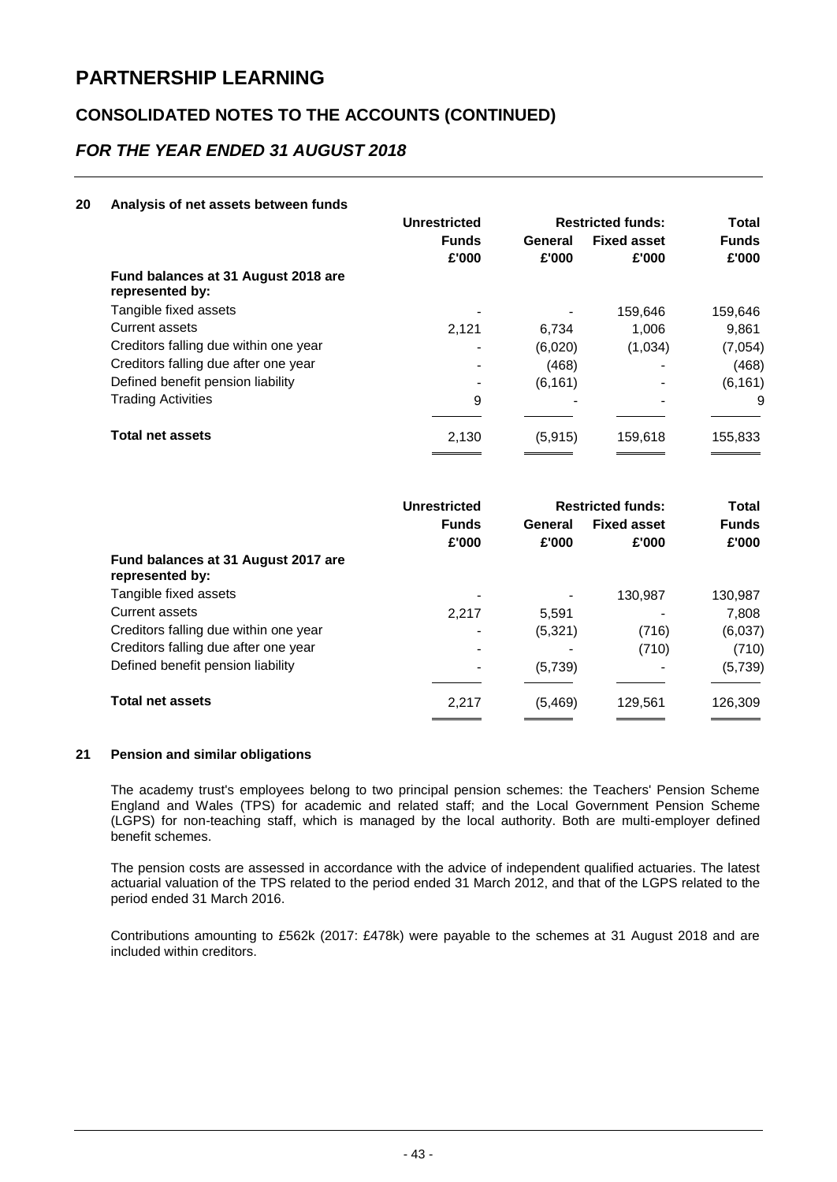# PARTNERSHIP LEARNING

## CONSOLIDATED NOTES TO THE ACCOUNTS (CONTINUED)

## *FOR THE YEAR ENDED 31 AUGUST 2018*

### 20 Analysis of net assets between funds

| | Unrestricted Funds £'000 | Restricted funds: General £'000 | Restricted funds: Fixed asset £'000 | Total Funds £'000 |
|---|---|---|---|---|
| **Fund balances at 31 August 2018 are represented by:** | | | | |
| Tangible fixed assets | - | - | 159,646 | 159,646 |
| Current assets | 2,121 | 6,734 | 1,006 | 9,861 |
| Creditors falling due within one year | - | (6,020) | (1,034) | (7,054) |
| Creditors falling due after one year | - | (468) | - | (468) |
| Defined benefit pension liability | - | (6,161) | - | (6,161) |
| Trading Activities | 9 | - | - | 9 |
| **Total net assets** | 2,130 | (5,915) | 159,618 | 155,833 |

| | Unrestricted Funds £'000 | Restricted funds: General £'000 | Restricted funds: Fixed asset £'000 | Total Funds £'000 |
|---|---|---|---|---|
| **Fund balances at 31 August 2017 are represented by:** | | | | |
| Tangible fixed assets | - | - | 130,987 | 130,987 |
| Current assets | 2,217 | 5,591 | - | 7,808 |
| Creditors falling due within one year | - | (5,321) | (716) | (6,037) |
| Creditors falling due after one year | - | - | (710) | (710) |
| Defined benefit pension liability | - | (5,739) | - | (5,739) |
| **Total net assets** | 2,217 | (5,469) | 129,561 | 126,309 |

### 21 Pension and similar obligations

The academy trust's employees belong to two principal pension schemes: the Teachers' Pension Scheme England and Wales (TPS) for academic and related staff; and the Local Government Pension Scheme (LGPS) for non-teaching staff, which is managed by the local authority. Both are multi-employer defined benefit schemes.

The pension costs are assessed in accordance with the advice of independent qualified actuaries. The latest actuarial valuation of the TPS related to the period ended 31 March 2012, and that of the LGPS related to the period ended 31 March 2016.

Contributions amounting to £562k (2017: £478k) were payable to the schemes at 31 August 2018 and are included within creditors.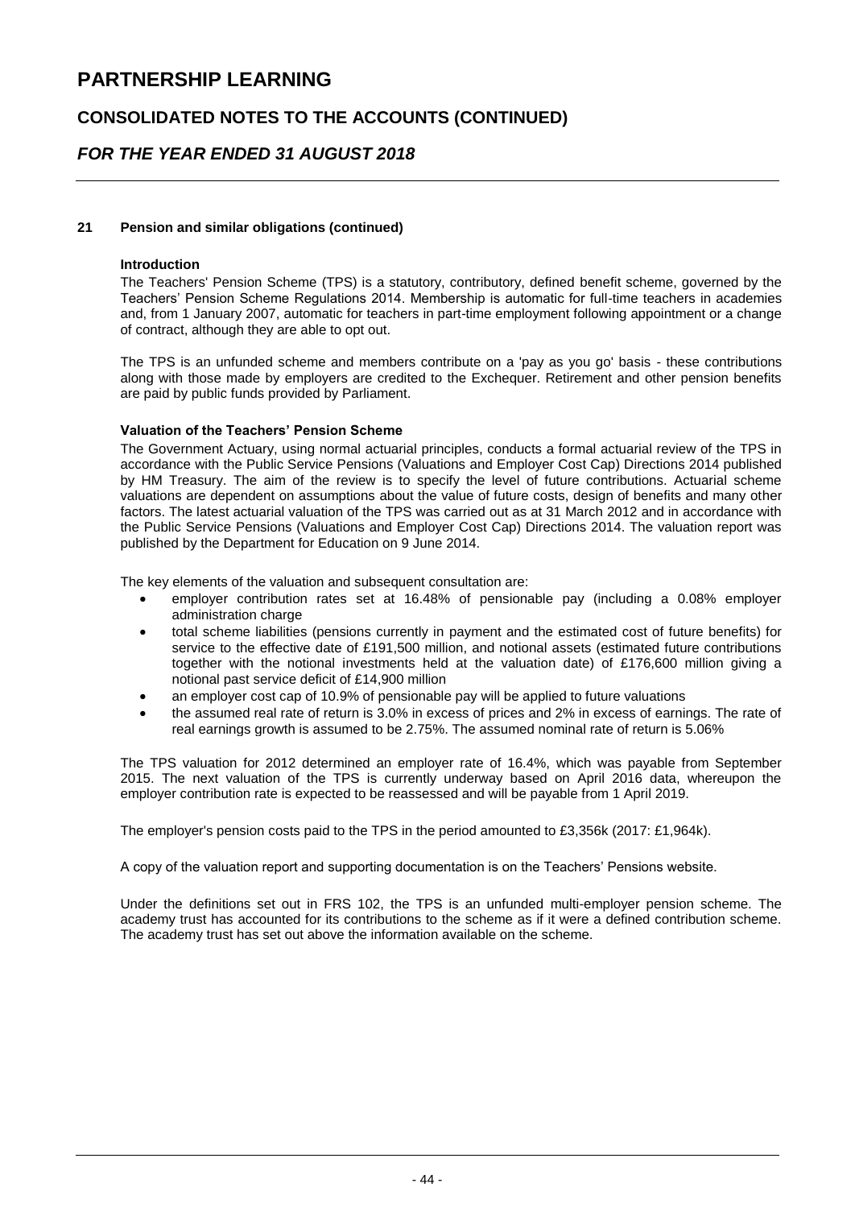# PARTNERSHIP LEARNING

## CONSOLIDATED NOTES TO THE ACCOUNTS (CONTINUED)

## *FOR THE YEAR ENDED 31 AUGUST 2018*

### 21 Pension and similar obligations (continued)

**Introduction**

The Teachers' Pension Scheme (TPS) is a statutory, contributory, defined benefit scheme, governed by the Teachers' Pension Scheme Regulations 2014. Membership is automatic for full-time teachers in academies and, from 1 January 2007, automatic for teachers in part-time employment following appointment or a change of contract, although they are able to opt out.

The TPS is an unfunded scheme and members contribute on a 'pay as you go' basis - these contributions along with those made by employers are credited to the Exchequer. Retirement and other pension benefits are paid by public funds provided by Parliament.

**Valuation of the Teachers' Pension Scheme**

The Government Actuary, using normal actuarial principles, conducts a formal actuarial review of the TPS in accordance with the Public Service Pensions (Valuations and Employer Cost Cap) Directions 2014 published by HM Treasury. The aim of the review is to specify the level of future contributions. Actuarial scheme valuations are dependent on assumptions about the value of future costs, design of benefits and many other factors. The latest actuarial valuation of the TPS was carried out as at 31 March 2012 and in accordance with the Public Service Pensions (Valuations and Employer Cost Cap) Directions 2014. The valuation report was published by the Department for Education on 9 June 2014.

The key elements of the valuation and subsequent consultation are:

- employer contribution rates set at 16.48% of pensionable pay (including a 0.08% employer administration charge
- total scheme liabilities (pensions currently in payment and the estimated cost of future benefits) for service to the effective date of £191,500 million, and notional assets (estimated future contributions together with the notional investments held at the valuation date) of £176,600 million giving a notional past service deficit of £14,900 million
- an employer cost cap of 10.9% of pensionable pay will be applied to future valuations
- the assumed real rate of return is 3.0% in excess of prices and 2% in excess of earnings. The rate of real earnings growth is assumed to be 2.75%. The assumed nominal rate of return is 5.06%

The TPS valuation for 2012 determined an employer rate of 16.4%, which was payable from September 2015. The next valuation of the TPS is currently underway based on April 2016 data, whereupon the employer contribution rate is expected to be reassessed and will be payable from 1 April 2019.

The employer's pension costs paid to the TPS in the period amounted to £3,356k (2017: £1,964k).

A copy of the valuation report and supporting documentation is on the Teachers' Pensions website.

Under the definitions set out in FRS 102, the TPS is an unfunded multi-employer pension scheme. The academy trust has accounted for its contributions to the scheme as if it were a defined contribution scheme. The academy trust has set out above the information available on the scheme.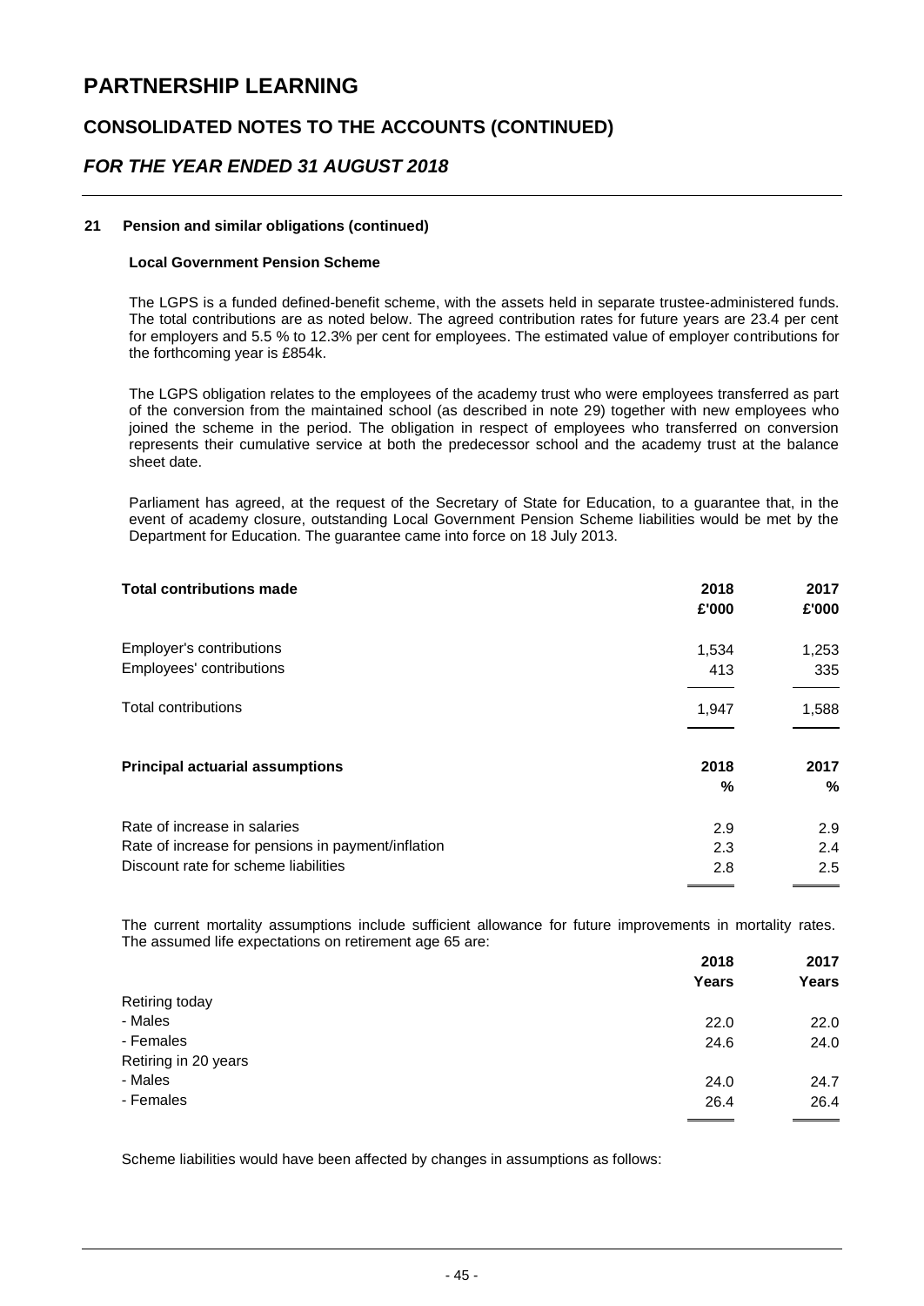# PARTNERSHIP LEARNING

## CONSOLIDATED NOTES TO THE ACCOUNTS (CONTINUED)

## *FOR THE YEAR ENDED 31 AUGUST 2018*

### 21 Pension and similar obligations (continued)

**Local Government Pension Scheme**

The LGPS is a funded defined-benefit scheme, with the assets held in separate trustee-administered funds. The total contributions are as noted below. The agreed contribution rates for future years are 23.4 per cent for employers and 5.5 % to 12.3% per cent for employees. The estimated value of employer contributions for the forthcoming year is £854k.

The LGPS obligation relates to the employees of the academy trust who were employees transferred as part of the conversion from the maintained school (as described in note 29) together with new employees who joined the scheme in the period. The obligation in respect of employees who transferred on conversion represents their cumulative service at both the predecessor school and the academy trust at the balance sheet date.

Parliament has agreed, at the request of the Secretary of State for Education, to a guarantee that, in the event of academy closure, outstanding Local Government Pension Scheme liabilities would be met by the Department for Education. The guarantee came into force on 18 July 2013.

| **Total contributions made** | **2018 £'000** | **2017 £'000** |
|---|---|---|
| Employer's contributions | 1,534 | 1,253 |
| Employees' contributions | 413 | 335 |
| Total contributions | 1,947 | 1,588 |

| **Principal actuarial assumptions** | **2018 %** | **2017 %** |
|---|---|---|
| Rate of increase in salaries | 2.9 | 2.9 |
| Rate of increase for pensions in payment/inflation | 2.3 | 2.4 |
| Discount rate for scheme liabilities | 2.8 | 2.5 |

The current mortality assumptions include sufficient allowance for future improvements in mortality rates. The assumed life expectations on retirement age 65 are:

| | **2018 Years** | **2017 Years** |
|---|---|---|
| Retiring today | | |
| - Males | 22.0 | 22.0 |
| - Females | 24.6 | 24.0 |
| Retiring in 20 years | | |
| - Males | 24.0 | 24.7 |
| - Females | 26.4 | 26.4 |

Scheme liabilities would have been affected by changes in assumptions as follows: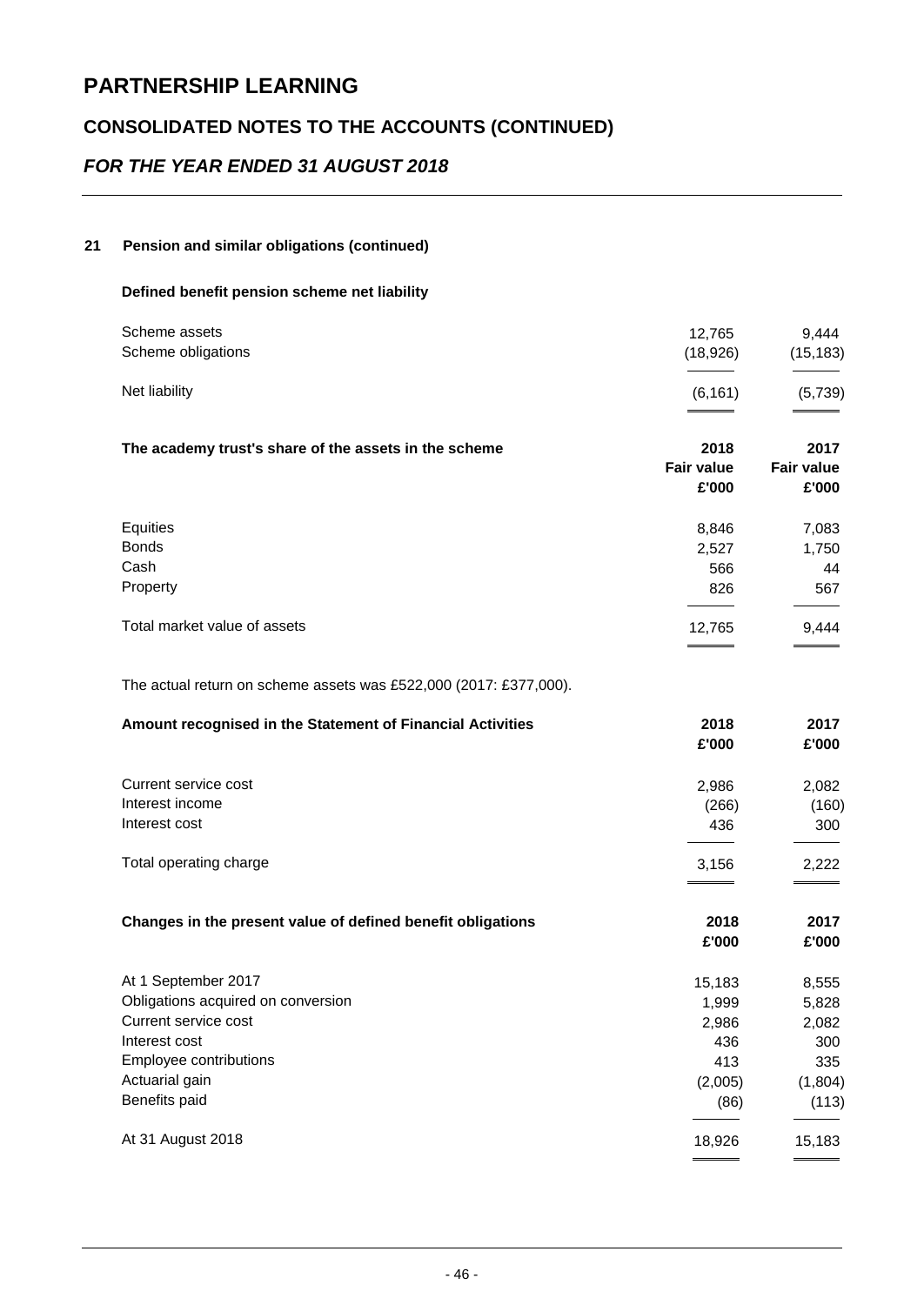# PARTNERSHIP LEARNING

## CONSOLIDATED NOTES TO THE ACCOUNTS (CONTINUED)

## *FOR THE YEAR ENDED 31 AUGUST 2018*

### 21 Pension and similar obligations (continued)

**Defined benefit pension scheme net liability**

| | | |
|---|---|---|
| Scheme assets | 12,765 | 9,444 |
| Scheme obligations | (18,926) | (15,183) |
| Net liability | (6,161) | (5,739) |

| **The academy trust's share of the assets in the scheme** | **2018 Fair value £'000** | **2017 Fair value £'000** |
|---|---|---|
| Equities | 8,846 | 7,083 |
| Bonds | 2,527 | 1,750 |
| Cash | 566 | 44 |
| Property | 826 | 567 |
| Total market value of assets | 12,765 | 9,444 |

The actual return on scheme assets was £522,000 (2017: £377,000).

| **Amount recognised in the Statement of Financial Activities** | **2018 £'000** | **2017 £'000** |
|---|---|---|
| Current service cost | 2,986 | 2,082 |
| Interest income | (266) | (160) |
| Interest cost | 436 | 300 |
| Total operating charge | 3,156 | 2,222 |

| **Changes in the present value of defined benefit obligations** | **2018 £'000** | **2017 £'000** |
|---|---|---|
| At 1 September 2017 | 15,183 | 8,555 |
| Obligations acquired on conversion | 1,999 | 5,828 |
| Current service cost | 2,986 | 2,082 |
| Interest cost | 436 | 300 |
| Employee contributions | 413 | 335 |
| Actuarial gain | (2,005) | (1,804) |
| Benefits paid | (86) | (113) |
| At 31 August 2018 | 18,926 | 15,183 |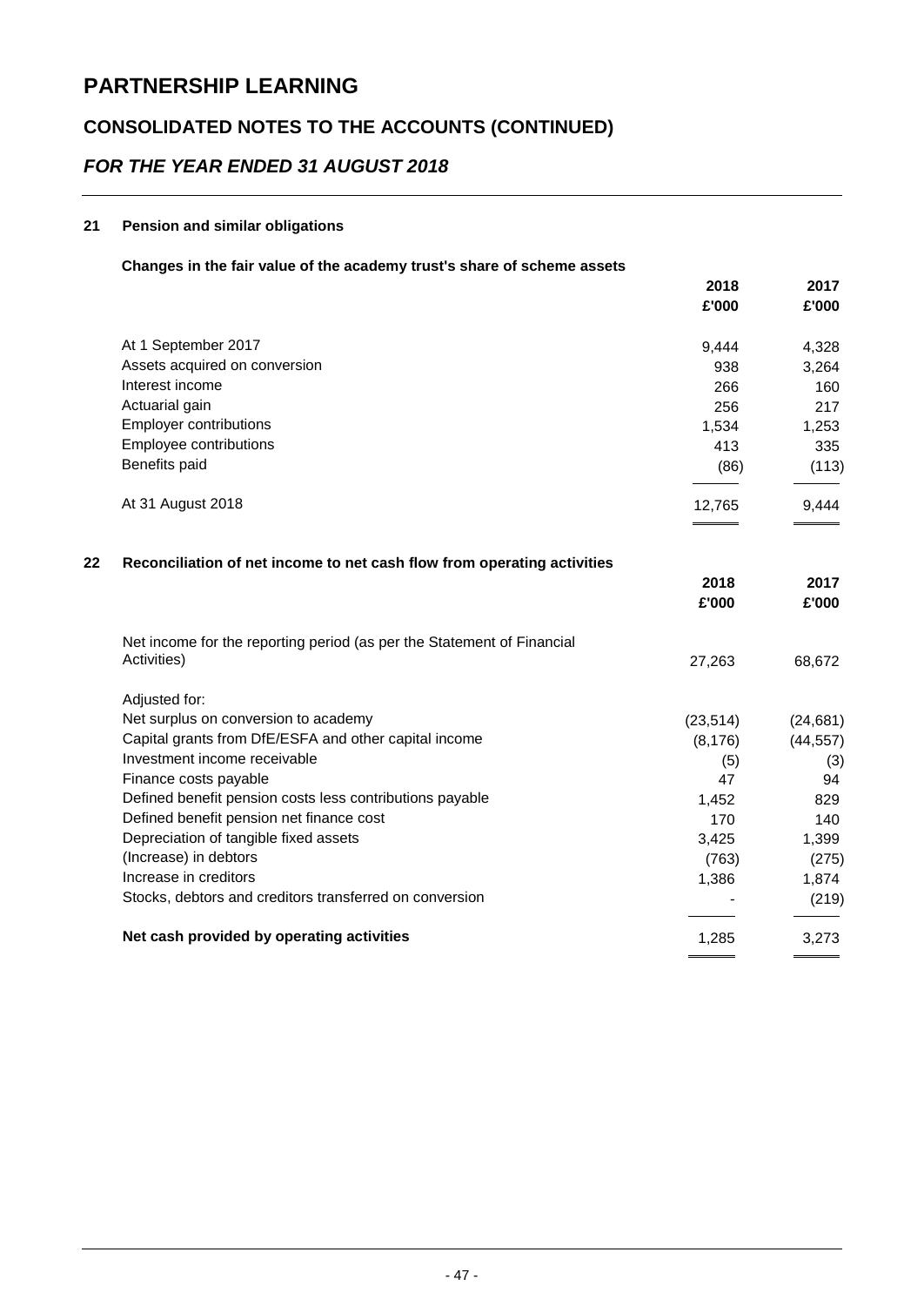# PARTNERSHIP LEARNING

## CONSOLIDATED NOTES TO THE ACCOUNTS (CONTINUED)

## *FOR THE YEAR ENDED 31 AUGUST 2018*

### 21 Pension and similar obligations

**Changes in the fair value of the academy trust's share of scheme assets**

| | 2018<br>£'000 | 2017<br>£'000 |
|---|---|---|
| At 1 September 2017 | 9,444 | 4,328 |
| Assets acquired on conversion | 938 | 3,264 |
| Interest income | 266 | 160 |
| Actuarial gain | 256 | 217 |
| Employer contributions | 1,534 | 1,253 |
| Employee contributions | 413 | 335 |
| Benefits paid | (86) | (113) |
| At 31 August 2018 | 12,765 | 9,444 |

### 22 Reconciliation of net income to net cash flow from operating activities

| | 2018<br>£'000 | 2017<br>£'000 |
|---|---|---|
| Net income for the reporting period (as per the Statement of Financial Activities) | 27,263 | 68,672 |
| Adjusted for: | | |
| Net surplus on conversion to academy | (23,514) | (24,681) |
| Capital grants from DfE/ESFA and other capital income | (8,176) | (44,557) |
| Investment income receivable | (5) | (3) |
| Finance costs payable | 47 | 94 |
| Defined benefit pension costs less contributions payable | 1,452 | 829 |
| Defined benefit pension net finance cost | 170 | 140 |
| Depreciation of tangible fixed assets | 3,425 | 1,399 |
| (Increase) in debtors | (763) | (275) |
| Increase in creditors | 1,386 | 1,874 |
| Stocks, debtors and creditors transferred on conversion | - | (219) |
| **Net cash provided by operating activities** | 1,285 | 3,273 |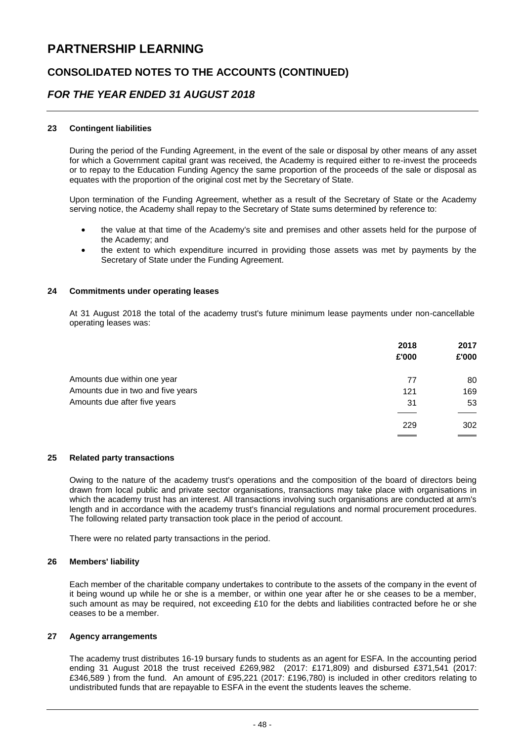# PARTNERSHIP LEARNING

## CONSOLIDATED NOTES TO THE ACCOUNTS (CONTINUED)

## *FOR THE YEAR ENDED 31 AUGUST 2018*

### 23 Contingent liabilities

During the period of the Funding Agreement, in the event of the sale or disposal by other means of any asset for which a Government capital grant was received, the Academy is required either to re-invest the proceeds or to repay to the Education Funding Agency the same proportion of the proceeds of the sale or disposal as equates with the proportion of the original cost met by the Secretary of State.

Upon termination of the Funding Agreement, whether as a result of the Secretary of State or the Academy serving notice, the Academy shall repay to the Secretary of State sums determined by reference to:

- the value at that time of the Academy's site and premises and other assets held for the purpose of the Academy; and
- the extent to which expenditure incurred in providing those assets was met by payments by the Secretary of State under the Funding Agreement.

### 24 Commitments under operating leases

At 31 August 2018 the total of the academy trust's future minimum lease payments under non-cancellable operating leases was:

| | 2018 £'000 | 2017 £'000 |
|---|---|---|
| Amounts due within one year | 77 | 80 |
| Amounts due in two and five years | 121 | 169 |
| Amounts due after five years | 31 | 53 |
| | 229 | 302 |

### 25 Related party transactions

Owing to the nature of the academy trust's operations and the composition of the board of directors being drawn from local public and private sector organisations, transactions may take place with organisations in which the academy trust has an interest. All transactions involving such organisations are conducted at arm's length and in accordance with the academy trust's financial regulations and normal procurement procedures. The following related party transaction took place in the period of account.

There were no related party transactions in the period.

### 26 Members' liability

Each member of the charitable company undertakes to contribute to the assets of the company in the event of it being wound up while he or she is a member, or within one year after he or she ceases to be a member, such amount as may be required, not exceeding £10 for the debts and liabilities contracted before he or she ceases to be a member.

### 27 Agency arrangements

The academy trust distributes 16-19 bursary funds to students as an agent for ESFA. In the accounting period ending 31 August 2018 the trust received £269,982 (2017: £171,809) and disbursed £371,541 (2017: £346,589 ) from the fund. An amount of £95,221 (2017: £196,780) is included in other creditors relating to undistributed funds that are repayable to ESFA in the event the students leaves the scheme.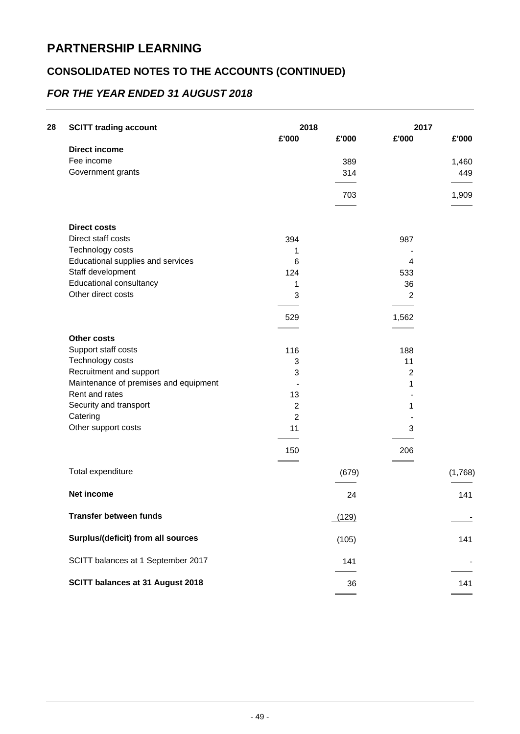# PARTNERSHIP LEARNING

## CONSOLIDATED NOTES TO THE ACCOUNTS (CONTINUED)

### *FOR THE YEAR ENDED 31 AUGUST 2018*

| 28 SCITT trading account | 2018 | | 2017 | |
|---|---|---|---|---|
| | £'000 | £'000 | £'000 | £'000 |
| **Direct income** | | | | |
| Fee income | | 389 | | 1,460 |
| Government grants | | 314 | | 449 |
| | | 703 | | 1,909 |
| **Direct costs** | | | | |
| Direct staff costs | 394 | | 987 | |
| Technology costs | 1 | | - | |
| Educational supplies and services | 6 | | 4 | |
| Staff development | 124 | | 533 | |
| Educational consultancy | 1 | | 36 | |
| Other direct costs | 3 | | 2 | |
| | 529 | | 1,562 | |
| **Other costs** | | | | |
| Support staff costs | 116 | | 188 | |
| Technology costs | 3 | | 11 | |
| Recruitment and support | 3 | | 2 | |
| Maintenance of premises and equipment | - | | 1 | |
| Rent and rates | 13 | | - | |
| Security and transport | 2 | | 1 | |
| Catering | 2 | | - | |
| Other support costs | 11 | | 3 | |
| | 150 | | 206 | |
| Total expenditure | | (679) | | (1,768) |
| **Net income** | | 24 | | 141 |
| **Transfer between funds** | | (129) | | - |
| **Surplus/(deficit) from all sources** | | (105) | | 141 |
| SCITT balances at 1 September 2017 | | 141 | | - |
| **SCITT balances at 31 August 2018** | | 36 | | 141 |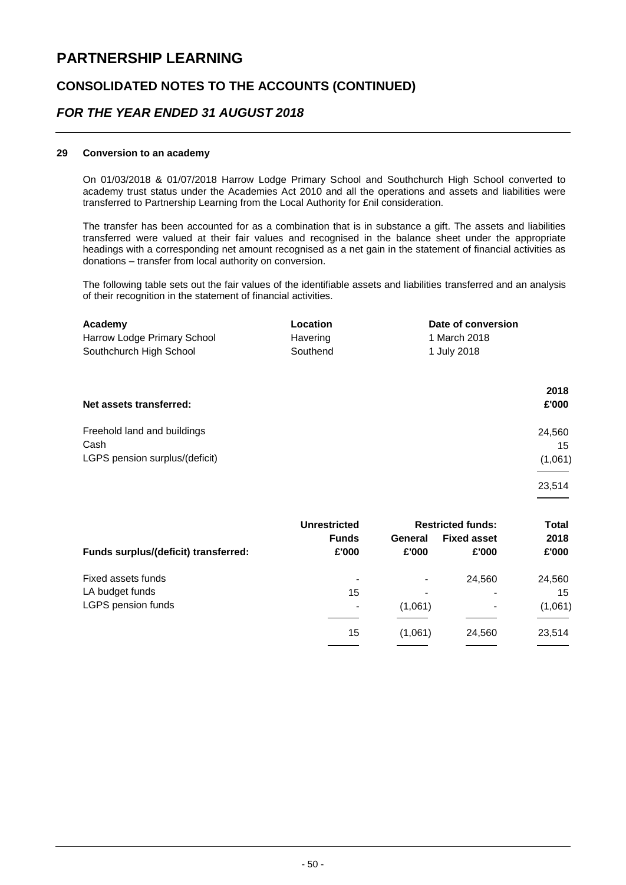# PARTNERSHIP LEARNING

## CONSOLIDATED NOTES TO THE ACCOUNTS (CONTINUED)

## *FOR THE YEAR ENDED 31 AUGUST 2018*

### 29 Conversion to an academy

On 01/03/2018 & 01/07/2018 Harrow Lodge Primary School and Southchurch High School converted to academy trust status under the Academies Act 2010 and all the operations and assets and liabilities were transferred to Partnership Learning from the Local Authority for £nil consideration.

The transfer has been accounted for as a combination that is in substance a gift. The assets and liabilities transferred were valued at their fair values and recognised in the balance sheet under the appropriate headings with a corresponding net amount recognised as a net gain in the statement of financial activities as donations – transfer from local authority on conversion.

The following table sets out the fair values of the identifiable assets and liabilities transferred and an analysis of their recognition in the statement of financial activities.

| Academy | Location | Date of conversion |
|---|---|---|
| Harrow Lodge Primary School | Havering | 1 March 2018 |
| Southchurch High School | Southend | 1 July 2018 |

| Net assets transferred: | 2018 £'000 |
|---|---|
| Freehold land and buildings | 24,560 |
| Cash | 15 |
| LGPS pension surplus/(deficit) | (1,061) |
| | 23,514 |

| Funds surplus/(deficit) transferred: | Unrestricted Funds £'000 | Restricted funds: General £'000 | Fixed asset £'000 | Total 2018 £'000 |
|---|---|---|---|---|
| Fixed assets funds | - | - | 24,560 | 24,560 |
| LA budget funds | 15 | - | - | 15 |
| LGPS pension funds | - | (1,061) | - | (1,061) |
| | 15 | (1,061) | 24,560 | 23,514 |